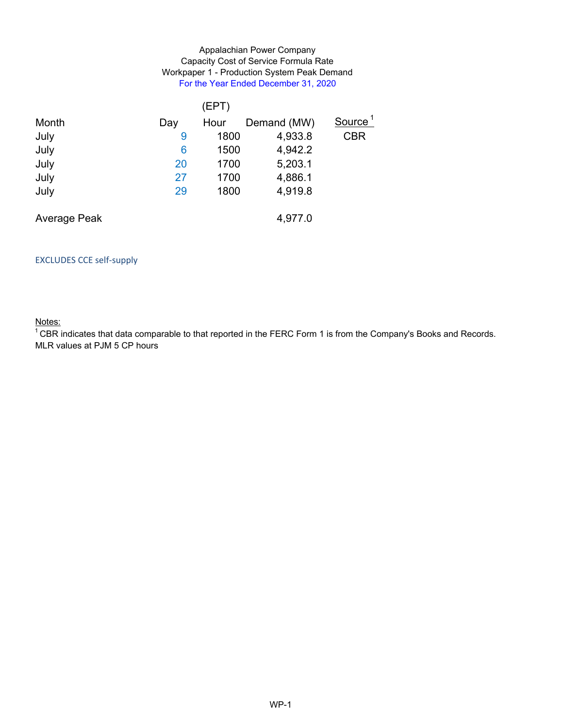Appalachian Power Company
Capacity Cost of Service Formula Rate
Workpaper 1 - Production System Peak Demand
For the Year Ended December 31, 2020

| Month | Day | (EPT) Hour | Demand (MW) | Source [1] |
|---|---|---|---|---|
| July | 9 | 1800 | 4,933.8 | CBR |
| July | 6 | 1500 | 4,942.2 | |
| July | 20 | 1700 | 5,203.1 | |
| July | 27 | 1700 | 4,886.1 | |
| July | 29 | 1800 | 4,919.8 | |
| | | | | |
| Average Peak | | | 4,977.0 | |

EXCLUDES CCE self-supply

Notes:

[1] CBR indicates that data comparable to that reported in the FERC Form 1 is from the Company's Books and Records.

MLR values at PJM 5 CP hours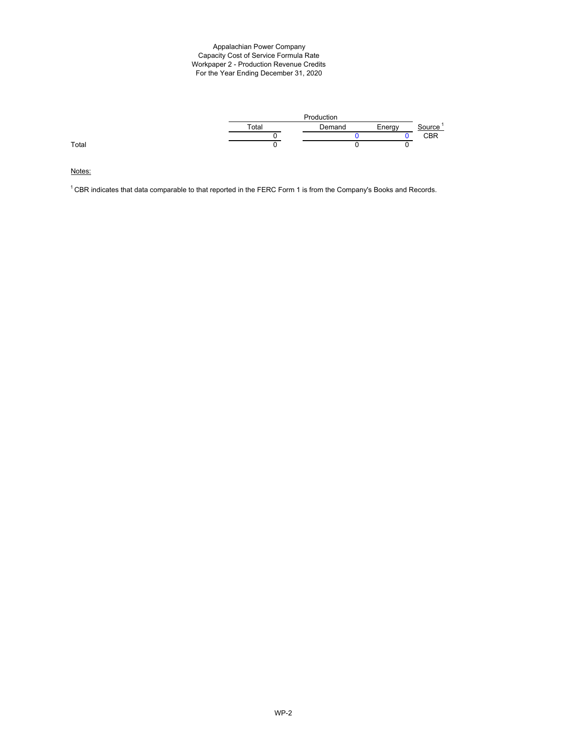Appalachian Power Company
Capacity Cost of Service Formula Rate
Workpaper 2 - Production Revenue Credits
For the Year Ending December 31, 2020

| | Production | | | |
|---|---|---|---|---|
| | Total | Demand | Energy | Source [1] |
| | 0 | 0 | 0 | CBR |
| Total | 0 | 0 | 0 | |

Notes:

[1] CBR indicates that data comparable to that reported in the FERC Form 1 is from the Company's Books and Records.

WP-2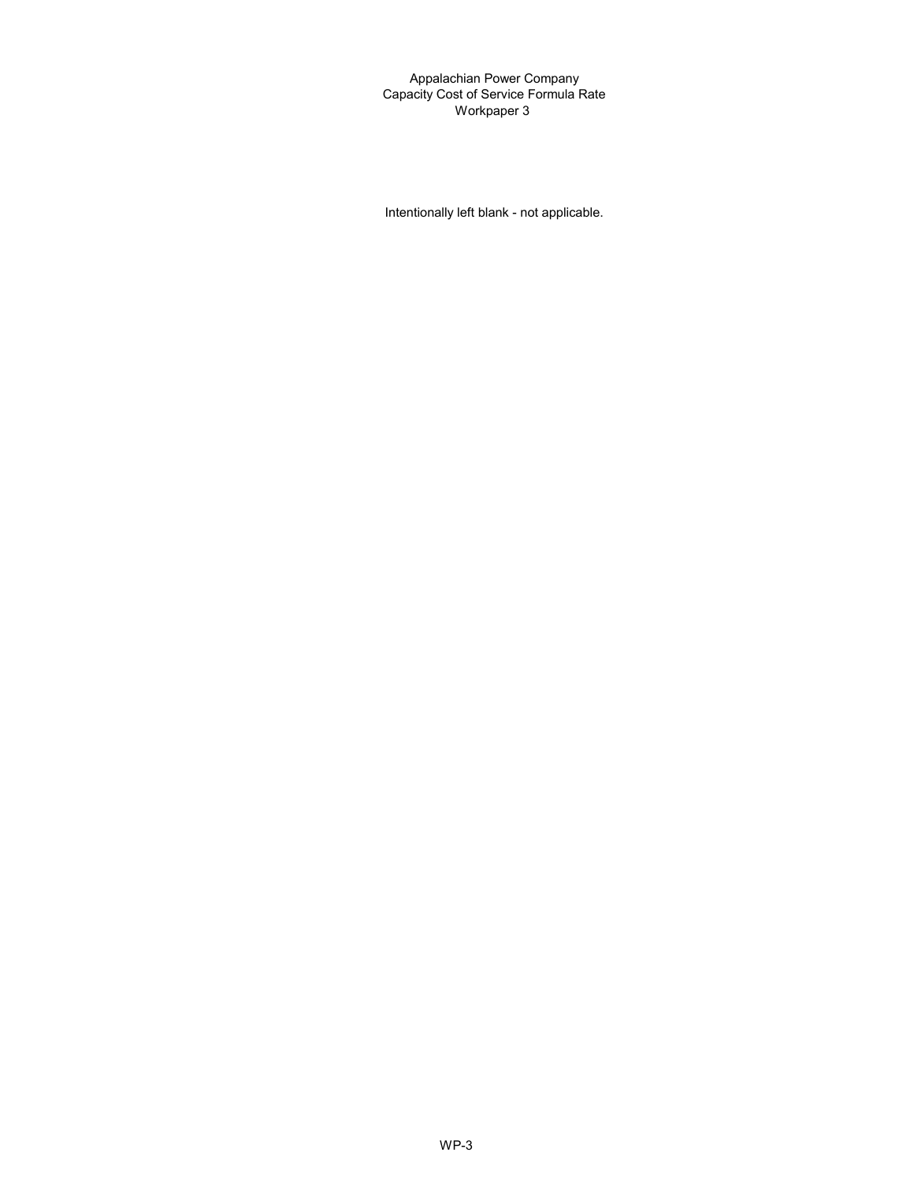Appalachian Power Company
Capacity Cost of Service Formula Rate
Workpaper 3

Intentionally left blank - not applicable.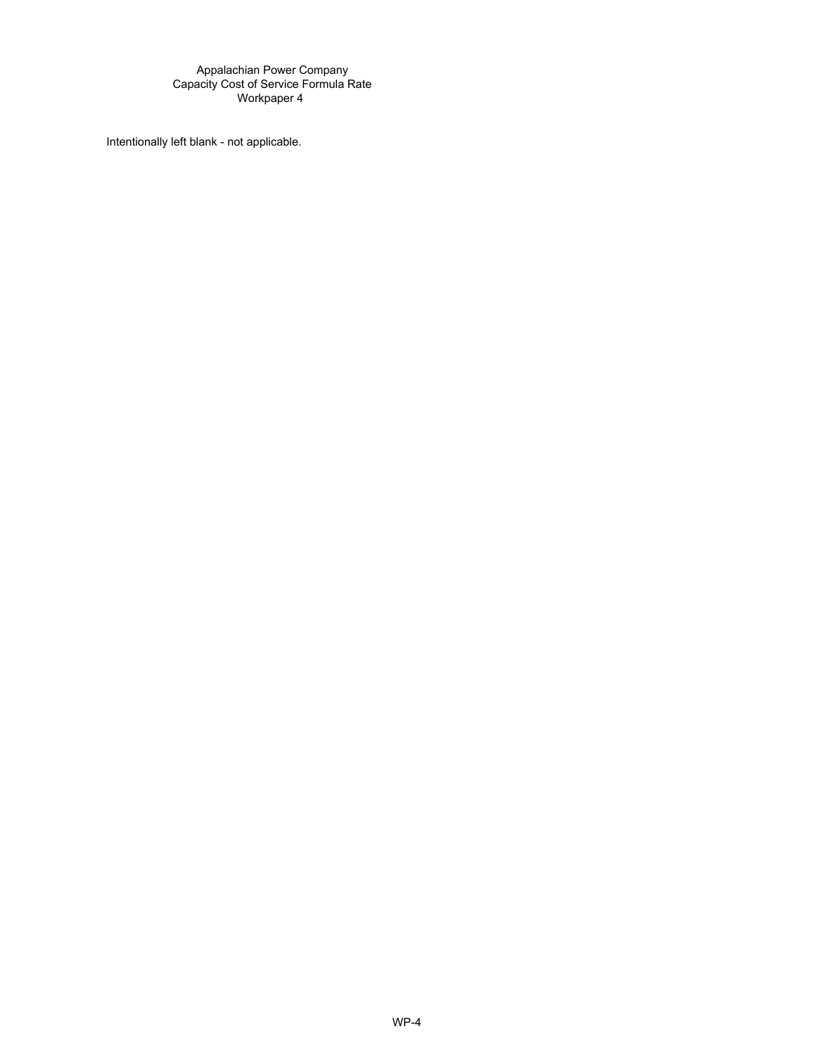Appalachian Power Company
Capacity Cost of Service Formula Rate
Workpaper 4

Intentionally left blank - not applicable.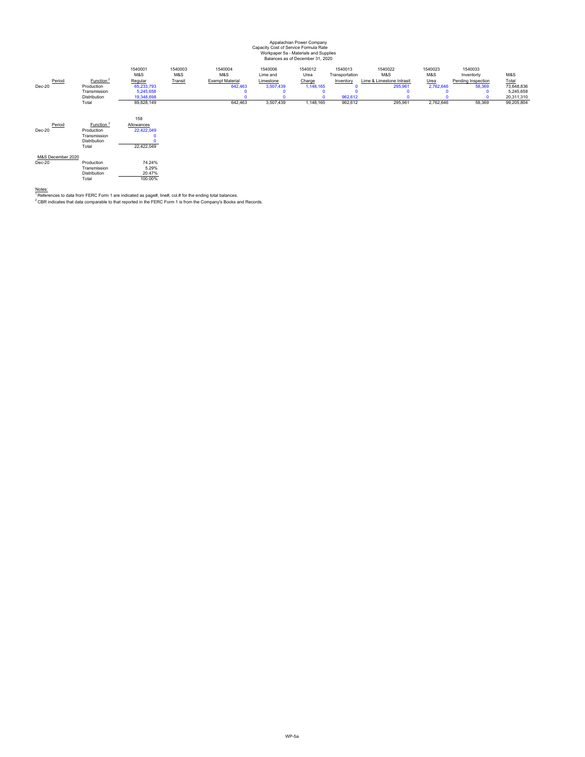# Appalachian Power Company
## Capacity Cost of Service Formula Rate
### Workpaper 5a - Materials and Supplies
### Balances as of December 31, 2020

| Period | Function [2] | 1540001 M&S Regular | 1540003 M&S Transit | 1540004 M&S Exempt Material | 1540006 Lime and Limestone | 1540012 Urea Charge | 1540013 Transportation Inventory | 1540022 M&S Lime & Limestone Intrasit | 1540023 M&S Urea | 1540033 Inventorty Pending Inspection | M&S Total |
|---|---|---|---|---|---|---|---|---|---|---|---|
| Dec-20 | Production | 65,233,793 | | 642,463 | 3,507,439 | 1,148,165 | 0 | 295,961 | 2,762,646 | 58,369 | 73,648,836 |
| | Transmission | 5,245,658 | | 0 | 0 | 0 | 0 | 0 | 0 | 0 | 5,245,658 |
| | Distribution | 19,348,698 | | 0 | 0 | 0 | 962,612 | 0 | 0 | 0 | 20,311,310 |
| | Total | 89,828,149 | | 642,463 | 3,507,439 | 1,148,165 | 962,612 | 295,961 | 2,762,646 | 58,369 | 99,205,804 |

| Period | Function [2] | 158 Allowances |
|---|---|---|
| Dec-20 | Production | 22,422,049 |
| | Transmission | 0 |
| | Distribution | 0 |
| | Total | 22,422,049 |

| M&S December 2020 | | |
|---|---|---|
| Dec-20 | Production | 74.24% |
| | Transmission | 5.29% |
| | Distribution | 20.47% |
| | Total | 100.00% |

Notes:

[1] References to data from FERC Form 1 are indicated as page#, line#, col.# for the ending total balances.

[2] CBR indicates that data comparable to that reported in the FERC Form 1 is from the Company's Books and Records.

WP-5a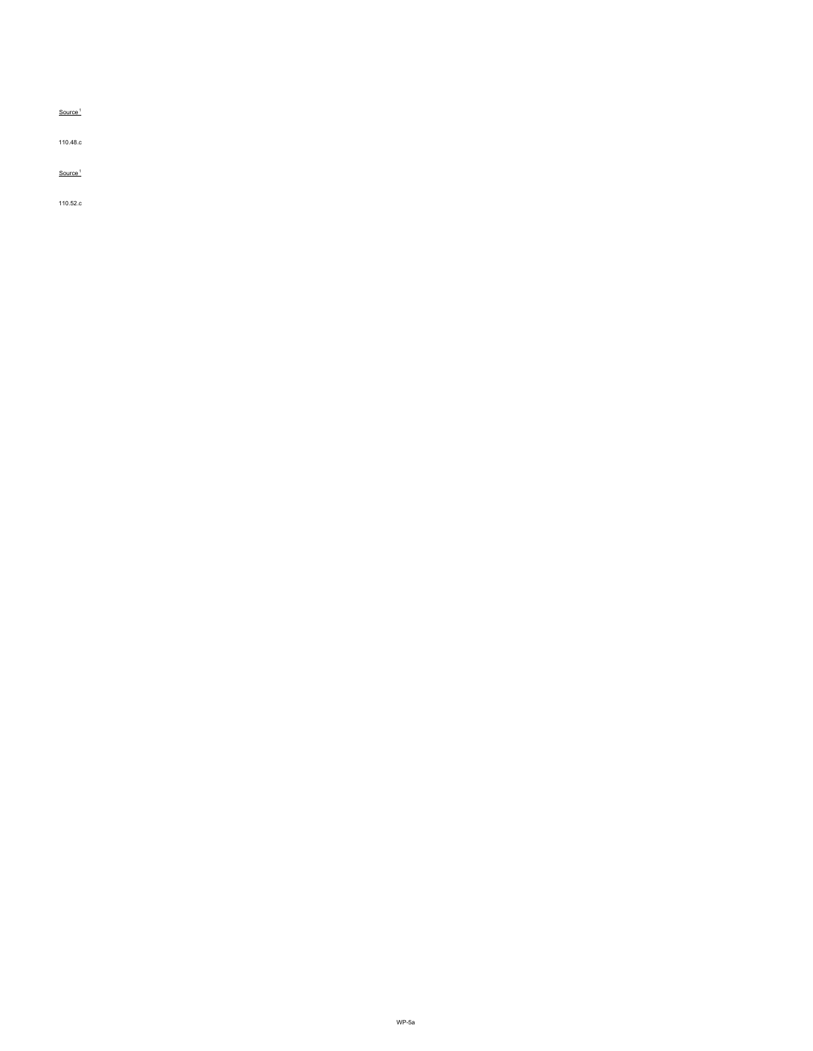Source[1]

110.48.c

Source[1]

110.52.c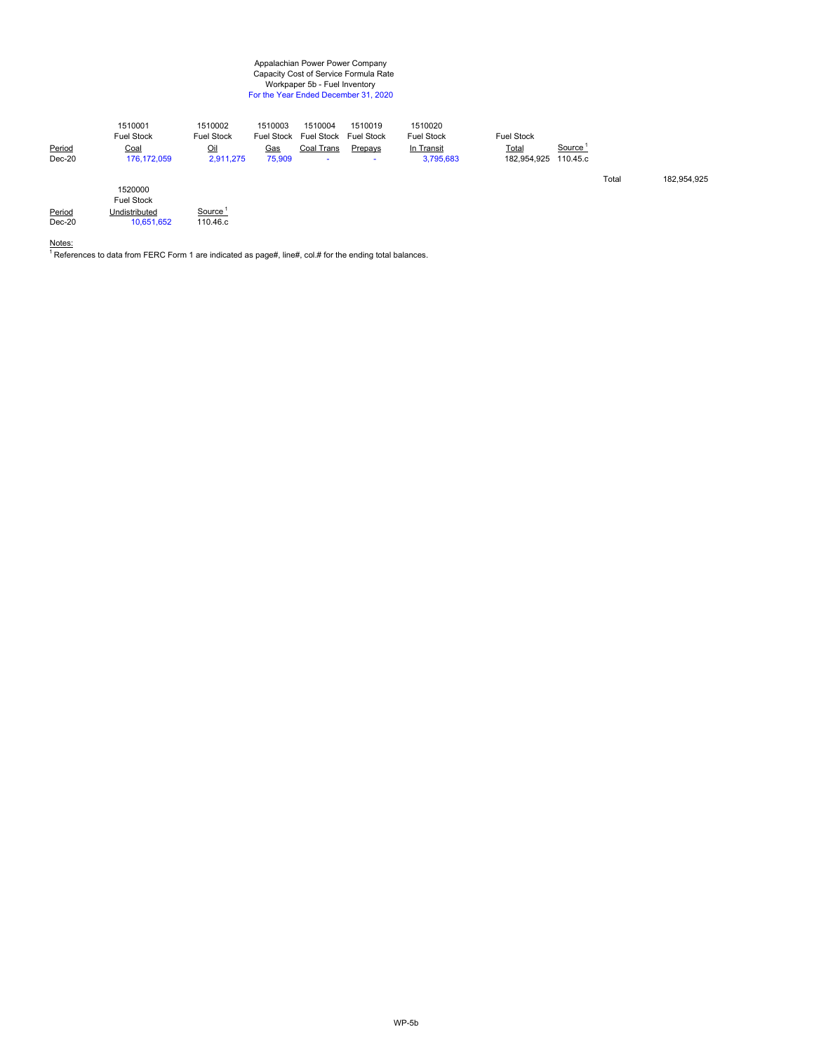Appalachian Power Power Company
Capacity Cost of Service Formula Rate
Workpaper 5b - Fuel Inventory
For the Year Ended December 31, 2020

| Period | 1510001 Fuel Stock Coal | 1510002 Fuel Stock Oil | 1510003 Fuel Stock Gas | 1510004 Fuel Stock Coal Trans | 1510019 Fuel Stock Prepays | 1510020 Fuel Stock In Transit | Fuel Stock Total | Source [1] |
|---|---|---|---|---|---|---|---|---|
| Dec-20 | 176,172,059 | 2,911,275 | 75,909 | - | - | 3,795,683 | 182,954,925 | 110.45.c |

Total 182,954,925

| Period | 1520000 Fuel Stock Undistributed | Source [1] |
|---|---|---|
| Dec-20 | 10,651,652 | 110.46.c |

Notes:
[1] References to data from FERC Form 1 are indicated as page#, line#, col.# for the ending total balances.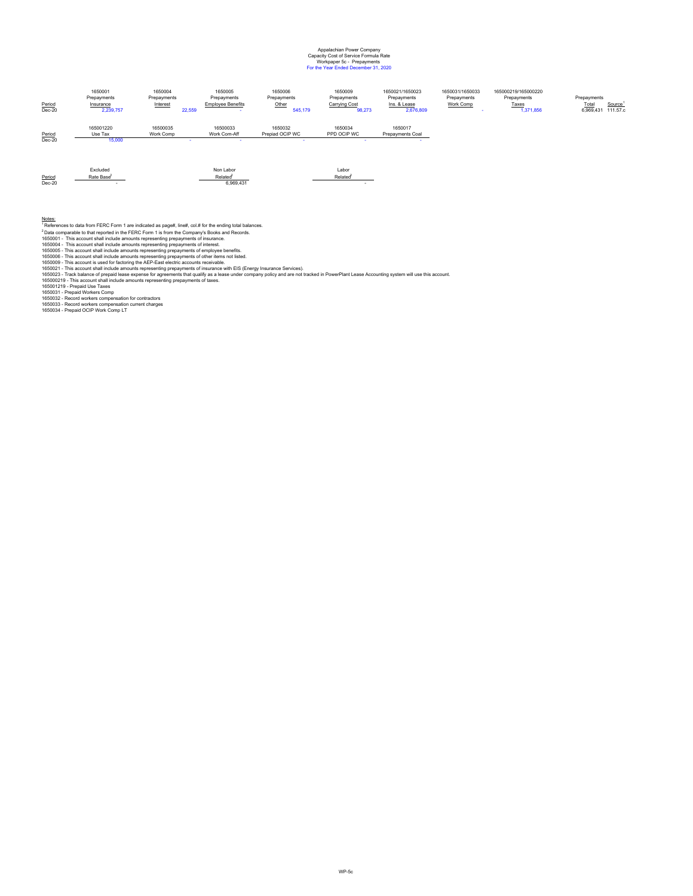Appalachian Power Company
Capacity Cost of Service Formula Rate
Workpaper 5c - Prepayments
For the Year Ended December 31, 2020

| Period | 1650001 Prepayments Insurance | 1650004 Prepayments Interest | 1650005 Prepayments Employee Benefits | 1650006 Prepayments Other | 1650009 Prepayments Carrying Cost | 1650021/1650023 Prepayments Ins. & Lease | 1650031/1650033 Prepayments Work Comp | 165000219/165000220 Prepayments Taxes | Prepayments Total | Source[1] |
|---|---|---|---|---|---|---|---|---|---|---|
| Dec-20 | 2,239,757 | 22,559 | - | 545,179 | 98,273 | 2,676,809 | - | 1,371,856 | 6,969,431 | 111.57.c |

| Period | 165001220 Use Tax | 16500035 Work Comp | 16500033 Work Com-Aff | 1650032 Prepiad OCIP WC | 1650034 PPD OCIP WC | 1650017 Prepayments Coal |
|---|---|---|---|---|---|---|
| Dec-20 | 15,000 | - | - | - | - | - |

| Period | Excluded Rate Base[2] | Non Labor Related[2] | Labor Related[2] |
|---|---|---|---|
| Dec-20 | - | 6,969,431 | - |

Notes:
[1] References to data from FERC Form 1 are indicated as page#, line#, col.# for the ending total balances.
[2] Data comparable to that reported in the FERC Form 1 is from the Company's Books and Records.
1650001 - This account shall include amounts representing prepayments of insurance.
1650004 - This account shall include amounts representing prepayments of interest.
1650005 - This account shall include amounts representing prepayments of employee benefits.
1650006 - This account shall include amounts representing prepayments of other items not listed.
1650009 - This account is used for factoring the AEP-East electric accounts receivable.
1650021 - This account shall include amounts representing prepayments of insurance with EIS (Energy Insurance Services).
1650023 - Track balance of prepaid lease expense for agreements that qualify as a lease under company policy and are not tracked in PowerPlant Lease Accounting system will use this account.
165000219 - This account shall include amounts representing prepayments of taxes.
165001219 - Prepaid Use Taxes
1650031 - Prepaid Workers Comp
1650032 - Record workers compensation for contractors
1650033 - Record workers compensation current charges
1650034 - Prepaid OCIP Work Comp LT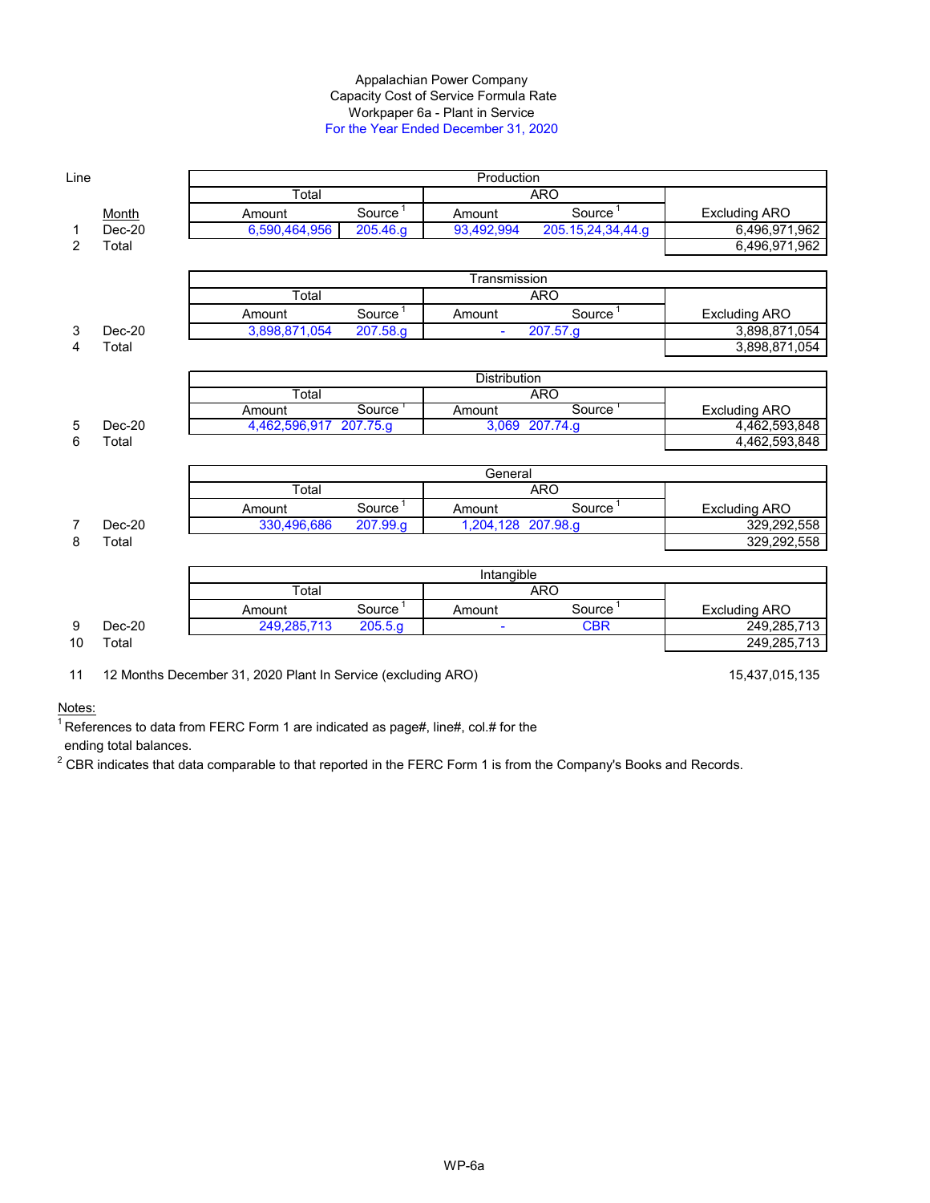# Appalachian Power Company
## Capacity Cost of Service Formula Rate
## Workpaper 6a - Plant in Service
## For the Year Ended December 31, 2020

| Line | Month | Production | | | | |
|---|---|---|---|---|---|---|
| | | Total | | ARO | | |
| | | Amount | Source [1] | Amount | Source [1] | Excluding ARO |
| 1 | Dec-20 | 6,590,464,956 | 205.46.g | 93,492,994 | 205.15,24,34,44.g | 6,496,971,962 |
| 2 | Total | | | | | 6,496,971,962 |

| Line | Month | Transmission | | | | |
|---|---|---|---|---|---|---|
| | | Total | | ARO | | |
| | | Amount | Source [1] | Amount | Source [1] | Excluding ARO |
| 3 | Dec-20 | 3,898,871,054 | 207.58.g | - | 207.57.g | 3,898,871,054 |
| 4 | Total | | | | | 3,898,871,054 |

| Line | Month | Distribution | | | | |
|---|---|---|---|---|---|---|
| | | Total | | ARO | | |
| | | Amount | Source [1] | Amount | Source [1] | Excluding ARO |
| 5 | Dec-20 | 4,462,596,917 | 207.75.g | 3,069 | 207.74.g | 4,462,593,848 |
| 6 | Total | | | | | 4,462,593,848 |

| Line | Month | General | | | | |
|---|---|---|---|---|---|---|
| | | Total | | ARO | | |
| | | Amount | Source [1] | Amount | Source [1] | Excluding ARO |
| 7 | Dec-20 | 330,496,686 | 207.99.g | 1,204,128 | 207.98.g | 329,292,558 |
| 8 | Total | | | | | 329,292,558 |

| Line | Month | Intangible | | | | |
|---|---|---|---|---|---|---|
| | | Total | | ARO | | |
| | | Amount | Source [1] | Amount | Source [1] | Excluding ARO |
| 9 | Dec-20 | 249,285,713 | 205.5.g | - | CBR | 249,285,713 |
| 10 | Total | | | | | 249,285,713 |

| Line | Description | Amount |
|---|---|---|
| 11 | 12 Months December 31, 2020 Plant In Service (excluding ARO) | 15,437,015,135 |

Notes:

[1] References to data from FERC Form 1 are indicated as page#, line#, col.# for the ending total balances.

[2] CBR indicates that data comparable to that reported in the FERC Form 1 is from the Company's Books and Records.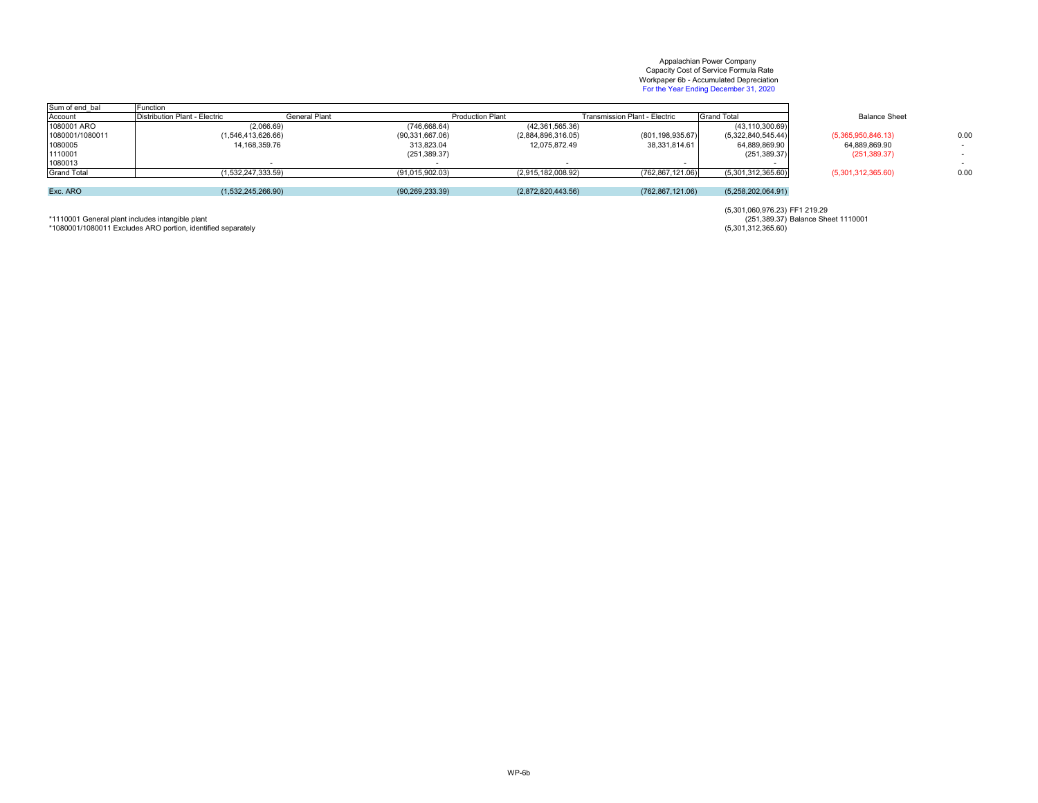Appalachian Power Company
Capacity Cost of Service Formula Rate
Workpaper 6b - Accumulated Depreciation
For the Year Ending December 31, 2020

| Sum of end_bal | Function | | | | | | |
|---|---|---|---|---|---|---|---|
| Account | Distribution Plant - Electric | General Plant | Production Plant | Transmission Plant - Electric | Grand Total | Balance Sheet | |
| 1080001 ARO | (2,066.69) | (746,668.64) | (42,361,565.36) | | (43,110,300.69) | | |
| 1080001/1080011 | (1,546,413,626.66) | (90,331,667.06) | (2,884,896,316.05) | (801,198,935.67) | (5,322,840,545.44) | (5,365,950,846.13) | 0.00 |
| 1080005 | 14,168,359.76 | 313,823.04 | 12,075,872.49 | 38,331,814.61 | 64,889,869.90 | 64,889,869.90 | - |
| 1110001 | | (251,389.37) | | | (251,389.37) | (251,389.37) | - |
| 1080013 | - | - | - | - | - | | - |
| Grand Total | (1,532,247,333.59) | (91,015,902.03) | (2,915,182,008.92) | (762,867,121.06) | (5,301,312,365.60) | (5,301,312,365.60) | 0.00 |
| | | | | | | | |
| Exc. ARO | (1,532,245,266.90) | (90,269,233.39) | (2,872,820,443.56) | (762,867,121.06) | (5,258,202,064.91) | | |

(5,301,060,976.23) FF1 219.29
(251,389.37) Balance Sheet 1110001
(5,301,312,365.60)

*1110001 General plant includes intangible plant
*1080001/1080011 Excludes ARO portion, identified separately

WP-6b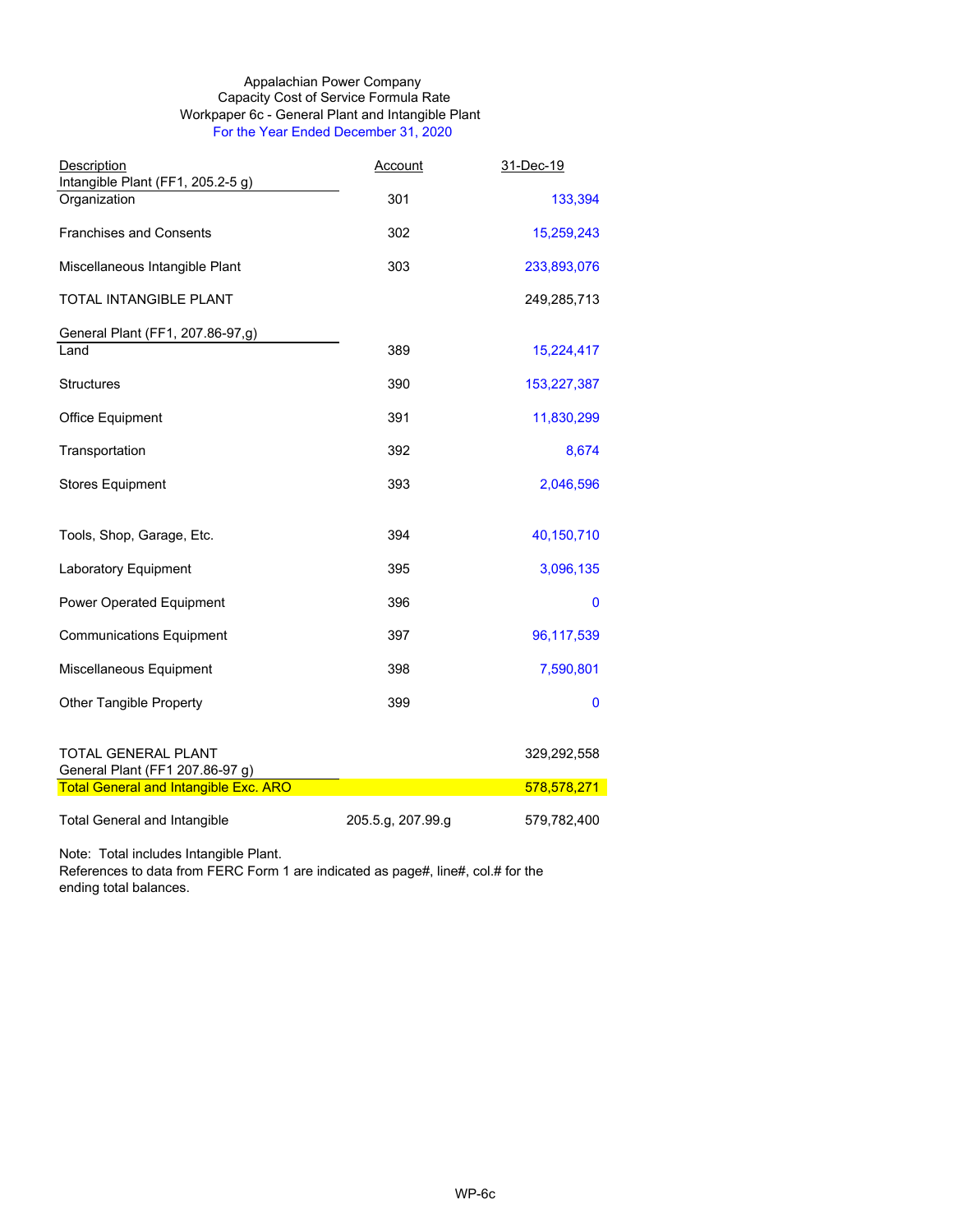Appalachian Power Company
Capacity Cost of Service Formula Rate
Workpaper 6c - General Plant and Intangible Plant
For the Year Ended December 31, 2020

| Description | Account | 31-Dec-19 |
|---|---|---|
| Intangible Plant (FF1, 205.2-5 g) | | |
| Organization | 301 | 133,394 |
| Franchises and Consents | 302 | 15,259,243 |
| Miscellaneous Intangible Plant | 303 | 233,893,076 |
| TOTAL INTANGIBLE PLANT | | 249,285,713 |
| General Plant (FF1, 207.86-97,g) | | |
| Land | 389 | 15,224,417 |
| Structures | 390 | 153,227,387 |
| Office Equipment | 391 | 11,830,299 |
| Transportation | 392 | 8,674 |
| Stores Equipment | 393 | 2,046,596 |
| Tools, Shop, Garage, Etc. | 394 | 40,150,710 |
| Laboratory Equipment | 395 | 3,096,135 |
| Power Operated Equipment | 396 | 0 |
| Communications Equipment | 397 | 96,117,539 |
| Miscellaneous Equipment | 398 | 7,590,801 |
| Other Tangible Property | 399 | 0 |
| TOTAL GENERAL PLANT | | 329,292,558 |
| General Plant (FF1 207.86-97 g) | | |
| Total General and Intangible Exc. ARO | | 578,578,271 |
| Total General and Intangible | 205.5.g, 207.99.g | 579,782,400 |

Note: Total includes Intangible Plant.
References to data from FERC Form 1 are indicated as page#, line#, col.# for the ending total balances.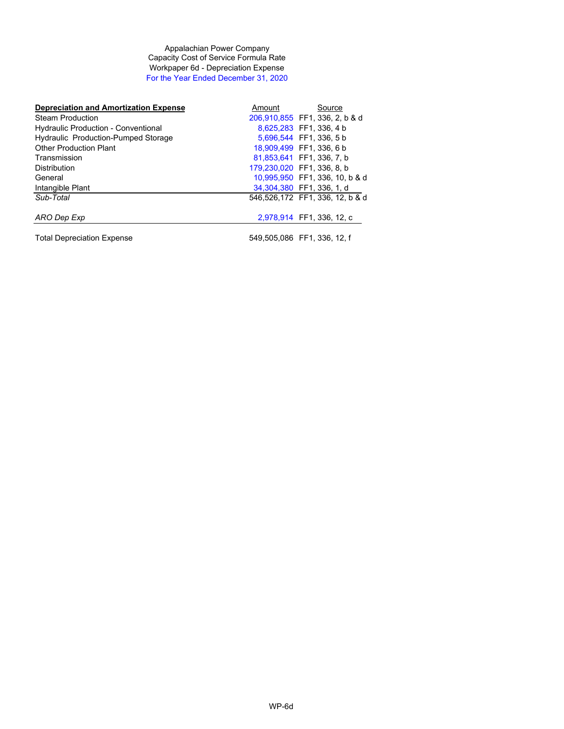Appalachian Power Company
Capacity Cost of Service Formula Rate
Workpaper 6d - Depreciation Expense
For the Year Ended December 31, 2020

| **Depreciation and Amortization Expense** | Amount | Source |
|---|---|---|
| Steam Production | 206,910,855 | FF1, 336, 2, b & d |
| Hydraulic Production - Conventional | 8,625,283 | FF1, 336, 4 b |
| Hydraulic Production-Pumped Storage | 5,696,544 | FF1, 336, 5 b |
| Other Production Plant | 18,909,499 | FF1, 336, 6 b |
| Transmission | 81,853,641 | FF1, 336, 7, b |
| Distribution | 179,230,020 | FF1, 336, 8, b |
| General | 10,995,950 | FF1, 336, 10, b & d |
| Intangible Plant | 34,304,380 | FF1, 336, 1, d |
| *Sub-Total* | 546,526,172 | FF1, 336, 12, b & d |
| | | |
| *ARO Dep Exp* | 2,978,914 | FF1, 336, 12, c |
| | | |
| Total Depreciation Expense | 549,505,086 | FF1, 336, 12, f |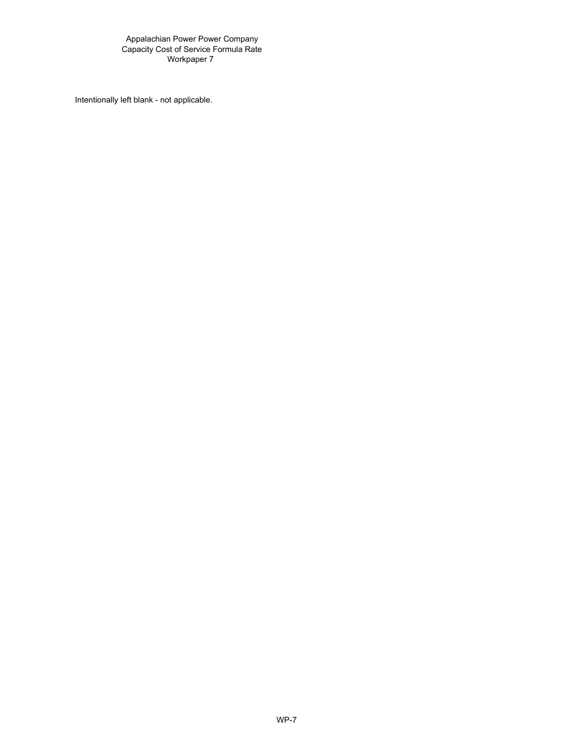Appalachian Power Power Company
Capacity Cost of Service Formula Rate
Workpaper 7

Intentionally left blank - not applicable.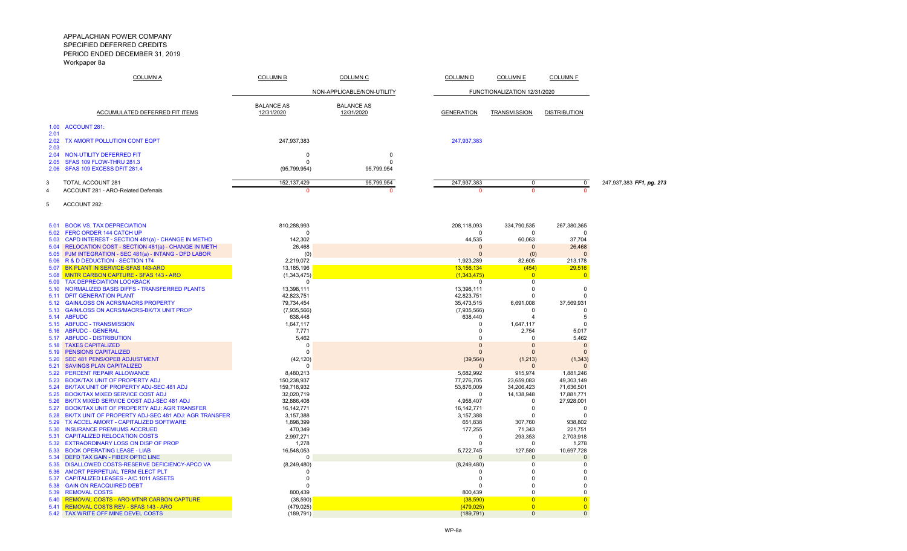APPALACHIAN POWER COMPANY
SPECIFIED DEFERRED CREDITS
PERIOD ENDED DECEMBER 31, 2019
Workpaper 8a

| | COLUMN A | COLUMN B | COLUMN C | COLUMN D | COLUMN E | COLUMN F | |
|---|---|---|---|---|---|---|---|
| | | | NON-APPLICABLE/NON-UTILITY | FUNCTIONALIZATION 12/31/2020 | | | |
| | ACCUMULATED DEFERRED FIT ITEMS | BALANCE AS 12/31/2020 | BALANCE AS 12/31/2020 | GENERATION | TRANSMISSION | DISTRIBUTION | |
| 1.00 | ACCOUNT 281: | | | | | | |
| 2.01 | | | | | | | |
| 2.02 | TX AMORT POLLUTION CONT EQPT | 247,937,383 | | 247,937,383 | | | |
| 2.03 | | | | | | | |
| 2.04 | NON-UTILITY DEFERRED FIT | 0 | 0 | | | | |
| 2.05 | SFAS 109 FLOW-THRU 281.3 | 0 | 0 | | | | |
| 2.06 | SFAS 109 EXCESS DFIT 281.4 | (95,799,954) | 95,799,954 | | | | |
| 3 | TOTAL ACCOUNT 281 | 152,137,429 | 95,799,954 | 247,937,383 | 0 | 0 | 247,937,383 *FF1, pg. 273* |
| 4 | ACCOUNT 281 - ARO-Related Deferrals | 0 | 0 | 0 | 0 | 0 | |
| 5 | ACCOUNT 282: | | | | | | |
| 5.01 | BOOK VS. TAX DEPRECIATION | 810,288,993 | | 208,118,093 | 334,790,535 | 267,380,365 | |
| 5.02 | FERC ORDER 144 CATCH UP | 0 | | 0 | 0 | 0 | |
| 5.03 | CAPD INTEREST - SECTION 481(a) - CHANGE IN METHD | 142,302 | | 44,535 | 60,063 | 37,704 | |
| 5.04 | RELOCATION COST - SECTION 481(a) - CHANGE IN METH | 26,468 | | 0 | 0 | 26,468 | |
| 5.05 | PJM INTEGRATION - SEC 481(a) - INTANG - DFD LABOR | (0) | | 0 | (0) | 0 | |
| 5.06 | R & D DEDUCTION - SECTION 174 | 2,219,072 | | 1,923,289 | 82,605 | 213,178 | |
| 5.07 | BK PLANT IN SERVICE-SFAS 143-ARO | 13,185,196 | | 13,156,134 | (454) | 29,516 | |
| 5.08 | MNTR CARBON CAPTURE - SFAS 143 - ARO | (1,343,475) | | (1,343,475) | 0 | 0 | |
| 5.09 | TAX DEPRECIATION LOOKBACK | 0 | | 0 | 0 | | |
| 5.10 | NORMALIZED BASIS DIFFS - TRANSFERRED PLANTS | 13,398,111 | | 13,398,111 | 0 | 0 | |
| 5.11 | DFIT GENERATION PLANT | 42,823,751 | | 42,823,751 | 0 | 0 | |
| 5.12 | GAIN/LOSS ON ACRS/MACRS PROPERTY | 79,734,454 | | 35,473,515 | 6,691,008 | 37,569,931 | |
| 5.13 | GAIN/LOSS ON ACRS/MACRS-BK/TX UNIT PROP | (7,935,566) | | (7,935,566) | 0 | 0 | |
| 5.14 | ABFUDC | 638,448 | | 638,440 | 4 | 5 | |
| 5.15 | ABFUDC - TRANSMISSION | 1,647,117 | | 0 | 1,647,117 | 0 | |
| 5.16 | ABFUDC - GENERAL | 7,771 | | 0 | 2,754 | 5,017 | |
| 5.17 | ABFUDC - DISTRIBUTION | 5,462 | | 0 | 0 | 5,462 | |
| 5.18 | TAXES CAPITALIZED | 0 | | 0 | 0 | 0 | |
| 5.19 | PENSIONS CAPITALIZED | 0 | | 0 | 0 | 0 | |
| 5.20 | SEC 481 PENS/OPEB ADJUSTMENT | (42,120) | | (39,564) | (1,213) | (1,343) | |
| 5.21 | SAVINGS PLAN CAPITALIZED | 0 | | 0 | 0 | 0 | |
| 5.22 | PERCENT REPAIR ALLOWANCE | 8,480,213 | | 5,682,992 | 915,974 | 1,881,246 | |
| 5.23 | BOOK/TAX UNIT OF PROPERTY ADJ | 150,238,937 | | 77,276,705 | 23,659,083 | 49,303,149 | |
| 5.24 | BK/TAX UNIT OF PROPERTY ADJ-SEC 481 ADJ | 159,718,932 | | 53,876,009 | 34,206,423 | 71,636,501 | |
| 5.25 | BOOK/TAX MIXED SERVICE COST ADJ | 32,020,719 | | 0 | 14,138,948 | 17,881,771 | |
| 5.26 | BK/TX MIXED SERVICE COST ADJ-SEC 481 ADJ | 32,886,408 | | 4,958,407 | 0 | 27,928,001 | |
| 5.27 | BOOK/TAX UNIT OF PROPERTY ADJ: AGR TRANSFER | 16,142,771 | | 16,142,771 | 0 | 0 | |
| 5.28 | BK/TX UNIT OF PROPERTY ADJ-SEC 481 ADJ: AGR TRANSFER | 3,157,388 | | 3,157,388 | 0 | 0 | |
| 5.29 | TX ACCEL AMORT - CAPITALIZED SOFTWARE | 1,898,399 | | 651,838 | 307,760 | 938,802 | |
| 5.30 | INSURANCE PREMIUMS ACCRUED | 470,349 | | 177,255 | 71,343 | 221,751 | |
| 5.31 | CAPITALIZED RELOCATION COSTS | 2,997,271 | | 0 | 293,353 | 2,703,918 | |
| 5.32 | EXTRAORDINARY LOSS ON DISP OF PROP | 1,278 | | 0 | 0 | 1,278 | |
| 5.33 | BOOK OPERATING LEASE - LIAB | 16,548,053 | | 5,722,745 | 127,580 | 10,697,728 | |
| 5.34 | DEFD TAX GAIN - FIBER OPTIC LINE | 0 | | 0 | 0 | 0 | |
| 5.35 | DISALLOWED COSTS-RESERVE DEFICIENCY-APCO VA | (8,249,480) | | (8,249,480) | 0 | 0 | |
| 5.36 | AMORT PERPETUAL TERM ELECT PLT | 0 | | 0 | 0 | 0 | |
| 5.37 | CAPITALIZED LEASES - A/C 1011 ASSETS | 0 | | 0 | 0 | 0 | |
| 5.38 | GAIN ON REACQUIRED DEBT | 0 | | 0 | 0 | 0 | |
| 5.39 | REMOVAL COSTS | 800,439 | | 800,439 | 0 | 0 | |
| 5.40 | REMOVAL COSTS - ARO-MNTR CARBON CAPTURE | (38,590) | | (38,590) | 0 | 0 | |
| 5.41 | REMOVAL COSTS REV - SFAS 143 - ARO | (479,025) | | (479,025) | 0 | 0 | |
| 5.42 | TAX WRITE OFF MINE DEVEL COSTS | (189,791) | | (189,791) | 0 | 0 | |

WP-8a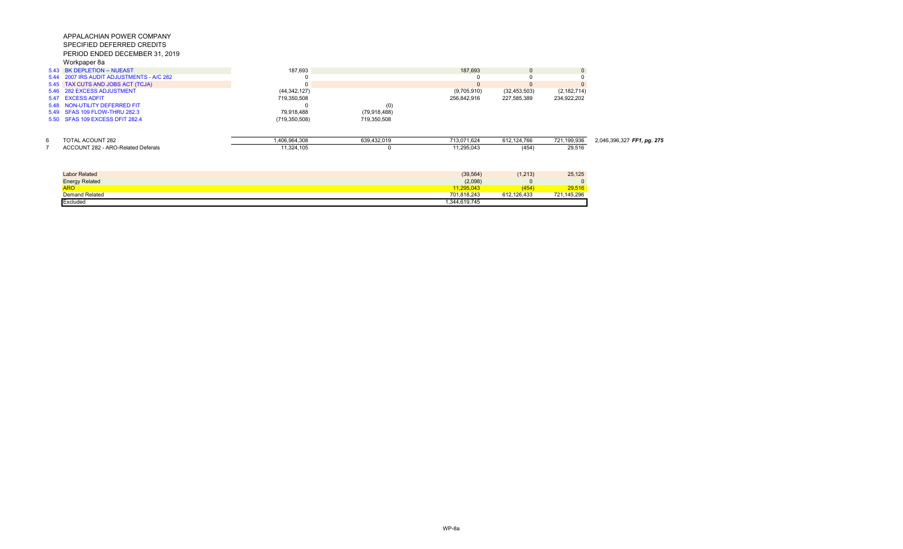APPALACHIAN POWER COMPANY

SPECIFIED DEFERRED CREDITS

PERIOD ENDED DECEMBER 31, 2019

Workpaper 8a

| | | | | | | | |
|---|---|---|---|---|---|---|---|
| 5.43 | BK DEPLETION -- NUEAST | 187,693 | | 187,693 | 0 | 0 | |
| 5.44 | 2007 IRS AUDIT ADJUSTMENTS - A/C 282 | 0 | | 0 | 0 | 0 | |
| 5.45 | TAX CUTS AND JOBS ACT (TCJA) | 0 | | 0 | 0 | 0 | |
| 5.46 | 282 EXCESS ADJUSTMENT | (44,342,127) | | (9,705,910) | (32,453,503) | (2,182,714) | |
| 5.47 | EXCESS ADFIT | 719,350,508 | | 256,842,916 | 227,585,389 | 234,922,202 | |
| 5.48 | NON-UTILITY DEFERRED FIT | 0 | (0) | | | | |
| 5.49 | SFAS 109 FLOW-THRU 282.3 | 79,918,488 | (79,918,488) | | | | |
| 5.50 | SFAS 109 EXCESS DFIT 282.4 | (719,350,508) | 719,350,508 | | | | |
| 6 | TOTAL ACOUNT 282 | 1,406,964,308 | 639,432,019 | 713,071,624 | 612,124,766 | 721,199,936 | 2,046,396,327 *FF1, pg. 275* |
| 7 | ACCOUNT 282 - ARO-Related Deferals | 11,324,105 | 0 | 11,295,043 | (454) | 29,516 | |

| | | | |
|---|---|---|---|
| Labor Related | (39,564) | (1,213) | 25,125 |
| Energy Related | (2,098) | 0 | 0 |
| ARO | 11,295,043 | (454) | 29,516 |
| Demand Related | 701,818,243 | 612,126,433 | 721,145,296 |
| Excluded | 1,344,619,745 | | |

WP-8a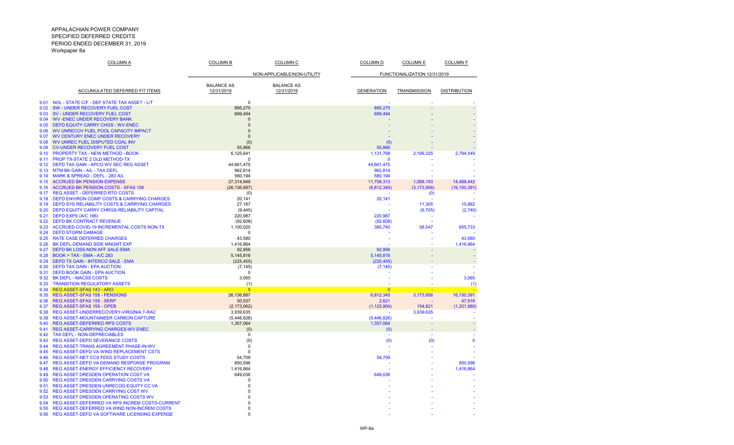APPALACHIAN POWER COMPANY
SPECIFIED DEFERRED CREDITS
PERIOD ENDED DECEMBER 31, 2019
Workpaper 8a

| | COLUMN A | COLUMN B | COLUMN C | COLUMN D | COLUMN E | COLUMN F |
|---|---|---|---|---|---|---|
| | | NON-APPLICABLE/NON-UTILITY | | FUNCTIONALIZATION 12/31/2019 | | |
| | ACCUMULATED DEFERRED FIT ITEMS | BALANCE AS 12/31/2019 | BALANCE AS 12/31/2019 | GENERATION | TRANSMISSION | DISTRIBUTION |
| 9.01 | NOL - STATE C/F - DEF STATE TAX ASSET - L/T | 0 | | - | - | - |
| 9.02 | SW - UNDER RECOVERY FUEL COST | 895,275 | | 895,275 | - | - |
| 9.03 | SV - UNDER RECOVERY FUEL COST | 699,494 | | 699,494 | - | - |
| 9.04 | WV -ENEC UNDER RECOVERY BANK | 0 | | - | - | - |
| 9.05 | DEFD EQUITY CARRY CHGS - WV-ENEC | 0 | | - | - | - |
| 9.06 | WV UNRECOV FUEL POOL CAPACITY IMPACT | 0 | | - | - | - |
| 9.07 | WV CENTURY ENEC UNDER RECOVERY | 0 | | - | - | - |
| 9.08 | WV UNREC FUEL DISPUTED COAL INV | (0) | | (0) | - | - |
| 9.09 | CV-UNDER RECOVERY FUEL COST | 55,866 | | 55,866 | - | - |
| 9.10 | PROPERTY TAX - NEW METHOD - BOOK | 6,125,641 | | 1,131,768 | 2,199,325 | 2,794,549 |
| 9.11 | PROP TX-STATE 2 OLD METHOD-TX | 0 | | 0 | - | - |
| 9.12 | DEFD TAX GAIN - APCO WV SEC REG ASSET | 44,661,475 | | 44,661,475 | - | - |
| 9.13 | MTM BK GAIN - A/L - TAX DEFL | 962,814 | | 962,814 | - | - |
| 9.14 | MARK & SPREAD - DEFL - 283 A/L | 580,194 | | 580,194 | - | - |
| 9.15 | ACCRUED BK PENSION EXPENSE | 27,314,948 | | 11,758,313 | 1,068,193 | 14,488,442 |
| 9.16 | ACCRUED BK PENSION COSTS - SFAS 158 | (26,136,687) | | (6,812,340) | (3,173,956) | (16,150,391) |
| 9.17 | REG ASSET - DEFERRED RTO COSTS | (0) | | - | (0) | - |
| 9.18 | DEFD ENVIRON COMP COSTS & CARRYING CHARGES | 20,141 | | 20,141 | - | - |
| 9.19 | DEFD SYS RELIABILITY COSTS & CARRYING CHARGES | 27,187 | | - | 11,305 | 15,882 |
| 9.20 | DEFD EQUITY CARRY CHRGS-RELIABILITY CAPITAL | (9,445) | | - | (6,705) | (2,740) |
| 9.21 | DEFD EXPS (A/C 186) | 220,987 | | 220,987 | - | - |
| 9.22 | DEFD BK CONTRACT REVENUE | (92,608) | | (92,608) | - | |
| 9.23 | ACCRUED COVID-19 INCREMENTAL COSTS NON-TX | 1,100,020 | | 385,740 | 58,547 | 655,733 |
| 9.24 | DEFD STORM DAMAGE | 0 | | - | - | - |
| 9.25 | RATE CASE DEFERRED CHARGES | 43,580 | | - | - | 43,580 |
| 9.26 | BK DEFL-DEMAND SIDE MNGMT EXP | 1,416,864 | | - | - | 1,416,864 |
| 9.27 | DEFD BK LOSS-NON AFF SALE-EMA | 92,956 | | 92,956 | - | - |
| 9.28 | BOOK > TAX - EMA - A/C 283 | 5,145,816 | | 5,145,816 | - | - |
| 9.29 | DEFD TX GAIN - INTERCO SALE - EMA | (225,455) | | (225,455) | - | - |
| 9.30 | DEFD TAX GAIN - EPA AUCTION | (7,145) | | (7,145) | - | - |
| 9.31 | DEFD BOOK GAIN - EPA AUCTION | 0 | | - | - | - |
| 9.32 | BK DEFL - MACSS COSTS | 3,065 | | - | - | 3,065 |
| 9.33 | TRANSITION REGULATORY ASSETS | (1) | | - | - | (1) |
| 9.34 | REG ASSET-SFAS 143 - ARO | 0 | | 0 | - | - |
| 9.35 | REG ASSET-SFAS 158 - PENSIONS | 26,136,687 | | 6,812,340 | 3,173,956 | 16,150,391 |
| 9.36 | REG ASSET-SFAS 158 - SERP | 50,537 | | 2,621 | - | 47,916 |
| 9.37 | REG ASSET-SFAS 158 - OPEB | (2,173,062) | | (1,125,904) | 154,821 | (1,201,980) |
| 9.38 | REG ASSET-UNDERRECOVERY-VIRGINIA T-RAC | 3,939,635 | | - | 3,939,635 | - |
| 9.39 | REG ASSET-MOUNTAINEER CARBON CAPTURE | (5,446,826) | | (5,446,826) | - | - |
| 9.40 | REG ASSET-DEFERRED RPS COSTS | 1,357,064 | | 1,357,064 | - | - |
| 9.41 | REG ASSET-CARRYING CHARGES-WV ENEC | (0) | | (0) | - | - |
| 9.42 | TAX DEFL - NON-DEPRECIABLES | 0 | | - | - | - |
| 9.43 | REG ASSET-DEFD SEVERANCE COSTS | (0) | | (0) | (0) | 0 |
| 9.44 | REG ASSET-TRANS AGREEMENT PHASE-IN-WV | 0 | | - | - | - |
| 9.45 | REG ASSET-DEFD VA WIND REPLACEMENT CSTS | 0 | | - | - | - |
| 9.46 | REG ASSET-NET CCS FEED STUDY COSTS | 54,709 | | 54,709 | - | - |
| 9.47 | REG ASSET-DEFD VA DEMAND RESPONSE PROGRAM | 850,596 | | - | - | 850,596 |
| 9.48 | REG ASSET-ENERGY EFFICIENCY RECOVERY | 1,416,864 | | - | - | 1,416,864 |
| 9.49 | REG ASSET DRESDEN OPERATION COST VA | 649,036 | | 649,036 | - | - |
| 9.50 | REG ASSET DRESDEN CARRYING COSTS VA | 0 | | - | - | - |
| 9.51 | REG ASSET DRESDEN UNRECOG EQUITY CC VA | 0 | | - | - | - |
| 9.52 | REG ASSET DRESDEN CARRYING COST WV | 0 | | - | - | - |
| 9.53 | REG ASSET DRESDEN OPERATING COSTS WV | 0 | | - | - | - |
| 9.54 | REG ASSET-DEFERRED VA RPS INCREM COSTS-CURRENT | 0 | | - | - | - |
| 9.55 | REG ASSET-DEFERRED VA WIND NON-INCREM COSTS | 0 | | - | - | - |
| 9.56 | REG ASSET-DEFD VA SOFTWARE LICENSING EXPENSE | 0 | | - | - | - |

WP-8a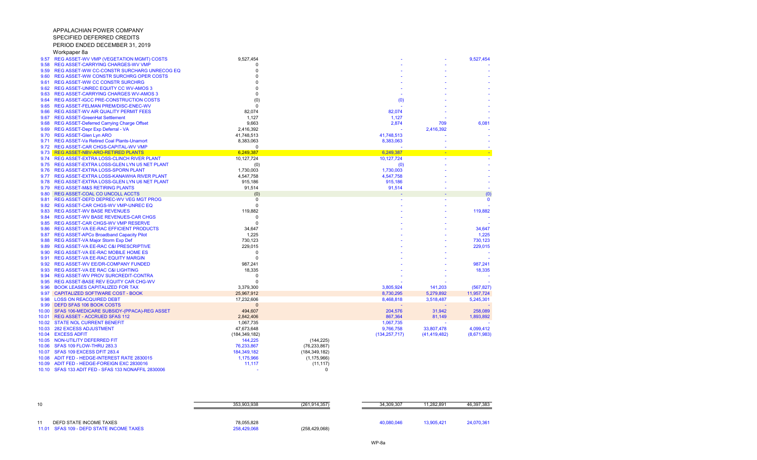APPALACHIAN POWER COMPANY
SPECIFIED DEFERRED CREDITS
PERIOD ENDED DECEMBER 31, 2019
Workpaper 8a

| Line | Description | Amount | | | | |
|---|---|---|---|---|---|---|
| 9.57 | REG ASSET-WV VMP (VEGETATION MGMT) COSTS | 9,527,454 | | - | - | 9,527,454 |
| 9.58 | REG ASSET-CARRYING CHARGES-WV VMP | 0 | | - | - | - |
| 9.59 | REG ASSET-WW CC-CONSTR SURCHARG UNRECOG EQ | 0 | | - | - | - |
| 9.60 | REG ASSET-WW CONSTR SURCHRG OPER COSTS | 0 | | - | - | - |
| 9.61 | REG ASSET-WW CC CONSTR SURCHRG | 0 | | - | - | - |
| 9.62 | REG ASSET-UNREC EQUITY CC WV-AMOS 3 | 0 | | - | - | - |
| 9.63 | REG ASSET-CARRYING CHARGES WV-AMOS 3 | 0 | | - | - | - |
| 9.64 | REG ASSET-IGCC PRE-CONSTRUCTION COSTS | (0) | | (0) | - | - |
| 9.65 | REG ASSET-FELMAN PREM/DISC-ENEC-WV | 0 | | - | - | - |
| 9.66 | REG ASSET-WV AIR QUALITY PERMIT FEES | 82,074 | | 82,074 | - | - |
| 9.67 | REG ASSET-GreenHat Settlement | 1,127 | | 1,127 | - | - |
| 9.68 | REG ASSET-Deferred Carrying Charge Offset | 9,663 | | 2,874 | 709 | 6,081 |
| 9.69 | REG ASSET-Depr Exp Deferral - VA | 2,416,392 | | - | 2,416,392 | - |
| 9.70 | REG ASSET-Glen Lyn ARO | 41,748,513 | | 41,748,513 | - | - |
| 9.71 | REG ASSET-Va Retired Coal Plants-Unamort | 8,383,063 | | 8,383,063 | - | - |
| 9.72 | REG ASSET-CAR CHGS-CAPITAL-WV VMP | 0 | | - | - | - |
| 9.73 | REG ASSET-NBV-ARO-RETIRED PLANTS | 6,249,387 | | 6,249,387 | - | - |
| 9.74 | REG ASSET-EXTRA LOSS-CLINCH RIVER PLANT | 10,127,724 | | 10,127,724 | - | - |
| 9.75 | REG ASSET-EXTRA LOSS-GLEN LYN U5 NET PLANT | (0) | | (0) | - | - |
| 9.76 | REG ASSET-EXTRA LOSS-SPORN PLANT | 1,730,003 | | 1,730,003 | - | - |
| 9.77 | REG ASSET-EXTRA LOSS-KANAWHA RIVER PLANT | 4,547,758 | | 4,547,758 | - | - |
| 9.78 | REG ASSET-EXTRA LOSS-GLEN LYN U6 NET PLANT | 915,186 | | 915,186 | - | - |
| 9.79 | REG ASSET-M&S RETIRING PLANTS | 91,514 | | 91,514 | - | - |
| 9.80 | REG ASSET-COAL CO UNCOLL ACCTS | (0) | | - | - | (0) |
| 9.81 | REG ASSET-DEFD DEPREC-WV VEG MGT PROG | 0 | | - | - | 0 |
| 9.82 | REG ASSET-CAR CHGS-WV VMP-UNREC EQ | 0 | | - | - | - |
| 9.83 | REG ASSET-WV BASE REVENUES | 119,882 | | - | - | 119,882 |
| 9.84 | REG ASSET-WV BASE REVENUES-CAR CHGS | 0 | | - | - | - |
| 9.85 | REG ASSET-CAR CHGS-WV VMP RESERVE | 0 | | - | - | - |
| 9.86 | REG ASSET-VA EE-RAC EFFICIENT PRODUCTS | 34,647 | | - | - | 34,647 |
| 9.87 | REG ASSET-APCo Broadband Capacity Pilot | 1,225 | | - | - | 1,225 |
| 9.88 | REG ASSET-VA Major Storm Exp Def | 730,123 | | - | - | 730,123 |
| 9.89 | REG ASSET-VA EE-RAC C&I PRESCRIPTIVE | 229,015 | | - | - | 229,015 |
| 9.90 | REG ASSET-VA EE-RAC MOBILE HOME ES | 0 | | - | - | - |
| 9.91 | REG ASSET-VA EE-RAC EQUITY MARGIN | 0 | | - | - | - |
| 9.92 | REG ASSET-WV EE/DR-COMPANY FUNDED | 987,241 | | - | - | 987,241 |
| 9.93 | REG ASSET-VA EE RAC C&I LIGHTING | 18,335 | | - | - | 18,335 |
| 9.94 | REG ASSET-WV PROV SURCREDIT-CONTRA | 0 | | - | - | - |
| 9.95 | REG ASSET-BASE REV EQUITY CAR CHG-WV | 0 | | - | - | - |
| 9.96 | BOOK LEASES CAPITALIZED FOR TAX | 3,379,300 | | 3,805,924 | 141,203 | (567,827) |
| 9.97 | CAPITALIZED SOFTWARE COST - BOOK | 25,967,912 | | 8,730,295 | 5,279,892 | 11,957,724 |
| 9.98 | LOSS ON REACQUIRED DEBT | 17,232,606 | | 8,468,818 | 3,518,487 | 5,245,301 |
| 9.99 | DEFD SFAS 106 BOOK COSTS | 0 | | - | - | - |
| 10.00 | SFAS 106-MEDICARE SUBSIDY-(PPACA)-REG ASSET | 494,607 | | 204,576 | 31,942 | 258,089 |
| 10.01 | REG ASSET - ACCRUED SFAS 112 | 2,842,406 | | 867,364 | 81,149 | 1,893,892 |
| 10.02 | STATE NOL CURRENT BENEFIT | 1,067,735 | | 1,067,735 | - | - |
| 10.03 | 282 EXCESS ADJUSTMENT | 47,673,648 | | 9,766,758 | 33,807,478 | 4,099,412 |
| 10.04 | EXCESS ADFIT | (184,349,182) | | (134,257,717) | (41,419,482) | (8,671,983) |
| 10.05 | NON-UTILITY DEFERRED FIT | 144,225 | (144,225) | | | |
| 10.06 | SFAS 109 FLOW-THRU 283.3 | 76,233,867 | (76,233,867) | | | |
| 10.07 | SFAS 109 EXCESS DFIT 283.4 | 184,349,182 | (184,349,182) | | | |
| 10.08 | ADIT FED - HEDGE-INTEREST RATE 2830015 | 1,175,966 | (1,175,966) | | | |
| 10.09 | ADIT FED - HEDGE-FOREIGN EXC 2830016 | 11,117 | (11,117) | | | |
| 10.10 | SFAS 133 ADIT FED - SFAS 133 NONAFFIL 2830006 | - | 0 | | | |
| 10 | | 353,903,938 | (261,914,357) | 34,309,307 | 11,282,891 | 46,397,383 |
| 11 | DEFD STATE INCOME TAXES | 78,055,828 | | 40,080,046 | 13,905,421 | 24,070,361 |
| 11.01 | SFAS 109 - DEFD STATE INCOME TAXES | 258,429,068 | (258,429,068) | | | |

WP-8a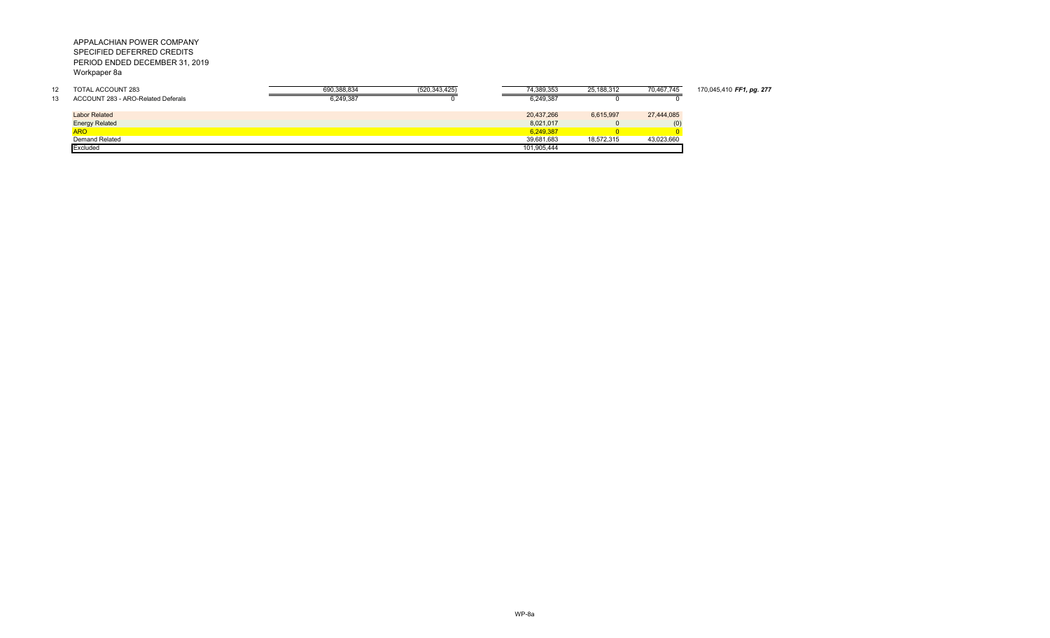APPALACHIAN POWER COMPANY
SPECIFIED DEFERRED CREDITS
PERIOD ENDED DECEMBER 31, 2019
Workpaper 8a

| | | | | | | | |
|---|---|---|---|---|---|---|---|
| 12 | TOTAL ACCOUNT 283 | 690,388,834 | (520,343,425) | 74,389,353 | 25,188,312 | 70,467,745 | 170,045,410 ***FF1, pg. 277*** |
| 13 | ACCOUNT 283 - ARO-Related Deferals | 6,249,387 | 0 | 6,249,387 | 0 | 0 | |
| | | | | | | | |
| | Labor Related | | | 20,437,266 | 6,615,997 | 27,444,085 | |
| | Energy Related | | | 8,021,017 | 0 | (0) | |
| | ARO | | | 6,249,387 | 0 | 0 | |
| | Demand Related | | | 39,681,683 | 18,572,315 | 43,023,660 | |
| | Excluded | | | 101,905,444 | | | |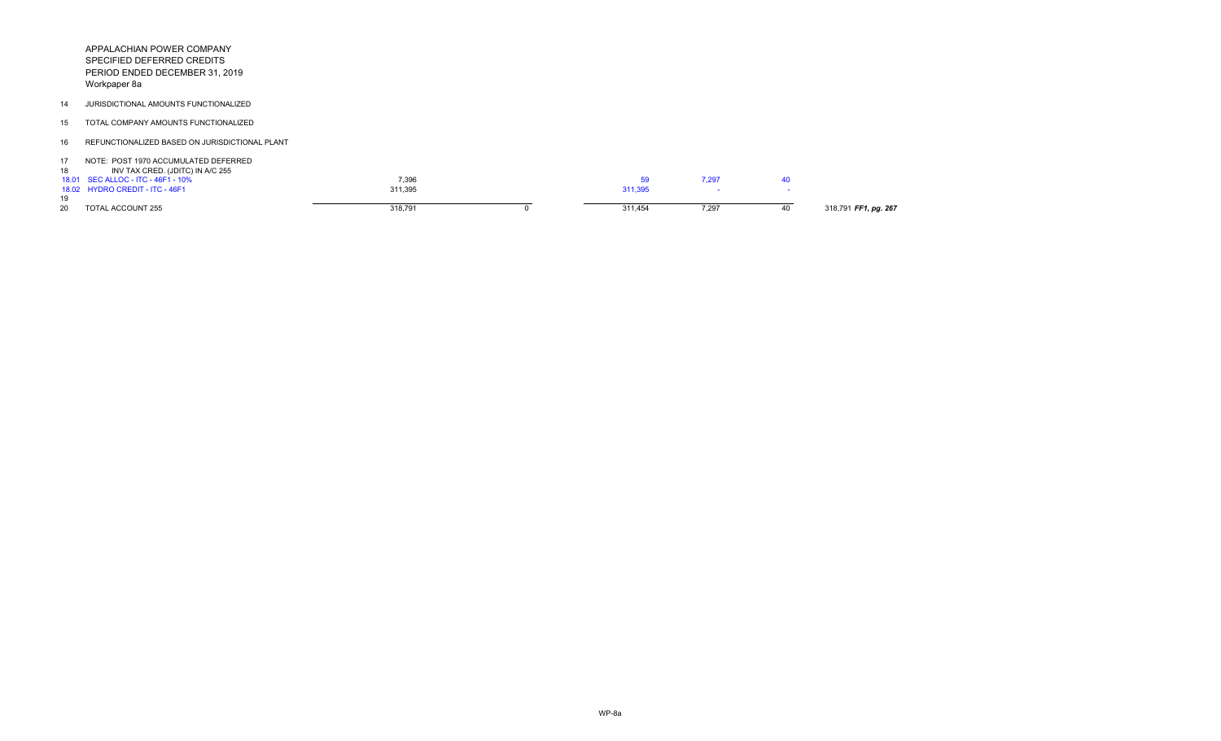APPALACHIAN POWER COMPANY
SPECIFIED DEFERRED CREDITS
PERIOD ENDED DECEMBER 31, 2019
Workpaper 8a

| Line | Description | | | | | | |
|---|---|---|---|---|---|---|---|
| 14 | JURISDICTIONAL AMOUNTS FUNCTIONALIZED | | | | | | |
| 15 | TOTAL COMPANY AMOUNTS FUNCTIONALIZED | | | | | | |
| 16 | REFUNCTIONALIZED BASED ON JURISDICTIONAL PLANT | | | | | | |
| 17 | NOTE: POST 1970 ACCUMULATED DEFERRED | | | | | | |
| 18 | INV TAX CRED. (JDITC) IN A/C 255 | | | | | | |
| 18.01 | SEC ALLOC - ITC - 46F1 - 10% | 7,396 | | 59 | 7,297 | 40 | |
| 18.02 | HYDRO CREDIT - ITC - 46F1 | 311,395 | | 311,395 | - | - | |
| 19 | | | | | | | |
| 20 | TOTAL ACCOUNT 255 | 318,791 | 0 | 311,454 | 7,297 | 40 | 318,791 ***FF1, pg. 267*** |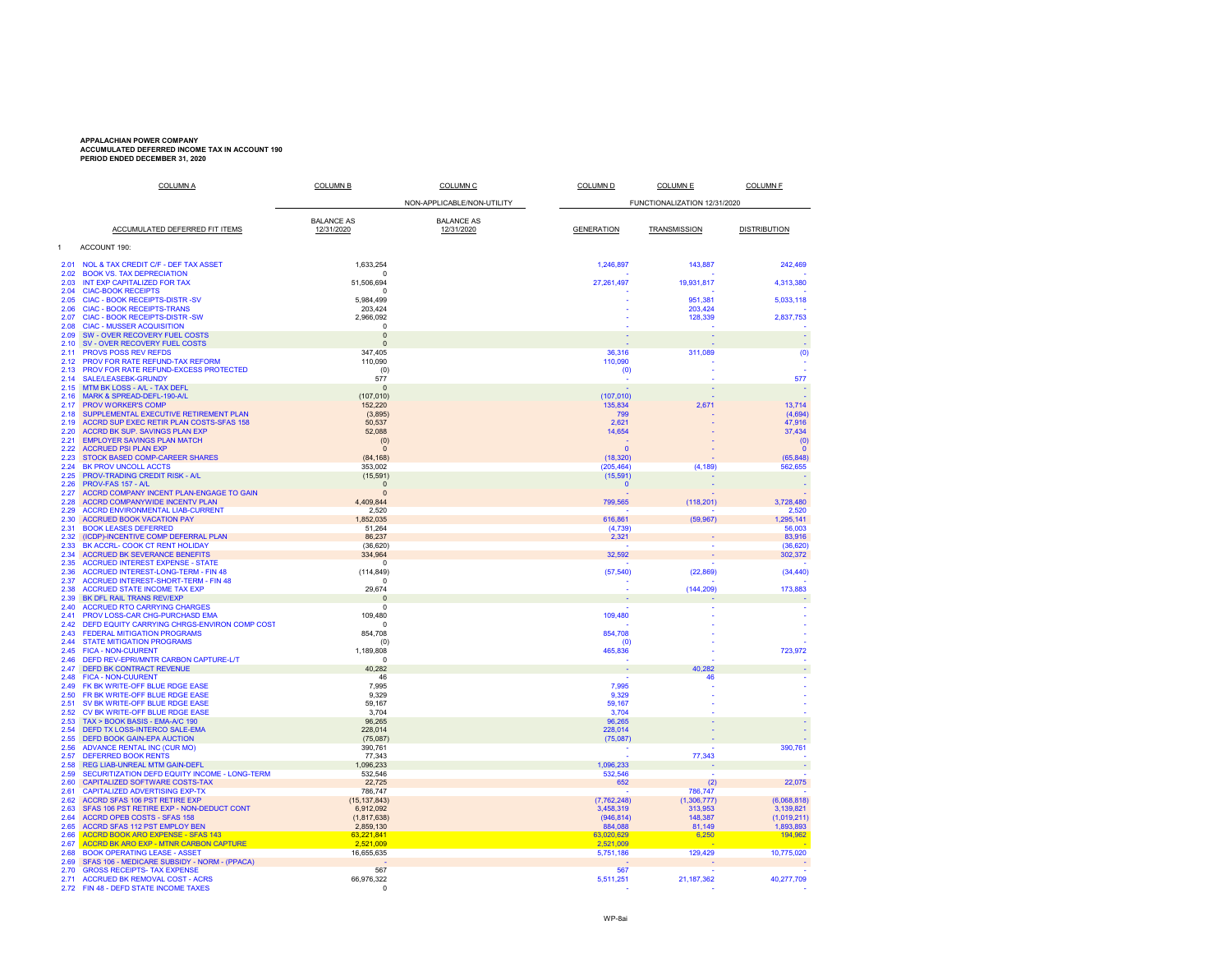**APPALACHIAN POWER COMPANY**
**ACCUMULATED DEFERRED INCOME TAX IN ACCOUNT 190**
**PERIOD ENDED DECEMBER 31, 2020**

| | COLUMN A | COLUMN B | COLUMN C | COLUMN D | COLUMN E | COLUMN F |
|---|---|---|---|---|---|---|
| | | | NON-APPLICABLE/NON-UTILITY | FUNCTIONALIZATION 12/31/2020 | | |
| | ACCUMULATED DEFERRED FIT ITEMS | BALANCE AS 12/31/2020 | BALANCE AS 12/31/2020 | GENERATION | TRANSMISSION | DISTRIBUTION |
| 1 | ACCOUNT 190: | | | | | |
| 2.01 | NOL & TAX CREDIT C/F - DEF TAX ASSET | 1,633,254 | | 1,246,897 | 143,887 | 242,469 |
| 2.02 | BOOK VS. TAX DEPRECIATION | 0 | | - | - | - |
| 2.03 | INT EXP CAPITALIZED FOR TAX | 51,506,694 | | 27,261,497 | 19,931,817 | 4,313,380 |
| 2.04 | CIAC-BOOK RECEIPTS | 0 | | - | - | - |
| 2.05 | CIAC - BOOK RECEIPTS-DISTR -SV | 5,984,499 | | - | 951,381 | 5,033,118 |
| 2.06 | CIAC - BOOK RECEIPTS-TRANS | 203,424 | | - | 203,424 | - |
| 2.07 | CIAC - BOOK RECEIPTS-DISTR -SW | 2,966,092 | | - | 128,339 | 2,837,753 |
| 2.08 | CIAC - MUSSER ACQUISITION | 0 | | - | - | - |
| 2.09 | SW - OVER RECOVERY FUEL COSTS | 0 | | - | - | - |
| 2.10 | SV - OVER RECOVERY FUEL COSTS | 0 | | - | - | - |
| 2.11 | PROVS POSS REV REFDS | 347,405 | | 36,316 | 311,089 | (0) |
| 2.12 | PROV FOR RATE REFUND-TAX REFORM | 110,090 | | 110,090 | - | - |
| 2.13 | PROV FOR RATE REFUND-EXCESS PROTECTED | (0) | | (0) | - | - |
| 2.14 | SALE/LEASEBK-GRUNDY | 577 | | - | - | 577 |
| 2.15 | MTM BK LOSS - A/L - TAX DEFL | 0 | | - | - | - |
| 2.16 | MARK & SPREAD-DEFL-190-A/L | (107,010) | | (107,010) | - | - |
| 2.17 | PROV WORKER'S COMP | 152,220 | | 135,834 | 2,671 | 13,714 |
| 2.18 | SUPPLEMENTAL EXECUTIVE RETIREMENT PLAN | (3,895) | | 799 | - | (4,694) |
| 2.19 | ACCRD SUP EXEC RETIR PLAN COSTS-SFAS 158 | 50,537 | | 2,621 | - | 47,916 |
| 2.20 | ACCRD BK SUP. SAVINGS PLAN EXP | 52,088 | | 14,654 | - | 37,434 |
| 2.21 | EMPLOYER SAVINGS PLAN MATCH | (0) | | - | - | (0) |
| 2.22 | ACCRUED PSI PLAN EXP | 0 | | 0 | - | 0 |
| 2.23 | STOCK BASED COMP-CAREER SHARES | (84,168) | | (18,320) | - | (65,848) |
| 2.24 | BK PROV UNCOLL ACCTS | 353,002 | | (205,464) | (4,189) | 562,655 |
| 2.25 | PROV-TRADING CREDIT RISK - A/L | (15,591) | | (15,591) | - | - |
| 2.26 | PROV-FAS 157 - A/L | 0 | | 0 | - | - |
| 2.27 | ACCRD COMPANY INCENT PLAN-ENGAGE TO GAIN | 0 | | - | - | - |
| 2.28 | ACCRD COMPANYWIDE INCENTV PLAN | 4,409,844 | | 799,565 | (118,201) | 3,728,480 |
| 2.29 | ACCRD ENVIRONMENTAL LIAB-CURRENT | 2,520 | | - | - | 2,520 |
| 2.30 | ACCRUED BOOK VACATION PAY | 1,852,035 | | 616,861 | (59,967) | 1,295,141 |
| 2.31 | BOOK LEASES DEFERRED | 51,264 | | (4,739) | - | 56,003 |
| 2.32 | (ICDP)-INCENTIVE COMP DEFERRAL PLAN | 86,237 | | 2,321 | - | 83,916 |
| 2.33 | BK ACCRL- COOK CT RENT HOLIDAY | (36,620) | | - | - | (36,620) |
| 2.34 | ACCRUED BK SEVERANCE BENEFITS | 334,964 | | 32,592 | - | 302,372 |
| 2.35 | ACCRUED INTEREST EXPENSE - STATE | 0 | | - | - | - |
| 2.36 | ACCRUED INTEREST-LONG-TERM - FIN 48 | (114,849) | | (57,540) | (22,869) | (34,440) |
| 2.37 | ACCRUED INTEREST-SHORT-TERM - FIN 48 | 0 | | - | - | - |
| 2.38 | ACCRUED STATE INCOME TAX EXP | 29,674 | | - | (144,209) | 173,883 |
| 2.39 | BK DFL RAIL TRANS REV/EXP | 0 | | - | - | - |
| 2.40 | ACCRUED RTO CARRYING CHARGES | 0 | | - | - | - |
| 2.41 | PROV LOSS-CAR CHG-PURCHASD EMA | 109,480 | | 109,480 | - | - |
| 2.42 | DEFD EQUITY CARRYING CHRGS-ENVIRON COMP COST | 0 | | - | - | - |
| 2.43 | FEDERAL MITIGATION PROGRAMS | 854,708 | | 854,708 | - | - |
| 2.44 | STATE MITIGATION PROGRAMS | (0) | | (0) | - | - |
| 2.45 | FICA - NON-CUURENT | 1,189,808 | | 465,836 | - | 723,972 |
| 2.46 | DEFD REV-EPRI/MNTR CARBON CAPTURE-L/T | 0 | | - | - | - |
| 2.47 | DEFD BK CONTRACT REVENUE | 40,282 | | - | 40,282 | - |
| 2.48 | FICA - NON-CUURENT | 46 | | - | 46 | - |
| 2.49 | FK BK WRITE-OFF BLUE RDGE EASE | 7,995 | | 7,995 | - | - |
| 2.50 | FR BK WRITE-OFF BLUE RDGE EASE | 9,329 | | 9,329 | - | - |
| 2.51 | SV BK WRITE-OFF BLUE RDGE EASE | 59,167 | | 59,167 | - | - |
| 2.52 | CV BK WRITE-OFF BLUE RDGE EASE | 3,704 | | 3,704 | - | - |
| 2.53 | TAX > BOOK BASIS - EMA-A/C 190 | 96,265 | | 96,265 | - | - |
| 2.54 | DEFD TX LOSS-INTERCO SALE-EMA | 228,014 | | 228,014 | - | - |
| 2.55 | DEFD BOOK GAIN-EPA AUCTION | (75,087) | | (75,087) | - | - |
| 2.56 | ADVANCE RENTAL INC (CUR MO) | 390,761 | | - | - | 390,761 |
| 2.57 | DEFERRED BOOK RENTS | 77,343 | | - | 77,343 | - |
| 2.58 | REG LIAB-UNREAL MTM GAIN-DEFL | 1,096,233 | | 1,096,233 | - | - |
| 2.59 | SECURITIZATION DEFD EQUITY INCOME - LONG-TERM | 532,546 | | 532,546 | - | - |
| 2.60 | CAPITALIZED SOFTWARE COSTS-TAX | 22,725 | | 652 | (2) | 22,075 |
| 2.61 | CAPITALIZED ADVERTISING EXP-TX | 786,747 | | - | 786,747 | - |
| 2.62 | ACCRD SFAS 106 PST RETIRE EXP | (15,137,843) | | (7,762,248) | (1,306,777) | (6,068,818) |
| 2.63 | SFAS 106 PST RETIRE EXP - NON-DEDUCT CONT | 6,912,092 | | 3,458,319 | 313,953 | 3,139,821 |
| 2.64 | ACCRD OPEB COSTS - SFAS 158 | (1,817,638) | | (946,814) | 148,387 | (1,019,211) |
| 2.65 | ACCRD SFAS 112 PST EMPLOY BEN | 2,859,130 | | 884,088 | 81,149 | 1,893,893 |
| 2.66 | ACCRD BOOK ARO EXPENSE - SFAS 143 | 63,221,841 | | 63,020,629 | 6,250 | 194,962 |
| 2.67 | ACCRD BK ARO EXP - MTNR CARBON CAPTURE | 2,521,009 | | 2,521,009 | - | - |
| 2.68 | BOOK OPERATING LEASE - ASSET | 16,655,635 | | 5,751,186 | 129,429 | 10,775,020 |
| 2.69 | SFAS 106 - MEDICARE SUBSIDY - NORM - (PPACA) | - | | - | - | - |
| 2.70 | GROSS RECEIPTS- TAX EXPENSE | 567 | | 567 | - | - |
| 2.71 | ACCRUED BK REMOVAL COST - ACRS | 66,976,322 | | 5,511,251 | 21,187,362 | 40,277,709 |
| 2.72 | FIN 48 - DEFD STATE INCOME TAXES | 0 | | - | - | - |

WP-8ai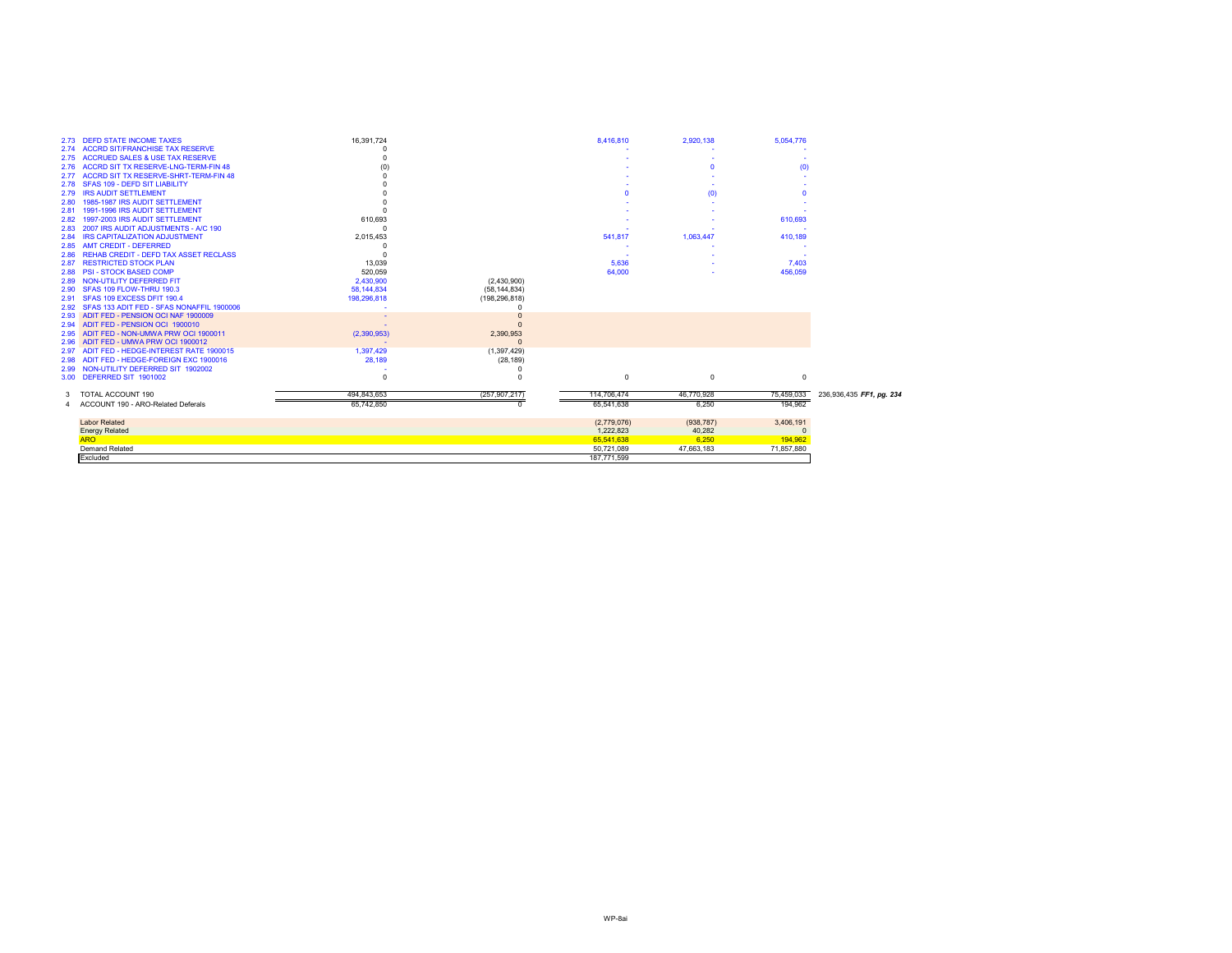| | | | | | | | |
|---|---|---|---|---|---|---|---|
| 2.73 | DEFD STATE INCOME TAXES | 16,391,724 | | 8,416,810 | 2,920,138 | 5,054,776 | |
| 2.74 | ACCRD SIT/FRANCHISE TAX RESERVE | 0 | | - | - | - | |
| 2.75 | ACCRUED SALES & USE TAX RESERVE | 0 | | - | - | - | |
| 2.76 | ACCRD SIT TX RESERVE-LNG-TERM-FIN 48 | (0) | | - | 0 | (0) | |
| 2.77 | ACCRD SIT TX RESERVE-SHRT-TERM-FIN 48 | 0 | | - | - | - | |
| 2.78 | SFAS 109 - DEFD SIT LIABILITY | 0 | | - | - | - | |
| 2.79 | IRS AUDIT SETTLEMENT | 0 | | 0 | (0) | 0 | |
| 2.80 | 1985-1987 IRS AUDIT SETTLEMENT | 0 | | - | - | - | |
| 2.81 | 1991-1996 IRS AUDIT SETTLEMENT | 0 | | - | - | - | |
| 2.82 | 1997-2003 IRS AUDIT SETTLEMENT | 610,693 | | - | - | 610,693 | |
| 2.83 | 2007 IRS AUDIT ADJUSTMENTS - A/C 190 | 0 | | - | - | - | |
| 2.84 | IRS CAPITALIZATION ADJUSTMENT | 2,015,453 | | 541,817 | 1,063,447 | 410,189 | |
| 2.85 | AMT CREDIT - DEFERRED | 0 | | - | - | - | |
| 2.86 | REHAB CREDIT - DEFD TAX ASSET RECLASS | 0 | | - | - | - | |
| 2.87 | RESTRICTED STOCK PLAN | 13,039 | | 5,636 | - | 7,403 | |
| 2.88 | PSI - STOCK BASED COMP | 520,059 | | 64,000 | - | 456,059 | |
| 2.89 | NON-UTILITY DEFERRED FIT | 2,430,900 | (2,430,900) | | | | |
| 2.90 | SFAS 109 FLOW-THRU 190.3 | 58,144,834 | (58,144,834) | | | | |
| 2.91 | SFAS 109 EXCESS DFIT 190.4 | 198,296,818 | (198,296,818) | | | | |
| 2.92 | SFAS 133 ADIT FED - SFAS NONAFFIL 1900006 | - | 0 | | | | |
| 2.93 | ADIT FED - PENSION OCI NAF 1900009 | - | 0 | | | | |
| 2.94 | ADIT FED - PENSION OCI 1900010 | - | 0 | | | | |
| 2.95 | ADIT FED - NON-UMWA PRW OCI 1900011 | (2,390,953) | 2,390,953 | | | | |
| 2.96 | ADIT FED - UMWA PRW OCI 1900012 | - | 0 | | | | |
| 2.97 | ADIT FED - HEDGE-INTEREST RATE 1900015 | 1,397,429 | (1,397,429) | | | | |
| 2.98 | ADIT FED - HEDGE-FOREIGN EXC 1900016 | 28,189 | (28,189) | | | | |
| 2.99 | NON-UTILITY DEFERRED SIT 1902002 | - | 0 | | | | |
| 3.00 | DEFERRED SIT 1901002 | 0 | 0 | 0 | 0 | 0 | |
| 3 | TOTAL ACCOUNT 190 | 494,843,653 | (257,907,217) | 114,706,474 | 46,770,928 | 75,459,033 | 236,936,435 ***FF1, pg. 234*** |
| 4 | ACCOUNT 190 - ARO-Related Deferals | 65,742,850 | 0 | 65,541,638 | 6,250 | 194,962 | |
| | Labor Related | | | (2,779,076) | (938,787) | 3,406,191 | |
| | Energy Related | | | 1,222,823 | 40,282 | 0 | |
| | ARO | | | 65,541,638 | 6,250 | 194,962 | |
| | Demand Related | | | 50,721,089 | 47,663,183 | 71,857,880 | |
| | Excluded | | | 187,771,599 | | | |

WP-8ai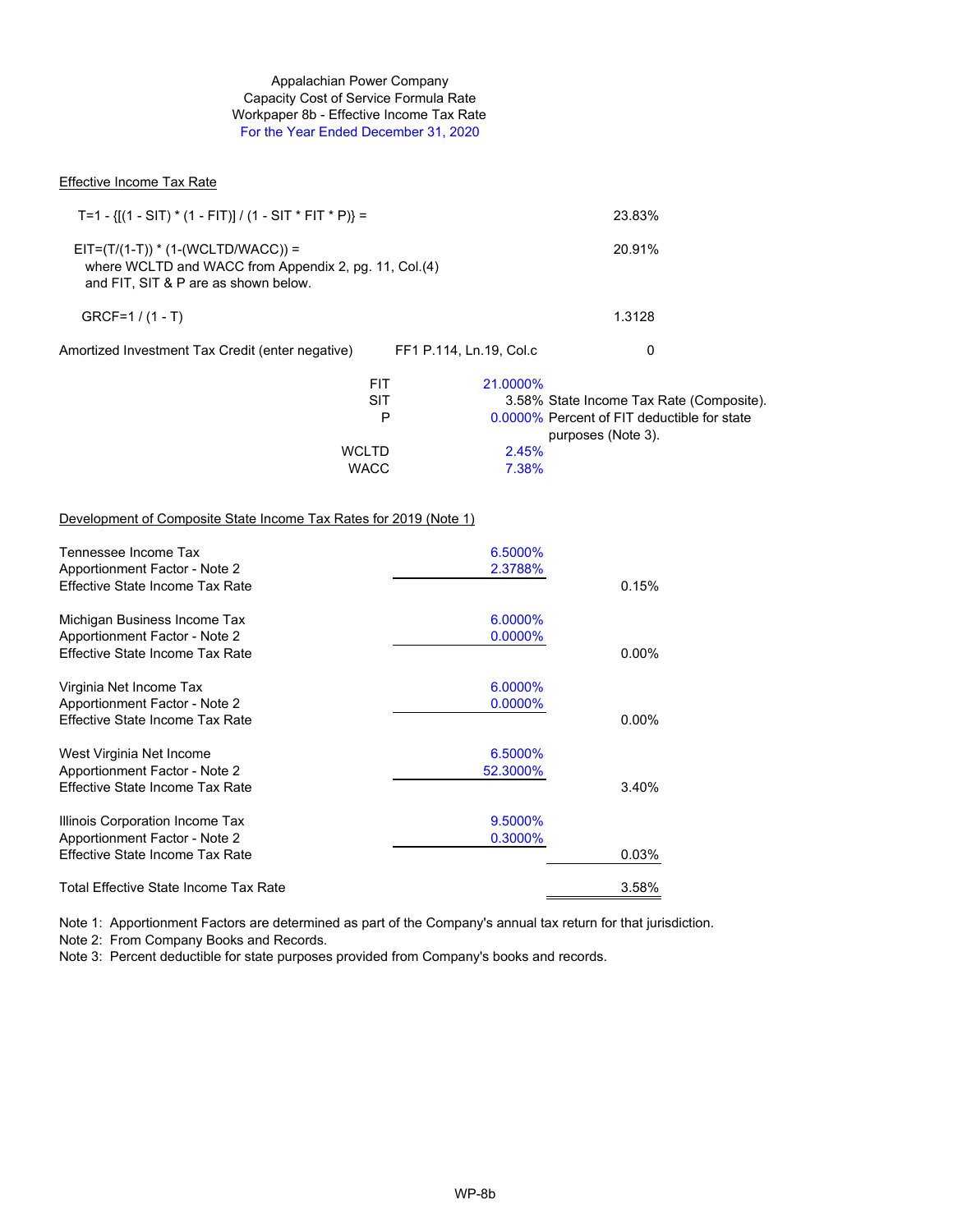Appalachian Power Company
Capacity Cost of Service Formula Rate
Workpaper 8b - Effective Income Tax Rate
For the Year Ended December 31, 2020

Effective Income Tax Rate

| | | |
|---|---|---|
| T=1 - {[(1 - SIT) * (1 - FIT)] / (1 - SIT * FIT * P)} = | | 23.83% |
| EIT=(T/(1-T)) * (1-(WCLTD/WACC)) = where WCLTD and WACC from Appendix 2, pg. 11, Col.(4) and FIT, SIT & P are as shown below. | | 20.91% |
| GRCF=1 / (1 - T) | | 1.3128 |
| Amortized Investment Tax Credit (enter negative) | FF1 P.114, Ln.19, Col.c | 0 |

| | | |
|---|---|---|
| FIT | 21.0000% | |
| SIT | 3.58% | State Income Tax Rate (Composite). |
| P | 0.0000% | Percent of FIT deductible for state purposes (Note 3). |
| WCLTD | 2.45% | |
| WACC | 7.38% | |

Development of Composite State Income Tax Rates for 2019 (Note 1)

| | | |
|---|---|---|
| Tennessee Income Tax | 6.5000% | |
| Apportionment Factor - Note 2 | 2.3788% | |
| Effective State Income Tax Rate | | 0.15% |
| Michigan Business Income Tax | 6.0000% | |
| Apportionment Factor - Note 2 | 0.0000% | |
| Effective State Income Tax Rate | | 0.00% |
| Virginia Net Income Tax | 6.0000% | |
| Apportionment Factor - Note 2 | 0.0000% | |
| Effective State Income Tax Rate | | 0.00% |
| West Virginia Net Income | 6.5000% | |
| Apportionment Factor - Note 2 | 52.3000% | |
| Effective State Income Tax Rate | | 3.40% |
| Illinois Corporation Income Tax | 9.5000% | |
| Apportionment Factor - Note 2 | 0.3000% | |
| Effective State Income Tax Rate | | 0.03% |
| Total Effective State Income Tax Rate | | 3.58% |

Note 1: Apportionment Factors are determined as part of the Company's annual tax return for that jurisdiction.
Note 2: From Company Books and Records.
Note 3: Percent deductible for state purposes provided from Company's books and records.

WP-8b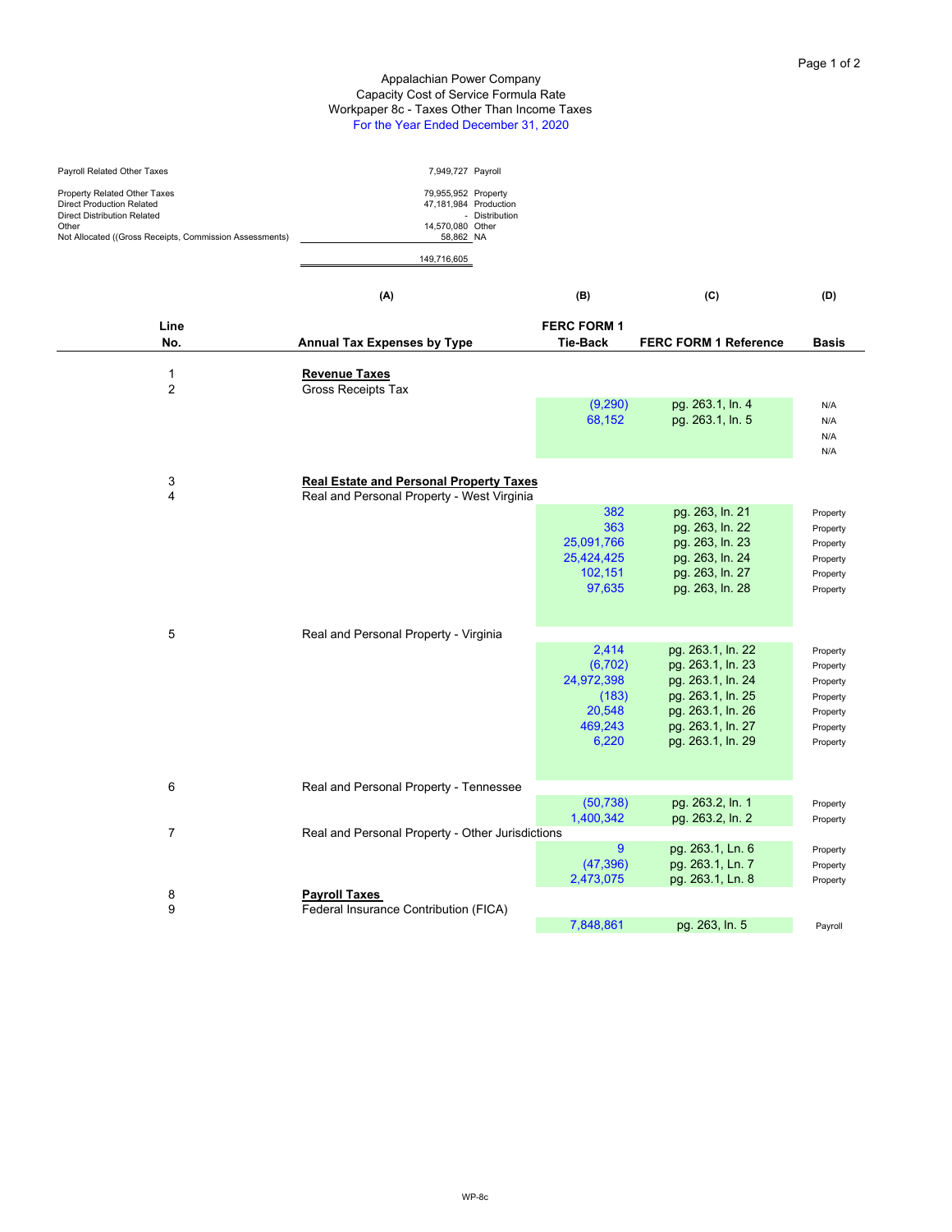Appalachian Power Company
Capacity Cost of Service Formula Rate
Workpaper 8c - Taxes Other Than Income Taxes
For the Year Ended December 31, 2020

| | | |
|---|---|---|
| Payroll Related Other Taxes | 7,949,727 | Payroll |
| Property Related Other Taxes | 79,955,952 | Property |
| Direct Production Related | 47,181,984 | Production |
| Direct Distribution Related | - | Distribution |
| Other | 14,570,080 | Other |
| Not Allocated ((Gross Receipts, Commission Assessments) | 58,862 | NA |
| | 149,716,605 | |

| Line No. | (A) Annual Tax Expenses by Type | (B) FERC FORM 1 Tie-Back | (C) FERC FORM 1 Reference | (D) Basis |
|---|---|---|---|---|
| 1 | **Revenue Taxes** | | | |
| 2 | Gross Receipts Tax | | | |
| | | (9,290) | pg. 263.1, ln. 4 | N/A |
| | | 68,152 | pg. 263.1, ln. 5 | N/A |
| | | | | N/A |
| | | | | N/A |
| 3 | **Real Estate and Personal Property Taxes** | | | |
| 4 | Real and Personal Property - West Virginia | | | |
| | | 382 | pg. 263, ln. 21 | Property |
| | | 363 | pg. 263, ln. 22 | Property |
| | | 25,091,766 | pg. 263, ln. 23 | Property |
| | | 25,424,425 | pg. 263, ln. 24 | Property |
| | | 102,151 | pg. 263, ln. 27 | Property |
| | | 97,635 | pg. 263, ln. 28 | Property |
| 5 | Real and Personal Property - Virginia | | | |
| | | 2,414 | pg. 263.1, ln. 22 | Property |
| | | (6,702) | pg. 263.1, ln. 23 | Property |
| | | 24,972,398 | pg. 263.1, ln. 24 | Property |
| | | (183) | pg. 263.1, ln. 25 | Property |
| | | 20,548 | pg. 263.1, ln. 26 | Property |
| | | 469,243 | pg. 263.1, ln. 27 | Property |
| | | 6,220 | pg. 263.1, ln. 29 | Property |
| 6 | Real and Personal Property - Tennessee | | | |
| | | (50,738) | pg. 263.2, ln. 1 | Property |
| | | 1,400,342 | pg. 263.2, ln. 2 | Property |
| 7 | Real and Personal Property - Other Jurisdictions | | | |
| | | 9 | pg. 263.1, Ln. 6 | Property |
| | | (47,396) | pg. 263.1, Ln. 7 | Property |
| | | 2,473,075 | pg. 263.1, Ln. 8 | Property |
| 8 | **Payroll Taxes** | | | |
| 9 | Federal Insurance Contribution (FICA) | | | |
| | | 7,848,861 | pg. 263, ln. 5 | Payroll |

WP-8c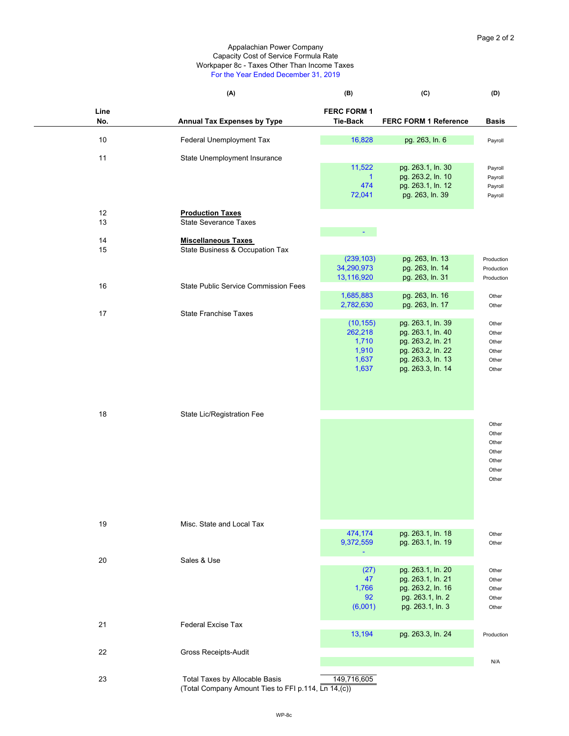Appalachian Power Company
Capacity Cost of Service Formula Rate
Workpaper 8c - Taxes Other Than Income Taxes
For the Year Ended December 31, 2019

| | (A) | (B) | (C) | (D) |
|---|---|---|---|---|
| **Line No.** | **Annual Tax Expenses by Type** | **FERC FORM 1 Tie-Back** | **FERC FORM 1 Reference** | **Basis** |
| 10 | Federal Unemployment Tax | 16,828 | pg. 263, ln. 6 | Payroll |
| 11 | State Unemployment Insurance | | | |
| | | 11,522 | pg. 263.1, ln. 30 | Payroll |
| | | 1 | pg. 263.2, ln. 10 | Payroll |
| | | 474 | pg. 263.1, ln. 12 | Payroll |
| | | 72,041 | pg. 263, ln. 39 | Payroll |
| 12 | **Production Taxes** | | | |
| 13 | State Severance Taxes | | | |
| | | - | | |
| 14 | **Miscellaneous Taxes** | | | |
| 15 | State Business & Occupation Tax | | | |
| | | (239,103) | pg. 263, ln. 13 | Production |
| | | 34,290,973 | pg. 263, ln. 14 | Production |
| | | 13,116,920 | pg. 263, ln. 31 | Production |
| 16 | State Public Service Commission Fees | | | |
| | | 1,685,883 | pg. 263, ln. 16 | Other |
| | | 2,782,630 | pg. 263, ln. 17 | Other |
| 17 | State Franchise Taxes | | | |
| | | (10,155) | pg. 263.1, ln. 39 | Other |
| | | 262,218 | pg. 263.1, ln. 40 | Other |
| | | 1,710 | pg. 263.2, ln. 21 | Other |
| | | 1,910 | pg. 263.2, ln. 22 | Other |
| | | 1,637 | pg. 263.3, ln. 13 | Other |
| | | 1,637 | pg. 263.3, ln. 14 | Other |
| 18 | State Lic/Registration Fee | | | |
| | | | | Other |
| | | | | Other |
| | | | | Other |
| | | | | Other |
| | | | | Other |
| | | | | Other |
| | | | | Other |
| 19 | Misc. State and Local Tax | | | |
| | | 474,174 | pg. 263.1, ln. 18 | Other |
| | | 9,372,559 | pg. 263.1, ln. 19 | Other |
| | | - | | |
| 20 | Sales & Use | | | |
| | | (27) | pg. 263.1, ln. 20 | Other |
| | | 47 | pg. 263.1, ln. 21 | Other |
| | | 1,766 | pg. 263.2, ln. 16 | Other |
| | | 92 | pg. 263.1, ln. 2 | Other |
| | | (6,001) | pg. 263.1, ln. 3 | Other |
| 21 | Federal Excise Tax | | | |
| | | 13,194 | pg. 263.3, ln. 24 | Production |
| 22 | Gross Receipts-Audit | | | |
| | | | | N/A |
| 23 | Total Taxes by Allocable Basis | 149,716,605 | | |
| | (Total Company Amount Ties to FFI p.114, Ln 14,(c)) | | | |

WP-8c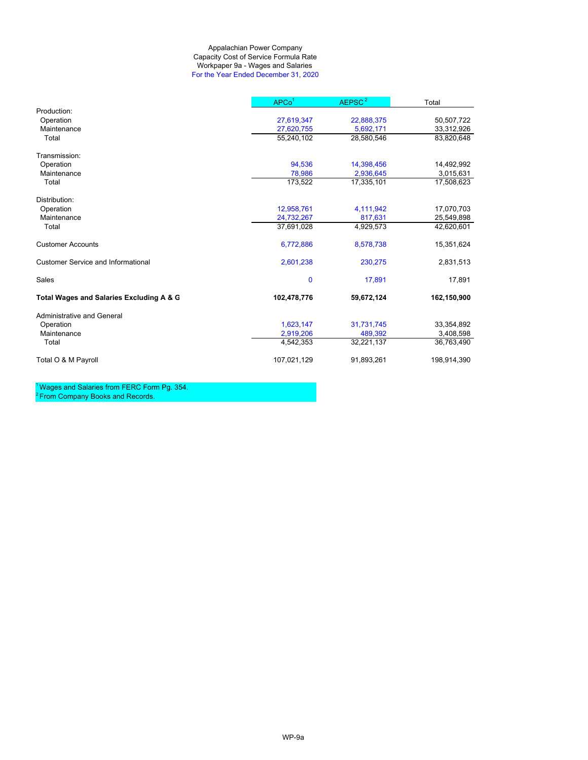Appalachian Power Company
Capacity Cost of Service Formula Rate
Workpaper 9a - Wages and Salaries
For the Year Ended December 31, 2020

| | APCo[1] | AEPSC[2] | Total |
|---|---|---|---|
| Production: | | | |
| Operation | 27,619,347 | 22,888,375 | 50,507,722 |
| Maintenance | 27,620,755 | 5,692,171 | 33,312,926 |
| Total | 55,240,102 | 28,580,546 | 83,820,648 |
| | | | |
| Transmission: | | | |
| Operation | 94,536 | 14,398,456 | 14,492,992 |
| Maintenance | 78,986 | 2,936,645 | 3,015,631 |
| Total | 173,522 | 17,335,101 | 17,508,623 |
| | | | |
| Distribution: | | | |
| Operation | 12,958,761 | 4,111,942 | 17,070,703 |
| Maintenance | 24,732,267 | 817,631 | 25,549,898 |
| Total | 37,691,028 | 4,929,573 | 42,620,601 |
| | | | |
| Customer Accounts | 6,772,886 | 8,578,738 | 15,351,624 |
| | | | |
| Customer Service and Informational | 2,601,238 | 230,275 | 2,831,513 |
| | | | |
| Sales | 0 | 17,891 | 17,891 |
| | | | |
| **Total Wages and Salaries Excluding A & G** | **102,478,776** | **59,672,124** | **162,150,900** |
| | | | |
| Administrative and General | | | |
| Operation | 1,623,147 | 31,731,745 | 33,354,892 |
| Maintenance | 2,919,206 | 489,392 | 3,408,598 |
| Total | 4,542,353 | 32,221,137 | 36,763,490 |
| | | | |
| Total O & M Payroll | 107,021,129 | 91,893,261 | 198,914,390 |

[1] Wages and Salaries from FERC Form Pg. 354.
[2] From Company Books and Records.

WP-9a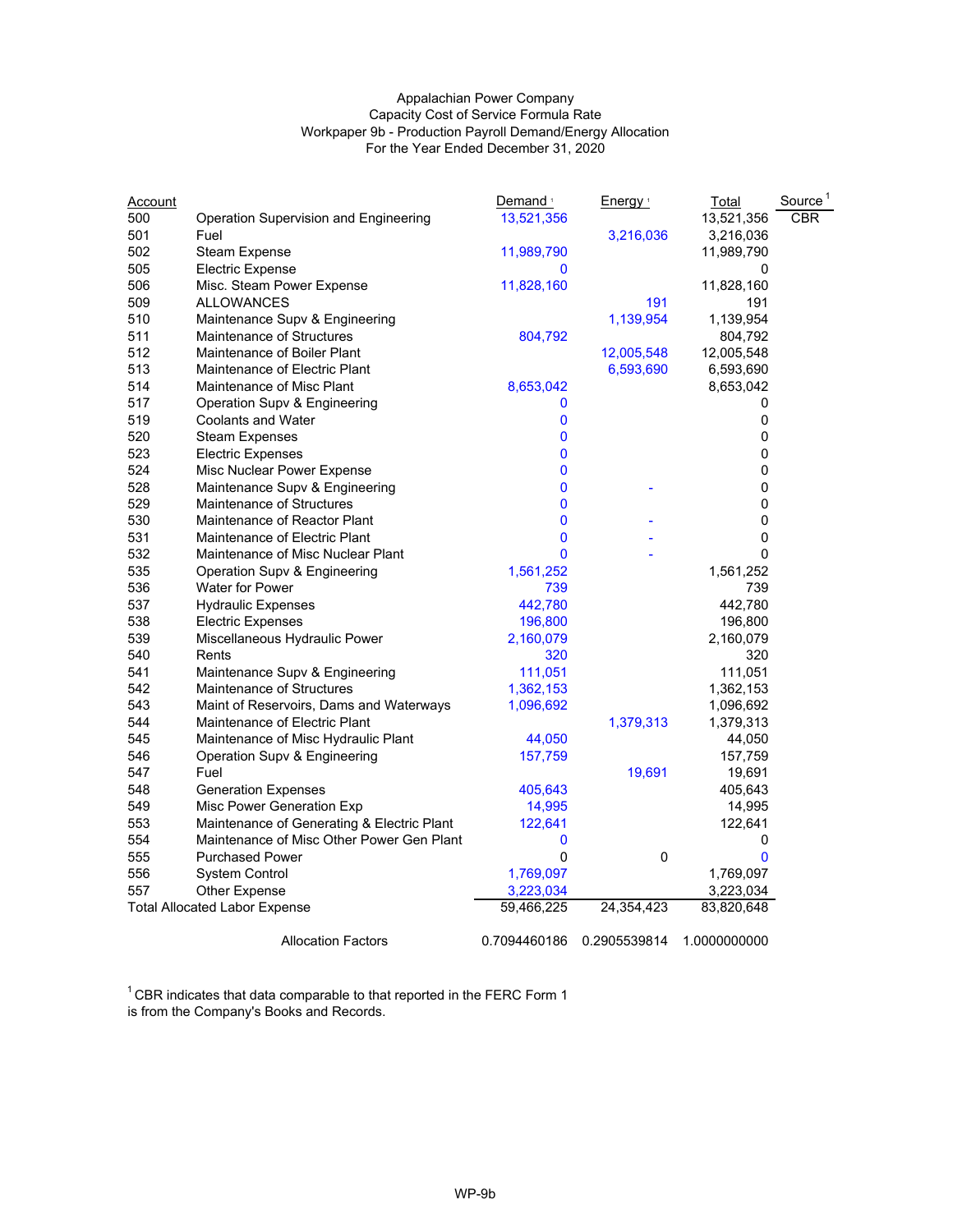Appalachian Power Company
Capacity Cost of Service Formula Rate
Workpaper 9b - Production Payroll Demand/Energy Allocation
For the Year Ended December 31, 2020

| Account | | Demand [1] | Energy [1] | Total | Source [1] |
|---|---|---|---|---|---|
| 500 | Operation Supervision and Engineering | 13,521,356 | | 13,521,356 | CBR |
| 501 | Fuel | | 3,216,036 | 3,216,036 | |
| 502 | Steam Expense | 11,989,790 | | 11,989,790 | |
| 505 | Electric Expense | 0 | | 0 | |
| 506 | Misc. Steam Power Expense | 11,828,160 | | 11,828,160 | |
| 509 | ALLOWANCES | | 191 | 191 | |
| 510 | Maintenance Supv & Engineering | | 1,139,954 | 1,139,954 | |
| 511 | Maintenance of Structures | 804,792 | | 804,792 | |
| 512 | Maintenance of Boiler Plant | | 12,005,548 | 12,005,548 | |
| 513 | Maintenance of Electric Plant | | 6,593,690 | 6,593,690 | |
| 514 | Maintenance of Misc Plant | 8,653,042 | | 8,653,042 | |
| 517 | Operation Supv & Engineering | 0 | | 0 | |
| 519 | Coolants and Water | 0 | | 0 | |
| 520 | Steam Expenses | 0 | | 0 | |
| 523 | Electric Expenses | 0 | | 0 | |
| 524 | Misc Nuclear Power Expense | 0 | | 0 | |
| 528 | Maintenance Supv & Engineering | 0 | - | 0 | |
| 529 | Maintenance of Structures | 0 | | 0 | |
| 530 | Maintenance of Reactor Plant | 0 | - | 0 | |
| 531 | Maintenance of Electric Plant | 0 | - | 0 | |
| 532 | Maintenance of Misc Nuclear Plant | 0 | - | 0 | |
| 535 | Operation Supv & Engineering | 1,561,252 | | 1,561,252 | |
| 536 | Water for Power | 739 | | 739 | |
| 537 | Hydraulic Expenses | 442,780 | | 442,780 | |
| 538 | Electric Expenses | 196,800 | | 196,800 | |
| 539 | Miscellaneous Hydraulic Power | 2,160,079 | | 2,160,079 | |
| 540 | Rents | 320 | | 320 | |
| 541 | Maintenance Supv & Engineering | 111,051 | | 111,051 | |
| 542 | Maintenance of Structures | 1,362,153 | | 1,362,153 | |
| 543 | Maint of Reservoirs, Dams and Waterways | 1,096,692 | | 1,096,692 | |
| 544 | Maintenance of Electric Plant | | 1,379,313 | 1,379,313 | |
| 545 | Maintenance of Misc Hydraulic Plant | 44,050 | | 44,050 | |
| 546 | Operation Supv & Engineering | 157,759 | | 157,759 | |
| 547 | Fuel | | 19,691 | 19,691 | |
| 548 | Generation Expenses | 405,643 | | 405,643 | |
| 549 | Misc Power Generation Exp | 14,995 | | 14,995 | |
| 553 | Maintenance of Generating & Electric Plant | 122,641 | | 122,641 | |
| 554 | Maintenance of Misc Other Power Gen Plant | 0 | | 0 | |
| 555 | Purchased Power | 0 | 0 | 0 | |
| 556 | System Control | 1,769,097 | | 1,769,097 | |
| 557 | Other Expense | 3,223,034 | | 3,223,034 | |
| Total Allocated Labor Expense | | 59,466,225 | 24,354,423 | 83,820,648 | |
| | Allocation Factors | 0.7094460186 | 0.2905539814 | 1.0000000000 | |

[1] CBR indicates that data comparable to that reported in the FERC Form 1 is from the Company's Books and Records.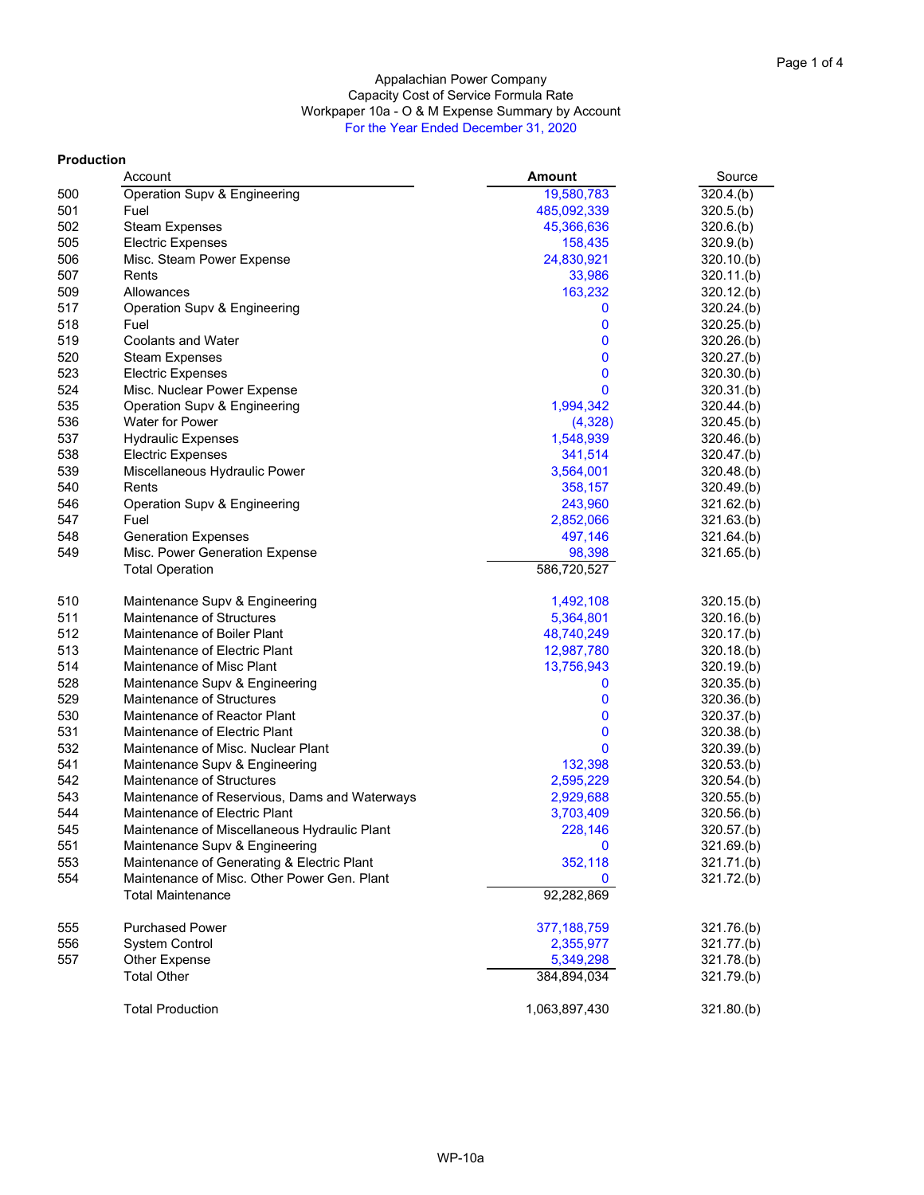Appalachian Power Company
Capacity Cost of Service Formula Rate
Workpaper 10a - O & M Expense Summary by Account
For the Year Ended December 31, 2020

**Production**

| | Account | Amount | Source |
|---|---|---|---|
| 500 | Operation Supv & Engineering | 19,580,783 | 320.4.(b) |
| 501 | Fuel | 485,092,339 | 320.5.(b) |
| 502 | Steam Expenses | 45,366,636 | 320.6.(b) |
| 505 | Electric Expenses | 158,435 | 320.9.(b) |
| 506 | Misc. Steam Power Expense | 24,830,921 | 320.10.(b) |
| 507 | Rents | 33,986 | 320.11.(b) |
| 509 | Allowances | 163,232 | 320.12.(b) |
| 517 | Operation Supv & Engineering | 0 | 320.24.(b) |
| 518 | Fuel | 0 | 320.25.(b) |
| 519 | Coolants and Water | 0 | 320.26.(b) |
| 520 | Steam Expenses | 0 | 320.27.(b) |
| 523 | Electric Expenses | 0 | 320.30.(b) |
| 524 | Misc. Nuclear Power Expense | 0 | 320.31.(b) |
| 535 | Operation Supv & Engineering | 1,994,342 | 320.44.(b) |
| 536 | Water for Power | (4,328) | 320.45.(b) |
| 537 | Hydraulic Expenses | 1,548,939 | 320.46.(b) |
| 538 | Electric Expenses | 341,514 | 320.47.(b) |
| 539 | Miscellaneous Hydraulic Power | 3,564,001 | 320.48.(b) |
| 540 | Rents | 358,157 | 320.49.(b) |
| 546 | Operation Supv & Engineering | 243,960 | 321.62.(b) |
| 547 | Fuel | 2,852,066 | 321.63.(b) |
| 548 | Generation Expenses | 497,146 | 321.64.(b) |
| 549 | Misc. Power Generation Expense | 98,398 | 321.65.(b) |
| | Total Operation | 586,720,527 | |
| | | | |
| 510 | Maintenance Supv & Engineering | 1,492,108 | 320.15.(b) |
| 511 | Maintenance of Structures | 5,364,801 | 320.16.(b) |
| 512 | Maintenance of Boiler Plant | 48,740,249 | 320.17.(b) |
| 513 | Maintenance of Electric Plant | 12,987,780 | 320.18.(b) |
| 514 | Maintenance of Misc Plant | 13,756,943 | 320.19.(b) |
| 528 | Maintenance Supv & Engineering | 0 | 320.35.(b) |
| 529 | Maintenance of Structures | 0 | 320.36.(b) |
| 530 | Maintenance of Reactor Plant | 0 | 320.37.(b) |
| 531 | Maintenance of Electric Plant | 0 | 320.38.(b) |
| 532 | Maintenance of Misc. Nuclear Plant | 0 | 320.39.(b) |
| 541 | Maintenance Supv & Engineering | 132,398 | 320.53.(b) |
| 542 | Maintenance of Structures | 2,595,229 | 320.54.(b) |
| 543 | Maintenance of Reservious, Dams and Waterways | 2,929,688 | 320.55.(b) |
| 544 | Maintenance of Electric Plant | 3,703,409 | 320.56.(b) |
| 545 | Maintenance of Miscellaneous Hydraulic Plant | 228,146 | 320.57.(b) |
| 551 | Maintenance Supv & Engineering | 0 | 321.69.(b) |
| 553 | Maintenance of Generating & Electric Plant | 352,118 | 321.71.(b) |
| 554 | Maintenance of Misc. Other Power Gen. Plant | 0 | 321.72.(b) |
| | Total Maintenance | 92,282,869 | |
| | | | |
| 555 | Purchased Power | 377,188,759 | 321.76.(b) |
| 556 | System Control | 2,355,977 | 321.77.(b) |
| 557 | Other Expense | 5,349,298 | 321.78.(b) |
| | Total Other | 384,894,034 | 321.79.(b) |
| | | | |
| | Total Production | 1,063,897,430 | 321.80.(b) |

WP-10a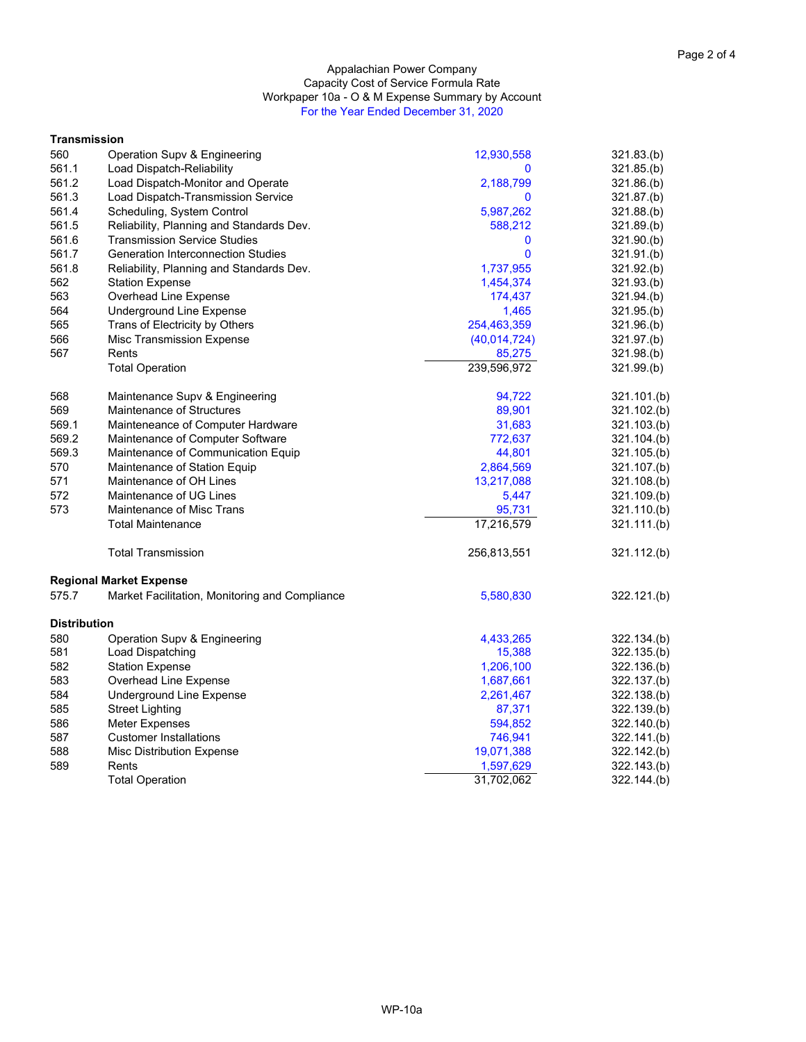Appalachian Power Company
Capacity Cost of Service Formula Rate
Workpaper 10a - O & M Expense Summary by Account
For the Year Ended December 31, 2020

| Account | Description | Amount | Reference |
|---|---|---|---|
| **Transmission** | | | |
| 560 | Operation Supv & Engineering | 12,930,558 | 321.83.(b) |
| 561.1 | Load Dispatch-Reliability | 0 | 321.85.(b) |
| 561.2 | Load Dispatch-Monitor and Operate | 2,188,799 | 321.86.(b) |
| 561.3 | Load Dispatch-Transmission Service | 0 | 321.87.(b) |
| 561.4 | Scheduling, System Control | 5,987,262 | 321.88.(b) |
| 561.5 | Reliability, Planning and Standards Dev. | 588,212 | 321.89.(b) |
| 561.6 | Transmission Service Studies | 0 | 321.90.(b) |
| 561.7 | Generation Interconnection Studies | 0 | 321.91.(b) |
| 561.8 | Reliability, Planning and Standards Dev. | 1,737,955 | 321.92.(b) |
| 562 | Station Expense | 1,454,374 | 321.93.(b) |
| 563 | Overhead Line Expense | 174,437 | 321.94.(b) |
| 564 | Underground Line Expense | 1,465 | 321.95.(b) |
| 565 | Trans of Electricity by Others | 254,463,359 | 321.96.(b) |
| 566 | Misc Transmission Expense | (40,014,724) | 321.97.(b) |
| 567 | Rents | 85,275 | 321.98.(b) |
| | Total Operation | 239,596,972 | 321.99.(b) |
| | | | |
| 568 | Maintenance Supv & Engineering | 94,722 | 321.101.(b) |
| 569 | Maintenance of Structures | 89,901 | 321.102.(b) |
| 569.1 | Mainteneance of Computer Hardware | 31,683 | 321.103.(b) |
| 569.2 | Maintenance of Computer Software | 772,637 | 321.104.(b) |
| 569.3 | Maintenance of Communication Equip | 44,801 | 321.105.(b) |
| 570 | Maintenance of Station Equip | 2,864,569 | 321.107.(b) |
| 571 | Maintenance of OH Lines | 13,217,088 | 321.108.(b) |
| 572 | Maintenance of UG Lines | 5,447 | 321.109.(b) |
| 573 | Maintenance of Misc Trans | 95,731 | 321.110.(b) |
| | Total Maintenance | 17,216,579 | 321.111.(b) |
| | | | |
| | Total Transmission | 256,813,551 | 321.112.(b) |
| **Regional Market Expense** | | | |
| 575.7 | Market Facilitation, Monitoring and Compliance | 5,580,830 | 322.121.(b) |
| **Distribution** | | | |
| 580 | Operation Supv & Engineering | 4,433,265 | 322.134.(b) |
| 581 | Load Dispatching | 15,388 | 322.135.(b) |
| 582 | Station Expense | 1,206,100 | 322.136.(b) |
| 583 | Overhead Line Expense | 1,687,661 | 322.137.(b) |
| 584 | Underground Line Expense | 2,261,467 | 322.138.(b) |
| 585 | Street Lighting | 87,371 | 322.139.(b) |
| 586 | Meter Expenses | 594,852 | 322.140.(b) |
| 587 | Customer Installations | 746,941 | 322.141.(b) |
| 588 | Misc Distribution Expense | 19,071,388 | 322.142.(b) |
| 589 | Rents | 1,597,629 | 322.143.(b) |
| | Total Operation | 31,702,062 | 322.144.(b) |

WP-10a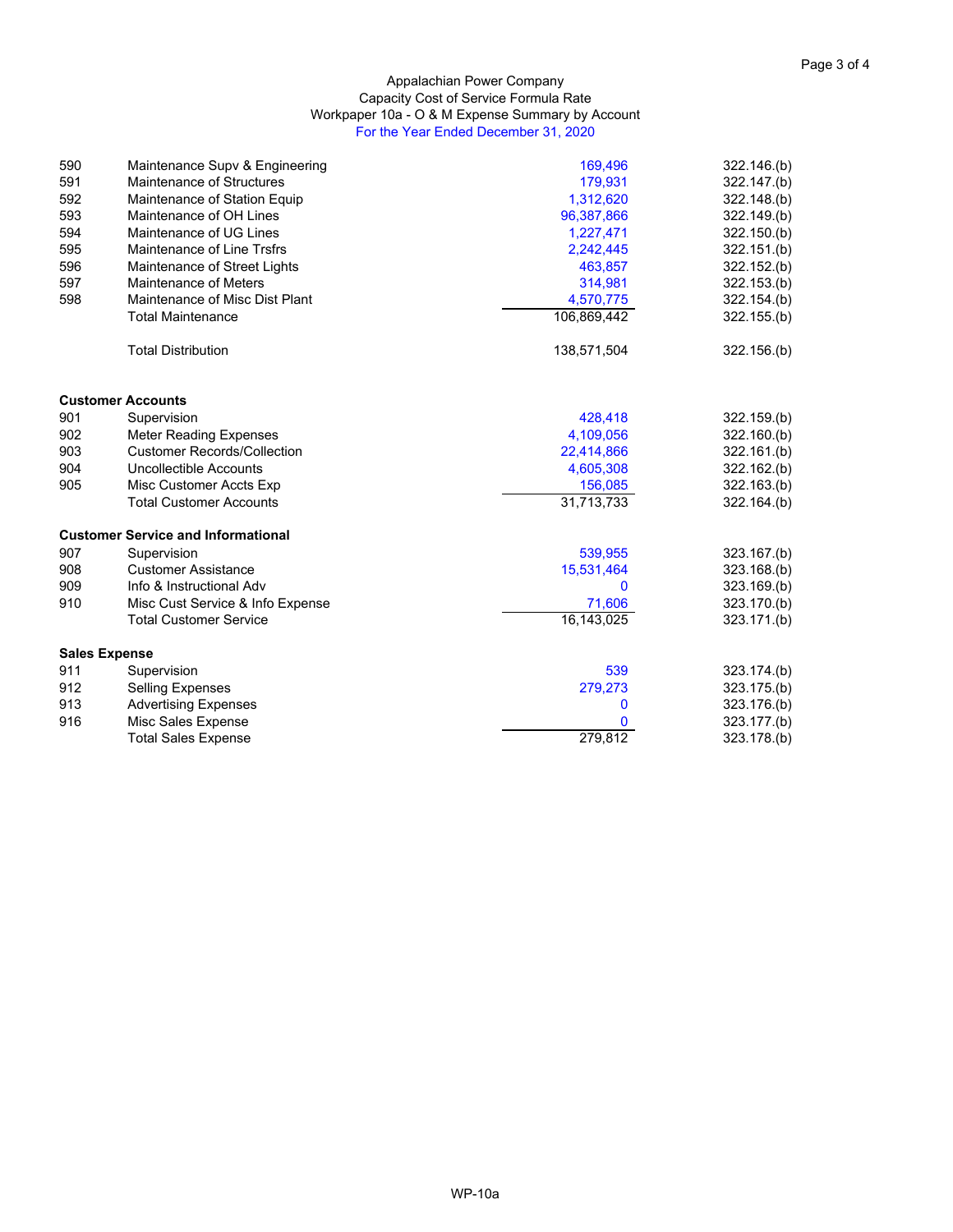Appalachian Power Company
Capacity Cost of Service Formula Rate
Workpaper 10a - O & M Expense Summary by Account
For the Year Ended December 31, 2020

| Account | Description | Amount | Reference |
|---|---|---|---|
| 590 | Maintenance Supv & Engineering | 169,496 | 322.146.(b) |
| 591 | Maintenance of Structures | 179,931 | 322.147.(b) |
| 592 | Maintenance of Station Equip | 1,312,620 | 322.148.(b) |
| 593 | Maintenance of OH Lines | 96,387,866 | 322.149.(b) |
| 594 | Maintenance of UG Lines | 1,227,471 | 322.150.(b) |
| 595 | Maintenance of Line Trsfrs | 2,242,445 | 322.151.(b) |
| 596 | Maintenance of Street Lights | 463,857 | 322.152.(b) |
| 597 | Maintenance of Meters | 314,981 | 322.153.(b) |
| 598 | Maintenance of Misc Dist Plant | 4,570,775 | 322.154.(b) |
| | Total Maintenance | 106,869,442 | 322.155.(b) |
| | | | |
| | Total Distribution | 138,571,504 | 322.156.(b) |
| | | | |
| **Customer Accounts** | | | |
| 901 | Supervision | 428,418 | 322.159.(b) |
| 902 | Meter Reading Expenses | 4,109,056 | 322.160.(b) |
| 903 | Customer Records/Collection | 22,414,866 | 322.161.(b) |
| 904 | Uncollectible Accounts | 4,605,308 | 322.162.(b) |
| 905 | Misc Customer Accts Exp | 156,085 | 322.163.(b) |
| | Total Customer Accounts | 31,713,733 | 322.164.(b) |
| | | | |
| **Customer Service and Informational** | | | |
| 907 | Supervision | 539,955 | 323.167.(b) |
| 908 | Customer Assistance | 15,531,464 | 323.168.(b) |
| 909 | Info & Instructional Adv | 0 | 323.169.(b) |
| 910 | Misc Cust Service & Info Expense | 71,606 | 323.170.(b) |
| | Total Customer Service | 16,143,025 | 323.171.(b) |
| | | | |
| **Sales Expense** | | | |
| 911 | Supervision | 539 | 323.174.(b) |
| 912 | Selling Expenses | 279,273 | 323.175.(b) |
| 913 | Advertising Expenses | 0 | 323.176.(b) |
| 916 | Misc Sales Expense | 0 | 323.177.(b) |
| | Total Sales Expense | 279,812 | 323.178.(b) |

WP-10a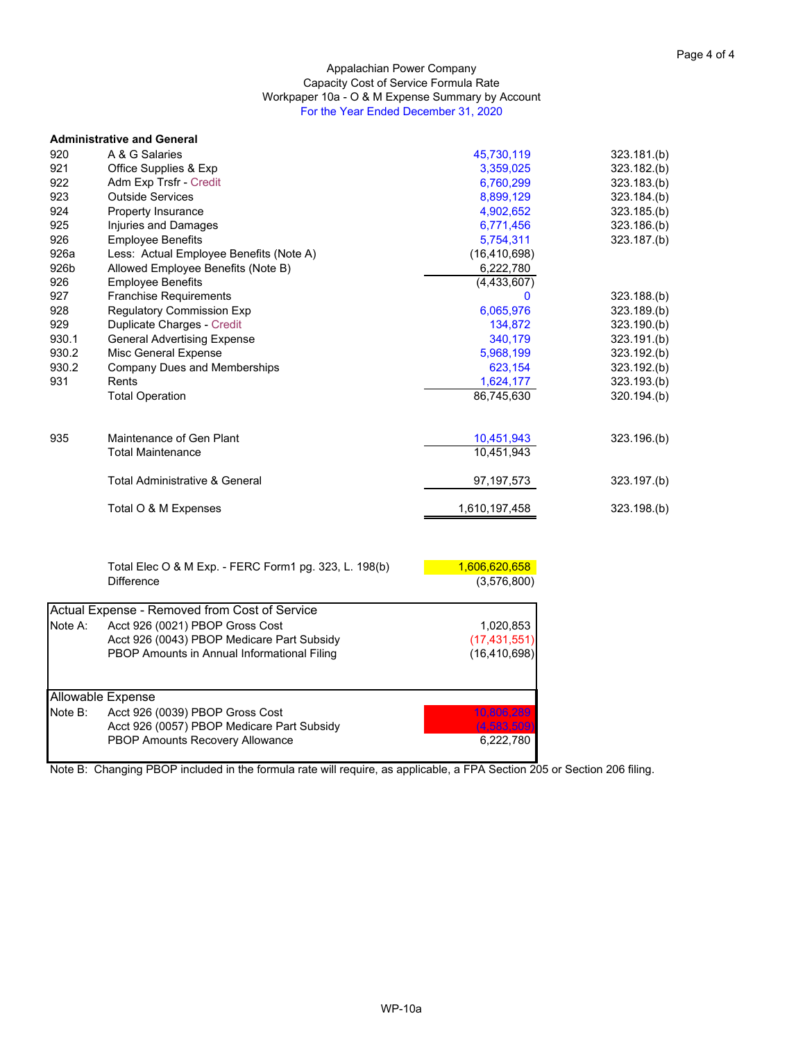Appalachian Power Company
Capacity Cost of Service Formula Rate
Workpaper 10a - O & M Expense Summary by Account
For the Year Ended December 31, 2020

**Administrative and General**

| Acct | Description | Amount | Reference |
|---|---|---|---|
| 920 | A & G Salaries | 45,730,119 | 323.181.(b) |
| 921 | Office Supplies & Exp | 3,359,025 | 323.182.(b) |
| 922 | Adm Exp Trsfr - Credit | 6,760,299 | 323.183.(b) |
| 923 | Outside Services | 8,899,129 | 323.184.(b) |
| 924 | Property Insurance | 4,902,652 | 323.185.(b) |
| 925 | Injuries and Damages | 6,771,456 | 323.186.(b) |
| 926 | Employee Benefits | 5,754,311 | 323.187.(b) |
| 926a | Less: Actual Employee Benefits (Note A) | (16,410,698) | |
| 926b | Allowed Employee Benefits (Note B) | 6,222,780 | |
| 926 | Employee Benefits | (4,433,607) | |
| 927 | Franchise Requirements | 0 | 323.188.(b) |
| 928 | Regulatory Commission Exp | 6,065,976 | 323.189.(b) |
| 929 | Duplicate Charges - Credit | 134,872 | 323.190.(b) |
| 930.1 | General Advertising Expense | 340,179 | 323.191.(b) |
| 930.2 | Misc General Expense | 5,968,199 | 323.192.(b) |
| 930.2 | Company Dues and Memberships | 623,154 | 323.192.(b) |
| 931 | Rents | 1,624,177 | 323.193.(b) |
| | Total Operation | 86,745,630 | 320.194.(b) |
| | | | |
| 935 | Maintenance of Gen Plant | 10,451,943 | 323.196.(b) |
| | Total Maintenance | 10,451,943 | |
| | | | |
| | Total Administrative & General | 97,197,573 | 323.197.(b) |
| | | | |
| | Total O & M Expenses | 1,610,197,458 | 323.198.(b) |
| | | | |
| | Total Elec O & M Exp. - FERC Form1 pg. 323, L. 198(b) | 1,606,620,658 | |
| | Difference | (3,576,800) | |

**Actual Expense - Removed from Cost of Service**

| Note | Description | Amount |
|---|---|---|
| Note A: | Acct 926 (0021) PBOP Gross Cost | 1,020,853 |
| | Acct 926 (0043) PBOP Medicare Part Subsidy | (17,431,551) |
| | PBOP Amounts in Annual Informational Filing | (16,410,698) |

**Allowable Expense**

| Note | Description | Amount |
|---|---|---|
| Note B: | Acct 926 (0039) PBOP Gross Cost | 10,806,289 |
| | Acct 926 (0057) PBOP Medicare Part Subsidy | (4,583,509) |
| | PBOP Amounts Recovery Allowance | 6,222,780 |

Note B: Changing PBOP included in the formula rate will require, as applicable, a FPA Section 205 or Section 206 filing.

WP-10a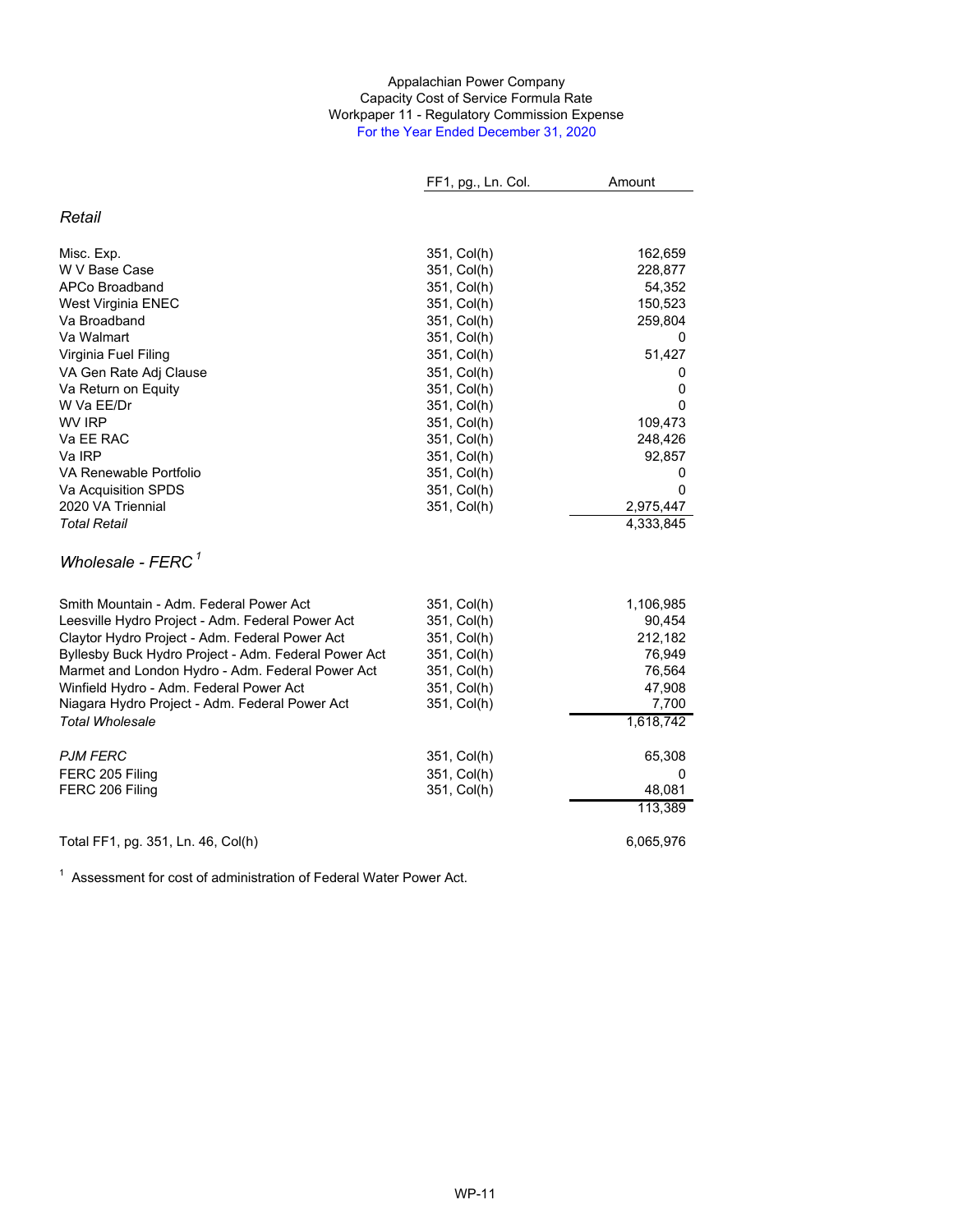Appalachian Power Company
Capacity Cost of Service Formula Rate
Workpaper 11 - Regulatory Commission Expense
For the Year Ended December 31, 2020

| | FF1, pg., Ln. Col. | Amount |
|---|---|---|
| *Retail* | | |
| Misc. Exp. | 351, Col(h) | 162,659 |
| W V Base Case | 351, Col(h) | 228,877 |
| APCo Broadband | 351, Col(h) | 54,352 |
| West Virginia ENEC | 351, Col(h) | 150,523 |
| Va Broadband | 351, Col(h) | 259,804 |
| Va Walmart | 351, Col(h) | 0 |
| Virginia Fuel Filing | 351, Col(h) | 51,427 |
| VA Gen Rate Adj Clause | 351, Col(h) | 0 |
| Va Return on Equity | 351, Col(h) | 0 |
| W Va EE/Dr | 351, Col(h) | 0 |
| WV IRP | 351, Col(h) | 109,473 |
| Va EE RAC | 351, Col(h) | 248,426 |
| Va IRP | 351, Col(h) | 92,857 |
| VA Renewable Portfolio | 351, Col(h) | 0 |
| Va Acquisition SPDS | 351, Col(h) | 0 |
| 2020 VA Triennial | 351, Col(h) | 2,975,447 |
| *Total Retail* | | 4,333,845 |
| *Wholesale - FERC* [1] | | |
| Smith Mountain - Adm. Federal Power Act | 351, Col(h) | 1,106,985 |
| Leesville Hydro Project - Adm. Federal Power Act | 351, Col(h) | 90,454 |
| Claytor Hydro Project - Adm. Federal Power Act | 351, Col(h) | 212,182 |
| Byllesby Buck Hydro Project - Adm. Federal Power Act | 351, Col(h) | 76,949 |
| Marmet and London Hydro - Adm. Federal Power Act | 351, Col(h) | 76,564 |
| Winfield Hydro - Adm. Federal Power Act | 351, Col(h) | 47,908 |
| Niagara Hydro Project - Adm. Federal Power Act | 351, Col(h) | 7,700 |
| *Total Wholesale* | | 1,618,742 |
| *PJM FERC* | 351, Col(h) | 65,308 |
| FERC 205 Filing | 351, Col(h) | 0 |
| FERC 206 Filing | 351, Col(h) | 48,081 |
| | | 113,389 |
| Total FF1, pg. 351, Ln. 46, Col(h) | | 6,065,976 |

[1] Assessment for cost of administration of Federal Water Power Act.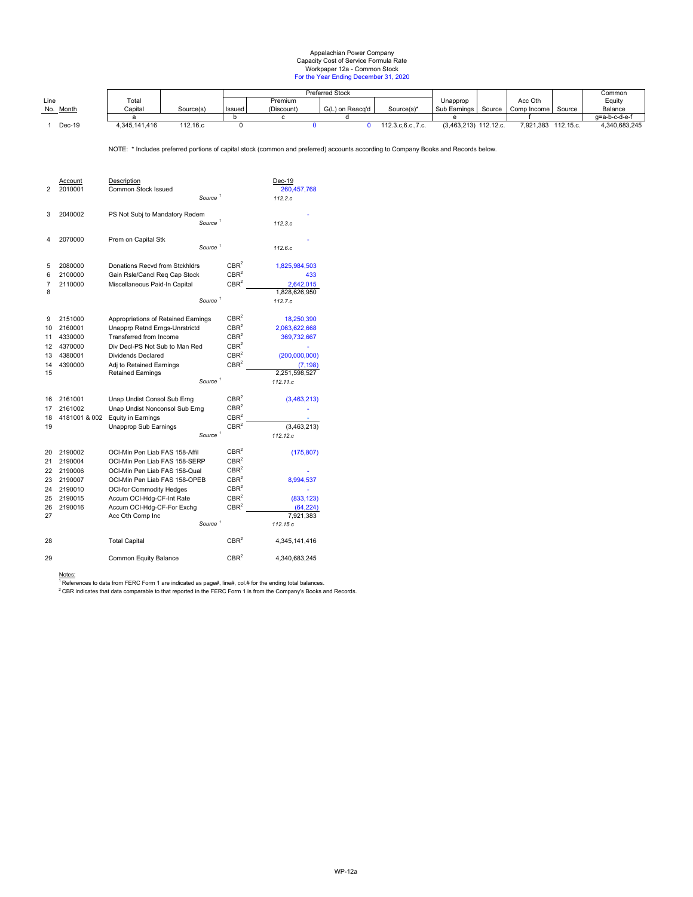# Appalachian Power Company
## Capacity Cost of Service Formula Rate
### Workpaper 12a - Common Stock
### For the Year Ending December 31, 2020

| Line No. | Month | Total Capital | Source(s) | Preferred Stock Issued | Premium (Discount) | G(L) on Reacq'd | Source(s)* | Unapprop Sub Earnings | Source | Acc Oth Comp Income | Source | Common Equity Balance |
|---|---|---|---|---|---|---|---|---|---|---|---|---|
| | | a | | b | c | d | | e | | f | | g=a-b-c-d-e-f |
| 1 | Dec-19 | 4,345,141,416 | 112.16.c | 0 | 0 | 0 | 112.3.c,6.c.,7.c. | (3,463,213) | 112.12.c. | 7,921,383 | 112.15.c. | 4,340,683,245 |

NOTE: * Includes preferred portions of capital stock (common and preferred) accounts according to Company Books and Records below.

| Line | Account | Description | | Dec-19 |
|---|---|---|---|---|
| 2 | 2010001 | Common Stock Issued | | 260,457,768 |
| | | *Source* [1] | | *112.2.c* |
| 3 | 2040002 | PS Not Subj to Mandatory Redem | | - |
| | | *Source* [1] | | *112.3.c* |
| 4 | 2070000 | Prem on Capital Stk | | - |
| | | *Source* [1] | | *112.6.c* |
| 5 | 2080000 | Donations Recvd from Stckhldrs | CBR[2] | 1,825,984,503 |
| 6 | 2100000 | Gain Rsle/Cancl Req Cap Stock | CBR[2] | 433 |
| 7 | 2110000 | Miscellaneous Paid-In Capital | CBR[2] | 2,642,015 |
| 8 | | | | 1,828,626,950 |
| | | *Source* [1] | | *112.7.c* |
| 9 | 2151000 | Appropriations of Retained Earnings | CBR[2] | 18,250,390 |
| 10 | 2160001 | Unapprp Retnd Erngs-Unrstrictd | CBR[2] | 2,063,622,668 |
| 11 | 4330000 | Transferred from Income | CBR[2] | 369,732,667 |
| 12 | 4370000 | Div Decl-PS Not Sub to Man Red | CBR[2] | - |
| 13 | 4380001 | Dividends Declared | CBR[2] | (200,000,000) |
| 14 | 4390000 | Adj to Retained Earnings | CBR[2] | (7,198) |
| 15 | | Retained Earnings | | 2,251,598,527 |
| | | *Source* [1] | | *112.11.c* |
| 16 | 2161001 | Unap Undist Consol Sub Erng | CBR[2] | (3,463,213) |
| 17 | 2161002 | Unap Undist Nonconsol Sub Erng | CBR[2] | - |
| 18 | 4181001 & 002 | Equity in Earnings | CBR[2] | - |
| 19 | | Unapprop Sub Earnings | CBR[2] | (3,463,213) |
| | | *Source* [1] | | *112.12.c* |
| 20 | 2190002 | OCI-Min Pen Liab FAS 158-Affil | CBR[2] | (175,807) |
| 21 | 2190004 | OCI-Min Pen Liab FAS 158-SERP | CBR[2] | |
| 22 | 2190006 | OCI-Min Pen Liab FAS 158-Qual | CBR[2] | - |
| 23 | 2190007 | OCI-Min Pen Liab FAS 158-OPEB | CBR[2] | 8,994,537 |
| 24 | 2190010 | OCI-for Commodity Hedges | CBR[2] | - |
| 25 | 2190015 | Accum OCI-Hdg-CF-Int Rate | CBR[2] | (833,123) |
| 26 | 2190016 | Accum OCI-Hdg-CF-For Exchg | CBR[2] | (64,224) |
| 27 | | Acc Oth Comp Inc | | 7,921,383 |
| | | *Source* [1] | | *112.15.c* |
| 28 | | Total Capital | CBR[2] | 4,345,141,416 |
| 29 | | Common Equity Balance | CBR[2] | 4,340,683,245 |

Notes:

[1] References to data from FERC Form 1 are indicated as page#, line#, col.# for the ending total balances.

[2] CBR indicates that data comparable to that reported in the FERC Form 1 is from the Company's Books and Records.

WP-12a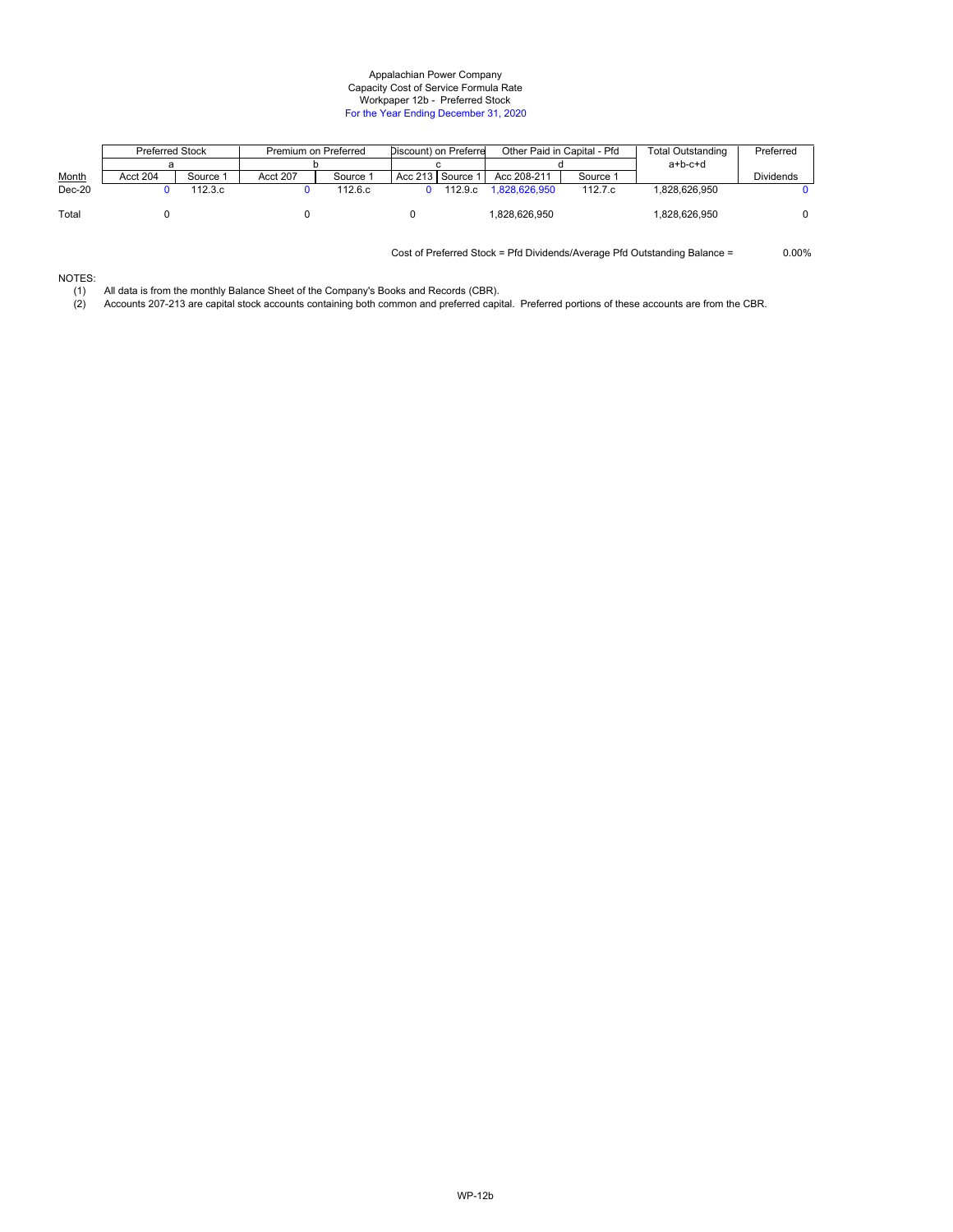Appalachian Power Company
Capacity Cost of Service Formula Rate
Workpaper 12b - Preferred Stock
For the Year Ending December 31, 2020

| | Preferred Stock | | Premium on Preferred | | (Discount) on Preferred | | Other Paid in Capital - Pfd | | Total Outstanding | Preferred |
|---|---|---|---|---|---|---|---|---|---|---|
| | a | | b | | c | | d | | a+b-c+d | |
| Month | Acct 204 | Source 1 | Acct 207 | Source 1 | Acc 213 | Source 1 | Acc 208-211 | Source 1 | | Dividends |
| Dec-20 | 0 | 112.3.c | 0 | 112.6.c | 0 | 112.9.c | 1,828,626,950 | 112.7.c | 1,828,626,950 | 0 |
| Total | 0 | | 0 | | 0 | | 1,828,626,950 | | 1,828,626,950 | 0 |

Cost of Preferred Stock = Pfd Dividends/Average Pfd Outstanding Balance = 0.00%

NOTES:

(1) All data is from the monthly Balance Sheet of the Company's Books and Records (CBR).

(2) Accounts 207-213 are capital stock accounts containing both common and preferred capital. Preferred portions of these accounts are from the CBR.

WP-12b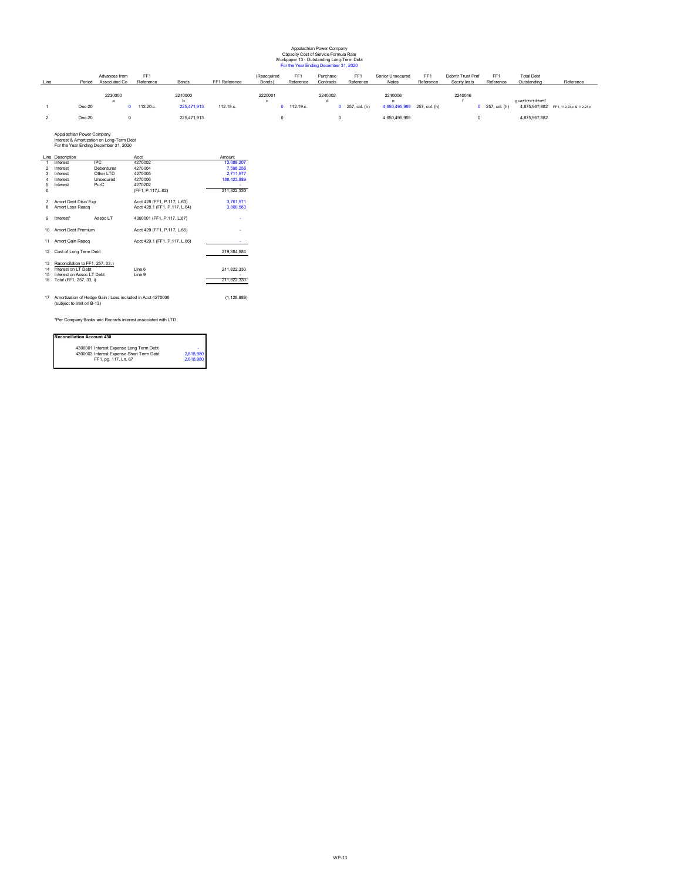Appalachian Power Company
Capacity Cost of Service Formula Rate
Workpaper 13 - Outstanding Long-Term Debt
For the Year Ending December 31, 2020

| Line | Period | Advances from Associated Co | FF1 Reference | Bonds | FF1 Reference | (Reacquired Bonds) | FF1 Reference | Purchase Contracts | FF1 Reference | Senior Unsecured Notes | FF1 Reference | Debntr Trust Pref Secrty Insts | FF1 Reference | Total Debt Outstanding | Reference |
|---|---|---|---|---|---|---|---|---|---|---|---|---|---|---|---|
| | | 2230000 | | 2210000 | | 2220001 | | 2240002 | | 2240006 | | 2240046 | | | |
| | | a | | b | | c | | d | | e | | f | | g=a+b+c+d+e+f | |
| 1 | Dec-20 | 0 | 112.20.c. | 225,471,913 | 112.18.c. | 0 | 112.19.c. | 0 | 257, col. (h) | 4,650,495,969 | 257, col. (h) | 0 | 257, col. (h) | 4,875,967,882 | FF1, 112.24,c & 112.23,c |
| 2 | Dec-20 | 0 | | 225,471,913 | | 0 | | 0 | | 4,650,495,969 | | 0 | | 4,875,967,882 | |

Appalachian Power Company
Interest & Amortization on Long-Term Debt
For the Year Ending December 31, 2020

| Line | Description | | Acct | Amount |
|---|---|---|---|---|
| 1 | Interest | IPC | 4270002 | 13,088,207 |
| 2 | Interest | Debentures | 4270004 | 7,598,256 |
| 3 | Interest | Other LTD | 4270005 | 2,711,977 |
| 4 | Interest | Unsecured | 4270006 | 188,423,889 |
| 5 | Interest | PurC | 4270202 | - |
| 6 | | | (FF1, P.117,L.62) | 211,822,330 |
| 7 | Amort Debt Disc/ Exp | | Acct 428 (FF1, P.117, L.63) | 3,761,971 |
| 8 | Amort Loss Reacq | | Acct 428.1 (FF1, P.117, L.64) | 3,800,583 |
| 9 | Interest* | Assoc LT | 4300001 (FF1, P.117, L.67) | - |
| 10 | Amort Debt Premium | | Acct 429 (FF1, P.117, L.65) | - |
| 11 | Amort Gain Reacq | | Acct 429.1 (FF1, P.117, L.66) | - |
| 12 | Cost of Long Term Debt | | | 219,384,884 |
| 13 | Reconciliation to FF1, 257, 33, i | | | |
| 14 | Interest on LT Debt | | Line 6 | 211,822,330 |
| 15 | Interest on Assoc LT Debt | | Line 9 | - |
| 16 | Total (FF1, 257, 33, i) | | | 211,822,330 |
| 17 | Amortization of Hedge Gain / Loss included in Acct 4270006 (subject to limit on B-13) | | | (1,128,888) |

*Per Company Books and Records interest associated with LTD.

| Reconciliation Account 430 | |
|---|---|
| 4300001 Interest Expense Long Term Debt | - |
| 4300003 Interest Expense Short Term Debt | 2,818,980 |
| FF1, pg. 117, Ln. 67 | 2,818,980 |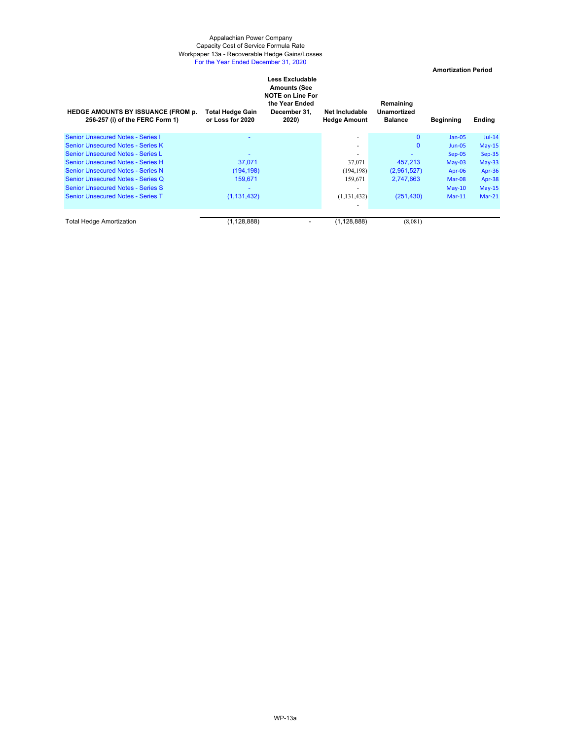Appalachian Power Company
Capacity Cost of Service Formula Rate
Workpaper 13a - Recoverable Hedge Gains/Losses
For the Year Ended December 31, 2020

| HEDGE AMOUNTS BY ISSUANCE (FROM p. 256-257 (i) of the FERC Form 1) | Total Hedge Gain or Loss for 2020 | Less Excludable Amounts (See NOTE on Line For the Year Ended December 31, 2020) | Net Includable Hedge Amount | Remaining Unamortized Balance | Amortization Period | |
|---|---|---|---|---|---|---|
| | | | | | Beginning | Ending |
| Senior Unsecured Notes - Series I | - | | - | 0 | Jan-05 | Jul-14 |
| Senior Unsecured Notes - Series K | | | - | 0 | Jun-05 | May-15 |
| Senior Unsecured Notes - Series L | - | | - | - | Sep-05 | Sep-35 |
| Senior Unsecured Notes - Series H | 37,071 | | 37,071 | 457,213 | May-03 | May-33 |
| Senior Unsecured Notes - Series N | (194,198) | | (194,198) | (2,961,527) | Apr-06 | Apr-36 |
| Senior Unsecured Notes - Series Q | 159,671 | | 159,671 | 2,747,663 | Mar-08 | Apr-38 |
| Senior Unsecured Notes - Series S | - | | - | | May-10 | May-15 |
| Senior Unsecured Notes - Series T | (1,131,432) | | (1,131,432) | (251,430) | Mar-11 | Mar-21 |
| | | | - | | | |
| Total Hedge Amortization | (1,128,888) | - | (1,128,888) | (8,081) | | |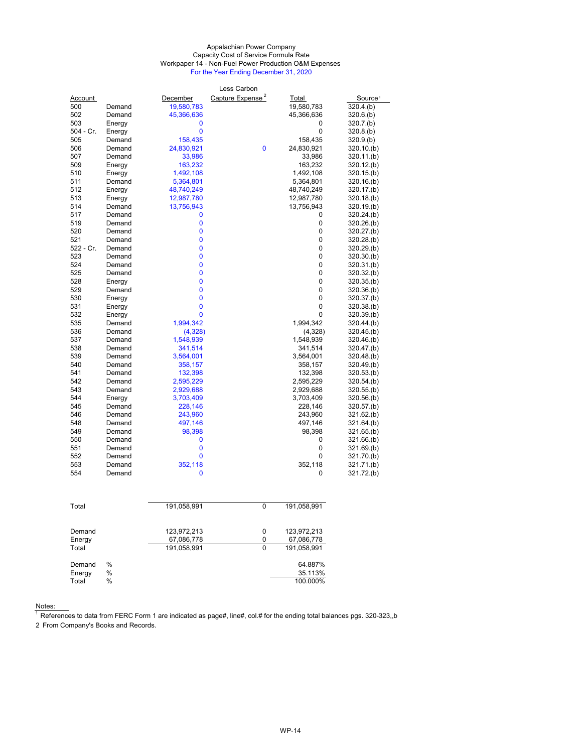Appalachian Power Company
Capacity Cost of Service Formula Rate
Workpaper 14 - Non-Fuel Power Production O&M Expenses
For the Year Ending December 31, 2020

| Account | | December | Less Carbon Capture Expense[2] | Total | Source[1] |
|---|---|---|---|---|---|
| 500 | Demand | 19,580,783 | | 19,580,783 | 320.4.(b) |
| 502 | Demand | 45,366,636 | | 45,366,636 | 320.6.(b) |
| 503 | Energy | 0 | | 0 | 320.7.(b) |
| 504 - Cr. | Energy | 0 | | 0 | 320.8.(b) |
| 505 | Demand | 158,435 | | 158,435 | 320.9.(b) |
| 506 | Demand | 24,830,921 | 0 | 24,830,921 | 320.10.(b) |
| 507 | Demand | 33,986 | | 33,986 | 320.11.(b) |
| 509 | Energy | 163,232 | | 163,232 | 320.12.(b) |
| 510 | Energy | 1,492,108 | | 1,492,108 | 320.15.(b) |
| 511 | Demand | 5,364,801 | | 5,364,801 | 320.16.(b) |
| 512 | Energy | 48,740,249 | | 48,740,249 | 320.17.(b) |
| 513 | Energy | 12,987,780 | | 12,987,780 | 320.18.(b) |
| 514 | Demand | 13,756,943 | | 13,756,943 | 320.19.(b) |
| 517 | Demand | 0 | | 0 | 320.24.(b) |
| 519 | Demand | 0 | | 0 | 320.26.(b) |
| 520 | Demand | 0 | | 0 | 320.27.(b) |
| 521 | Demand | 0 | | 0 | 320.28.(b) |
| 522 - Cr. | Demand | 0 | | 0 | 320.29.(b) |
| 523 | Demand | 0 | | 0 | 320.30.(b) |
| 524 | Demand | 0 | | 0 | 320.31.(b) |
| 525 | Demand | 0 | | 0 | 320.32.(b) |
| 528 | Energy | 0 | | 0 | 320.35.(b) |
| 529 | Demand | 0 | | 0 | 320.36.(b) |
| 530 | Energy | 0 | | 0 | 320.37.(b) |
| 531 | Energy | 0 | | 0 | 320.38.(b) |
| 532 | Energy | 0 | | 0 | 320.39.(b) |
| 535 | Demand | 1,994,342 | | 1,994,342 | 320.44.(b) |
| 536 | Demand | (4,328) | | (4,328) | 320.45.(b) |
| 537 | Demand | 1,548,939 | | 1,548,939 | 320.46.(b) |
| 538 | Demand | 341,514 | | 341,514 | 320.47.(b) |
| 539 | Demand | 3,564,001 | | 3,564,001 | 320.48.(b) |
| 540 | Demand | 358,157 | | 358,157 | 320.49.(b) |
| 541 | Demand | 132,398 | | 132,398 | 320.53.(b) |
| 542 | Demand | 2,595,229 | | 2,595,229 | 320.54.(b) |
| 543 | Demand | 2,929,688 | | 2,929,688 | 320.55.(b) |
| 544 | Energy | 3,703,409 | | 3,703,409 | 320.56.(b) |
| 545 | Demand | 228,146 | | 228,146 | 320.57.(b) |
| 546 | Demand | 243,960 | | 243,960 | 321.62.(b) |
| 548 | Demand | 497,146 | | 497,146 | 321.64.(b) |
| 549 | Demand | 98,398 | | 98,398 | 321.65.(b) |
| 550 | Demand | 0 | | 0 | 321.66.(b) |
| 551 | Demand | 0 | | 0 | 321.69.(b) |
| 552 | Demand | 0 | | 0 | 321.70.(b) |
| 553 | Demand | 352,118 | | 352,118 | 321.71.(b) |
| 554 | Demand | 0 | | 0 | 321.72.(b) |
| | | | | | |
| Total | | 191,058,991 | 0 | 191,058,991 | |
| | | | | | |
| Demand | | 123,972,213 | 0 | 123,972,213 | |
| Energy | | 67,086,778 | 0 | 67,086,778 | |
| Total | | 191,058,991 | 0 | 191,058,991 | |
| | | | | | |
| Demand | % | | | 64.887% | |
| Energy | % | | | 35.113% | |
| Total | % | | | 100.000% | |

Notes:

[1] References to data from FERC Form 1 are indicated as page#, line#, col.# for the ending total balances pgs. 320-323,,b

2 From Company's Books and Records.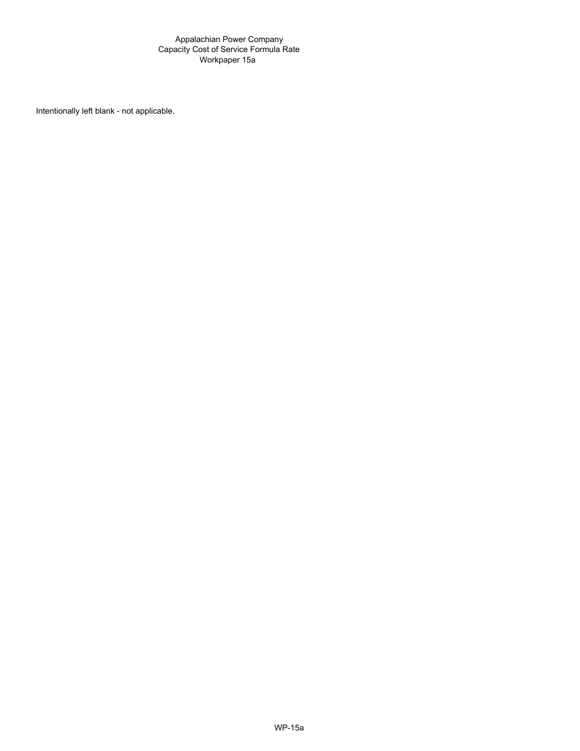Appalachian Power Company
Capacity Cost of Service Formula Rate
Workpaper 15a

Intentionally left blank - not applicable.

WP-15a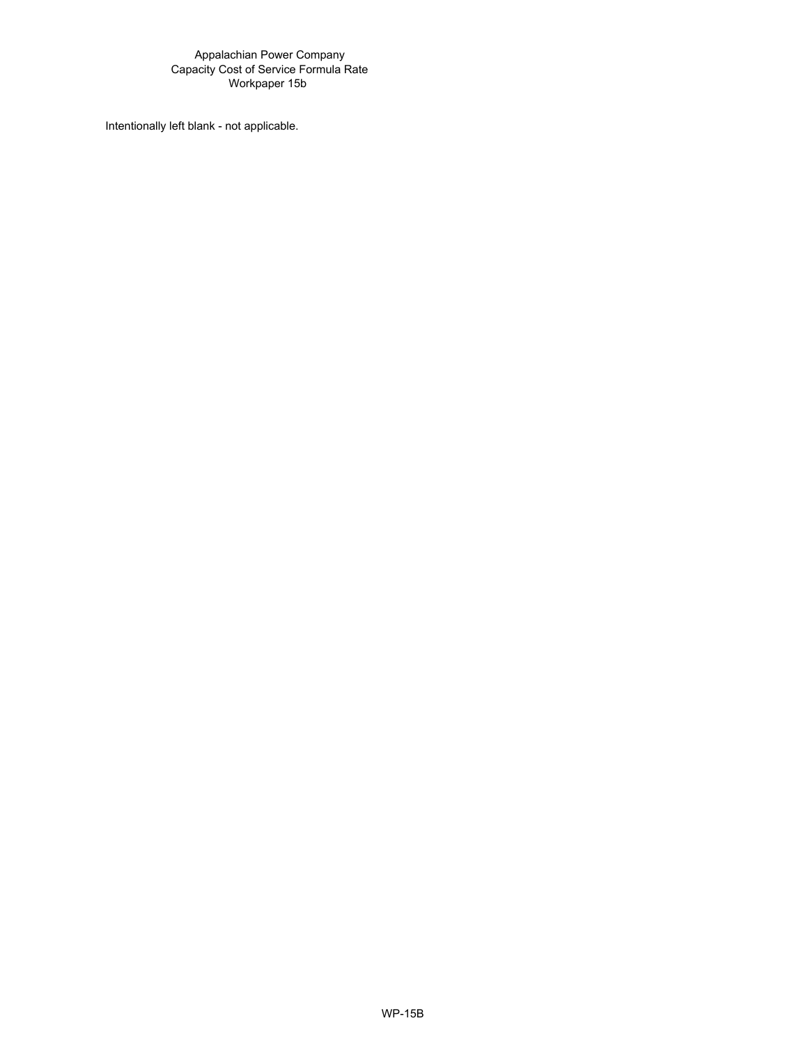Appalachian Power Company
Capacity Cost of Service Formula Rate
Workpaper 15b

Intentionally left blank - not applicable.

WP-15B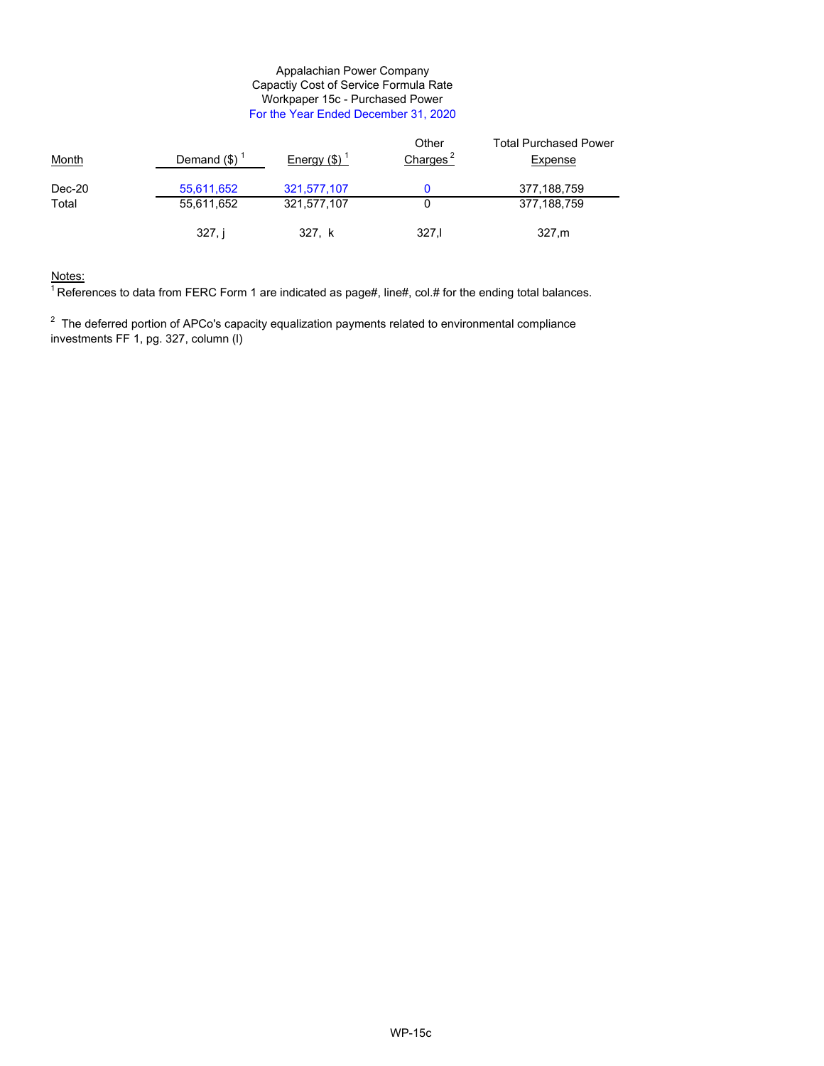Appalachian Power Company
Capactiy Cost of Service Formula Rate
Workpaper 15c - Purchased Power
For the Year Ended December 31, 2020

| Month | Demand ($) [1] | Energy ($) [1] | Other Charges [2] | Total Purchased Power Expense |
|---|---|---|---|---|
| Dec-20 | 55,611,652 | 321,577,107 | 0 | 377,188,759 |
| Total | 55,611,652 | 321,577,107 | 0 | 377,188,759 |
| | 327, j | 327, k | 327,l | 327,m |

Notes:
[1] References to data from FERC Form 1 are indicated as page#, line#, col.# for the ending total balances.

[2] The deferred portion of APCo's capacity equalization payments related to environmental compliance investments FF 1, pg. 327, column (l)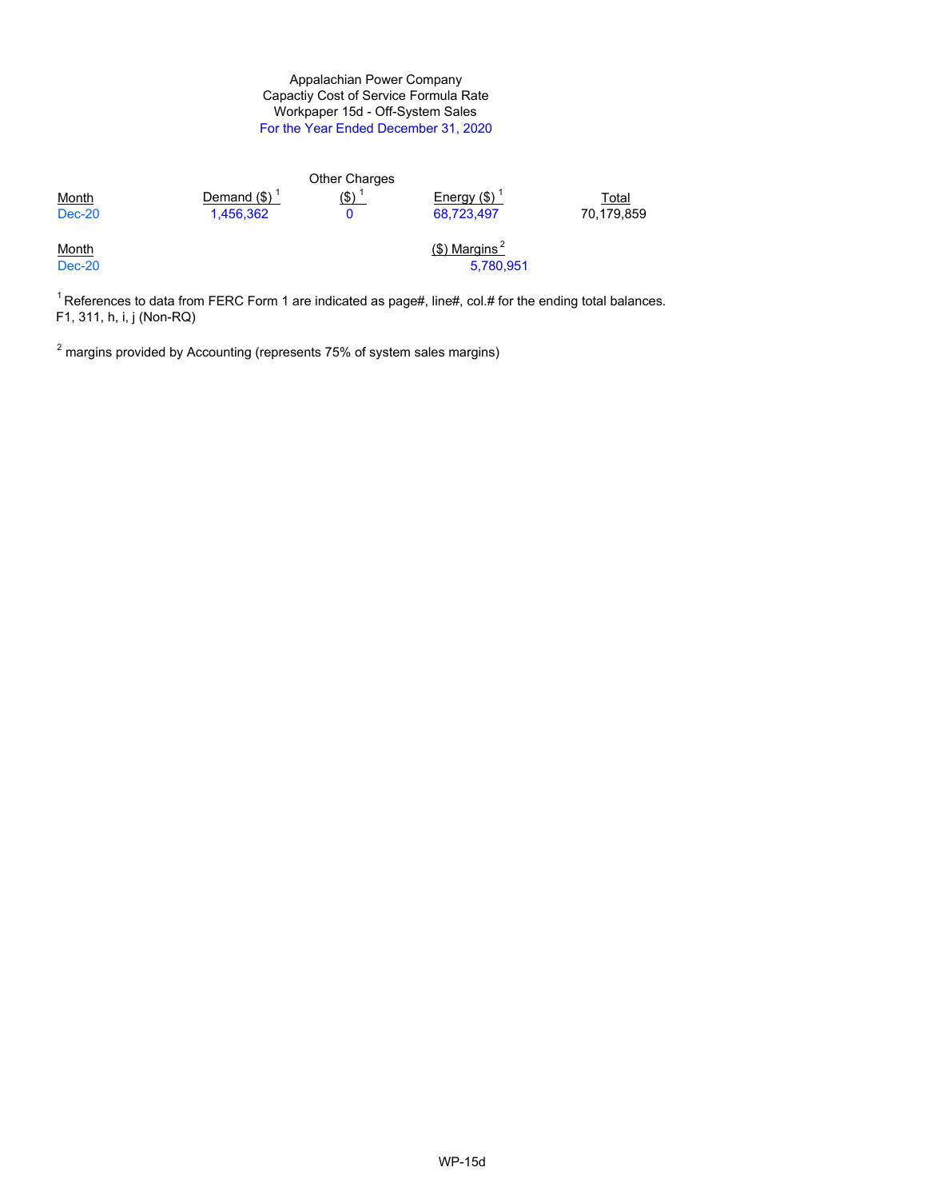Appalachian Power Company
Capactiy Cost of Service Formula Rate
Workpaper 15d - Off-System Sales
For the Year Ended December 31, 2020

| Month | Demand ($) [1] | Other Charges ($) [1] | Energy ($) [1] | Total |
|---|---|---|---|---|
| Dec-20 | 1,456,362 | 0 | 68,723,497 | 70,179,859 |

| Month | ($) Margins [2] |
|---|---|
| Dec-20 | 5,780,951 |

[1] References to data from FERC Form 1 are indicated as page#, line#, col.# for the ending total balances.
F1, 311, h, i, j (Non-RQ)

[2] margins provided by Accounting (represents 75% of system sales margins)

WP-15d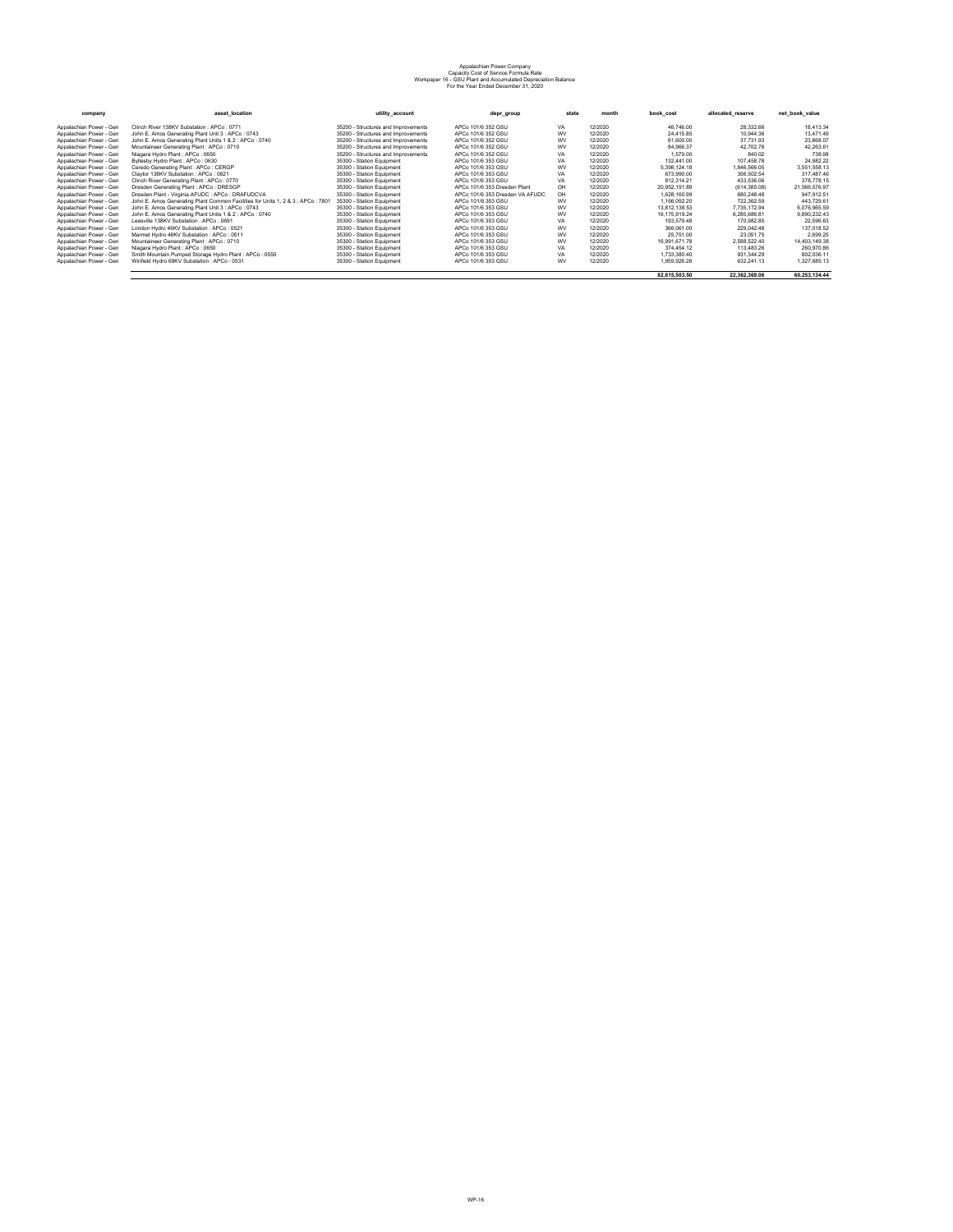Appalachian Power Company
Capacity Cost of Service Formula Rate
Workpaper 16 - GSU Plant and Accumulated Depreciation Balance
For the Year Ended December 31, 2020

| company | asset_location | utility_account | depr_group | state | month | book_cost | allocated_reserve | net_book_value |
|---|---|---|---|---|---|---|---|---|
| Appalachian Power - Gen | Clinch River 138KV Substation : APCo : 0771 | 35200 - Structures and Improvements | APCo 101/6 352 GSU | VA | 12/2020 | 46,746.00 | 28,332.66 | 18,413.34 |
| Appalachian Power - Gen | John E. Amos Generating Plant Unit 3 : APCo : 0743 | 35200 - Structures and Improvements | APCo 101/6 352 GSU | WV | 12/2020 | 24,415.85 | 10,944.36 | 13,471.49 |
| Appalachian Power - Gen | John E. Amos Generating Plant Units 1 & 2 : APCo : 0740 | 35200 - Structures and Improvements | APCo 101/6 352 GSU | WV | 12/2020 | 61,600.00 | 37,731.93 | 23,868.07 |
| Appalachian Power - Gen | Mountaineer Generating Plant : APCo : 0710 | 35200 - Structures and Improvements | APCo 101/6 352 GSU | WV | 12/2020 | 84,966.37 | 42,702.76 | 42,263.61 |
| Appalachian Power - Gen | Niagara Hydro Plant : APCo : 0650 | 35200 - Structures and Improvements | APCo 101/6 352 GSU | VA | 12/2020 | 1,579.00 | 840.02 | 738.98 |
| Appalachian Power - Gen | Byllesby Hydro Plant : APCo : 0630 | 35300 - Station Equipment | APCo 101/6 353 GSU | VA | 12/2020 | 132,441.00 | 107,458.78 | 24,982.22 |
| Appalachian Power - Gen | Ceredo Generating Plant : APCo : CERGP | 35300 - Station Equipment | APCo 101/6 353 GSU | WV | 12/2020 | 5,398,124.18 | 1,846,566.05 | 3,551,558.13 |
| Appalachian Power - Gen | Claytor 138KV Substation : APCo : 0621 | 35300 - Station Equipment | APCo 101/6 353 GSU | VA | 12/2020 | 673,990.00 | 356,502.54 | 317,487.46 |
| Appalachian Power - Gen | Clinch River Generating Plant : APCo : 0770 | 35300 - Station Equipment | APCo 101/6 353 GSU | VA | 12/2020 | 812,314.21 | 433,536.06 | 378,778.15 |
| Appalachian Power - Gen | Dresden Generating Plant : APCo : DRESGP | 35300 - Station Equipment | APCo 101/6 353 Dresden Plant | OH | 12/2020 | 20,952,191.89 | (614,385.08) | 21,566,576.97 |
| Appalachian Power - Gen | Dresden Plant - Virginia AFUDC : APCo : DRAFUDCVA | 35300 - Station Equipment | APCo 101/6 353 Dresden VA AFUDC | OH | 12/2020 | 1,628,160.99 | 680,248.48 | 947,912.51 |
| Appalachian Power - Gen | John E. Amos Generating Plant Common Facilities for Units 1, 2 & 3 : APCo : 7801 | 35300 - Station Equipment | APCo 101/6 353 GSU | WV | 12/2020 | 1,166,092.20 | 722,362.59 | 443,729.61 |
| Appalachian Power - Gen | John E. Amos Generating Plant Unit 3 : APCo : 0743 | 35300 - Station Equipment | APCo 101/6 353 GSU | WV | 12/2020 | 13,812,138.53 | 7,735,172.94 | 6,076,965.59 |
| Appalachian Power - Gen | John E. Amos Generating Plant Units 1 & 2 : APCo : 0740 | 35300 - Station Equipment | APCo 101/6 353 GSU | WV | 12/2020 | 16,175,919.24 | 6,285,686.81 | 9,890,232.43 |
| Appalachian Power - Gen | Leesville 138KV Substation : APCo : 0691 | 35300 - Station Equipment | APCo 101/6 353 GSU | VA | 12/2020 | 193,579.48 | 170,982.85 | 22,596.63 |
| Appalachian Power - Gen | London Hydro 46KV Substation : APCo : 0521 | 35300 - Station Equipment | APCo 101/6 353 GSU | WV | 12/2020 | 366,061.00 | 229,042.48 | 137,018.52 |
| Appalachian Power - Gen | Marmet Hydro 46KV Substation : APCo : 0511 | 35300 - Station Equipment | APCo 101/6 353 GSU | WV | 12/2020 | 25,751.00 | 23,051.75 | 2,699.25 |
| Appalachian Power - Gen | Mountaineer Generating Plant : APCo : 0710 | 35300 - Station Equipment | APCo 101/6 353 GSU | WV | 12/2020 | 16,991,671.78 | 2,588,522.40 | 14,403,149.38 |
| Appalachian Power - Gen | Niagara Hydro Plant : APCo : 0650 | 35300 - Station Equipment | APCo 101/6 353 GSU | VA | 12/2020 | 374,454.12 | 113,483.26 | 260,970.86 |
| Appalachian Power - Gen | Smith Mountain Pumped Storage Hydro Plant : APCo : 0550 | 35300 - Station Equipment | APCo 101/6 353 GSU | VA | 12/2020 | 1,733,380.40 | 931,344.29 | 802,036.11 |
| Appalachian Power - Gen | Winfield Hydro 69KV Substation : APCo : 0531 | 35300 - Station Equipment | APCo 101/6 353 GSU | WV | 12/2020 | 1,959,926.26 | 632,241.13 | 1,327,685.13 |
| | | | | | | **82,615,503.50** | **22,362,369.06** | **60,253,134.44** |

WP-16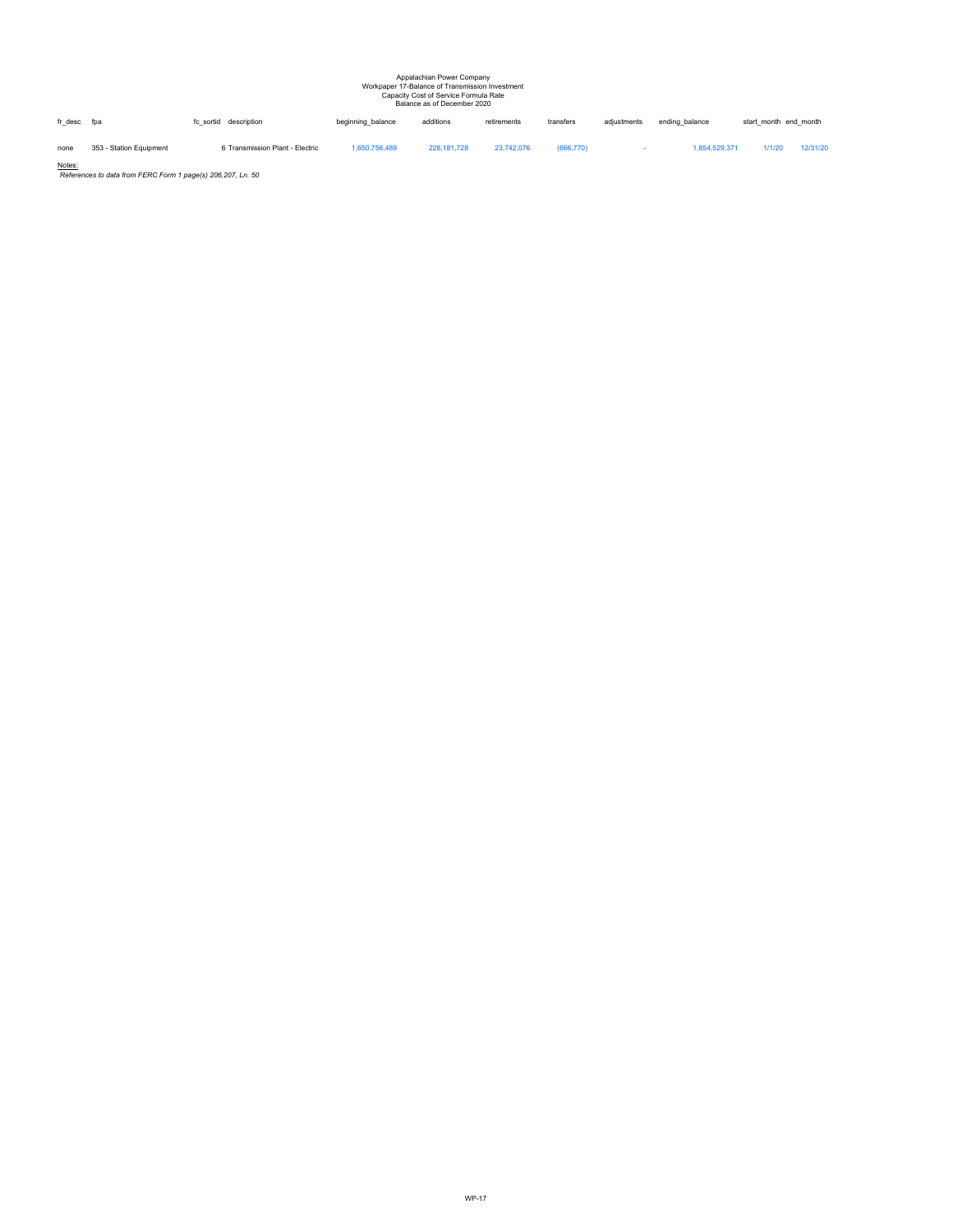Appalachian Power Company
Workpaper 17-Balance of Transmission Investment
Capacity Cost of Service Formula Rate
Balance as of December 2020

| fr_desc | fpa | fc_sortid | description | beginning_balance | additions | retirements | transfers | adjustments | ending_balance | start_month | end_month |
|---|---|---|---|---|---|---|---|---|---|---|---|
| none | 353 - Station Equipment | 6 | Transmission Plant - Electric | 1,650,756,489 | 228,181,728 | 23,742,076 | (666,770) | - | 1,854,529,371 | 1/1/20 | 12/31/20 |

Notes:

*References to data from FERC Form 1 page(s) 206,207, Ln. 50*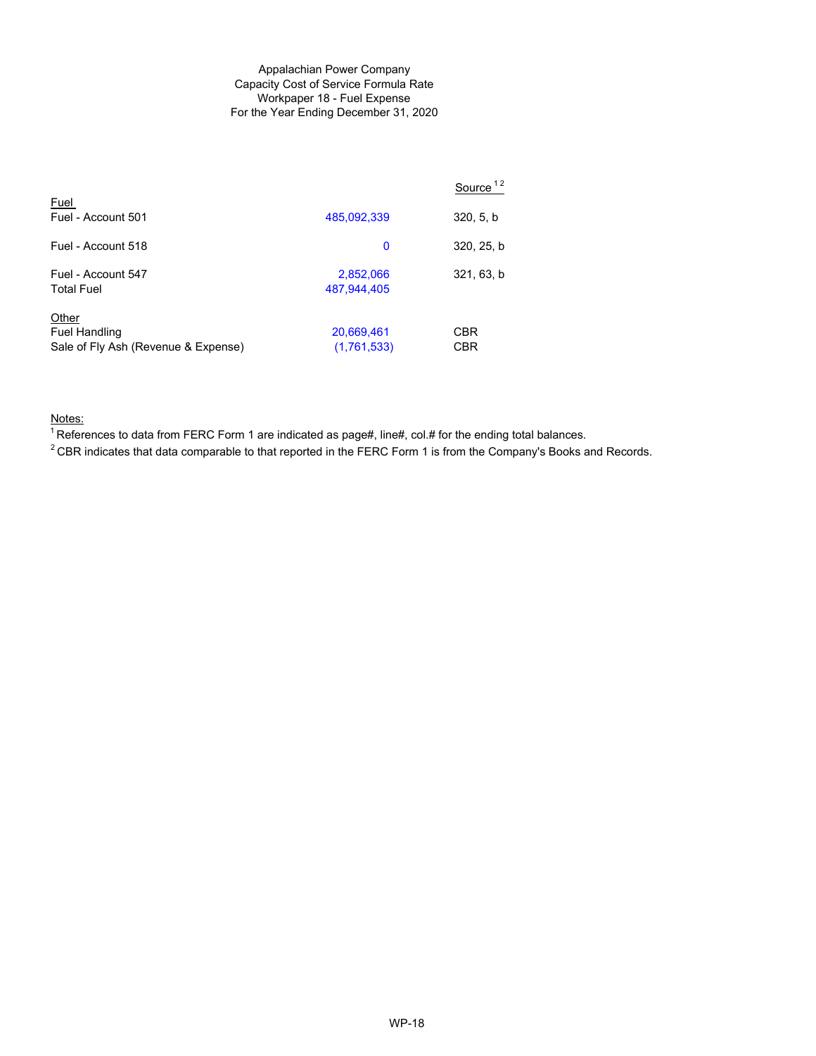Appalachian Power Company
Capacity Cost of Service Formula Rate
Workpaper 18 - Fuel Expense
For the Year Ending December 31, 2020

| | | Source [1,2] |
|---|---|---|
| Fuel | | |
| Fuel - Account 501 | 485,092,339 | 320, 5, b |
| Fuel - Account 518 | 0 | 320, 25, b |
| Fuel - Account 547 | 2,852,066 | 321, 63, b |
| Total Fuel | 487,944,405 | |
| Other | | |
| Fuel Handling | 20,669,461 | CBR |
| Sale of Fly Ash (Revenue & Expense) | (1,761,533) | CBR |

Notes:

[1] References to data from FERC Form 1 are indicated as page#, line#, col.# for the ending total balances.

[2] CBR indicates that data comparable to that reported in the FERC Form 1 is from the Company's Books and Records.

WP-18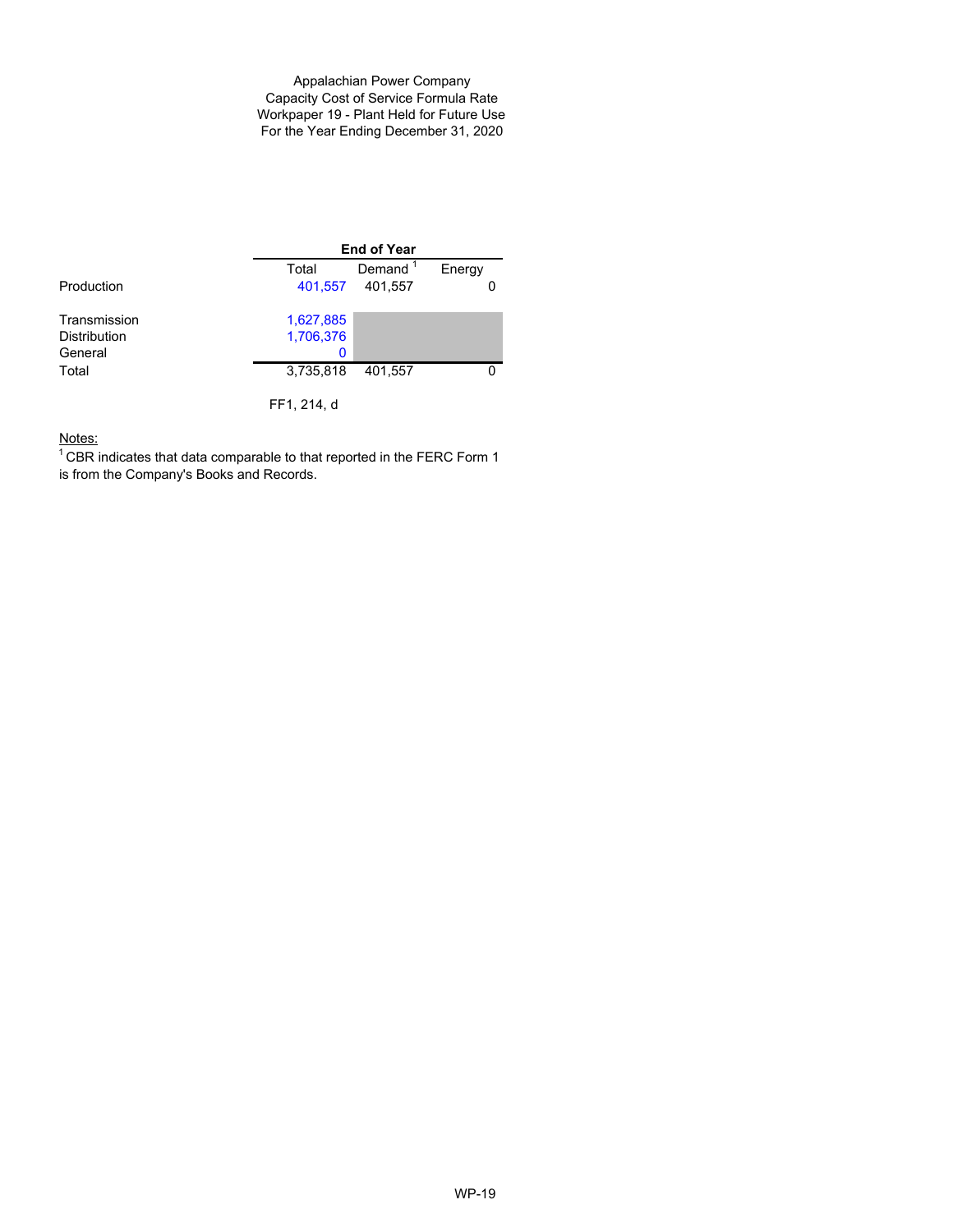Appalachian Power Company
Capacity Cost of Service Formula Rate
Workpaper 19 - Plant Held for Future Use
For the Year Ending December 31, 2020

| | End of Year | | |
|---|---|---|---|
| | Total | Demand [1] | Energy |
| Production | 401,557 | 401,557 | 0 |
| Transmission | 1,627,885 | | |
| Distribution | 1,706,376 | | |
| General | 0 | | |
| Total | 3,735,818 | 401,557 | 0 |
| | FF1, 214, d | | |

Notes:
[1] CBR indicates that data comparable to that reported in the FERC Form 1 is from the Company's Books and Records.